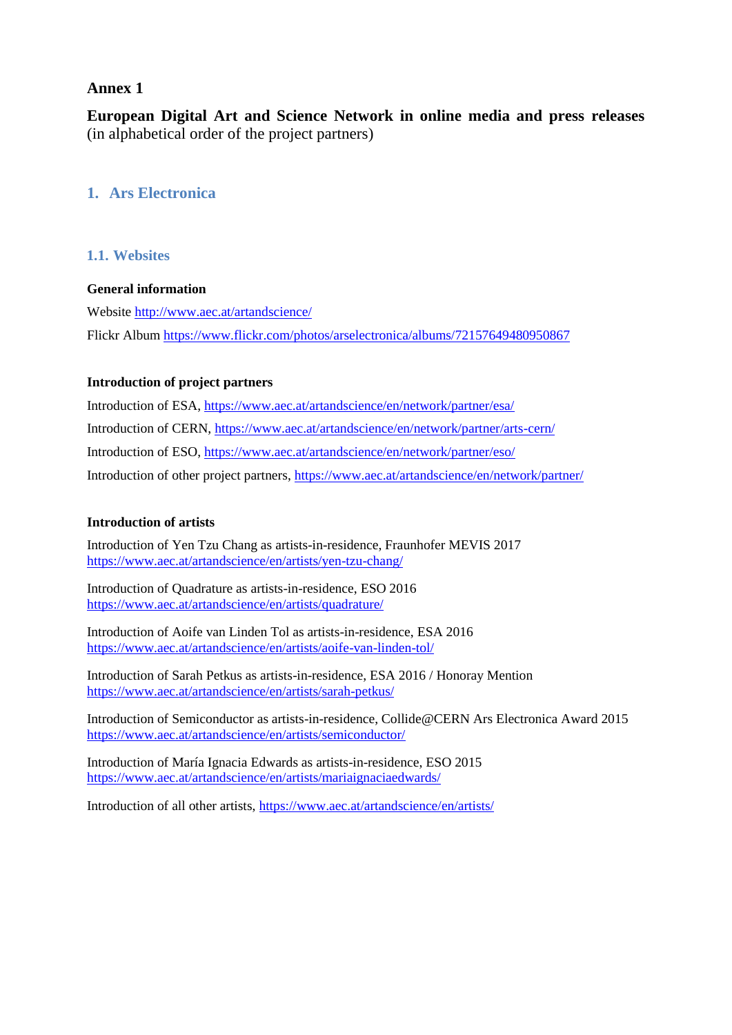**Annex 1**

**European Digital Art and Science Network in online media and press releases** (in alphabetical order of the project partners)

## 1. Ars Electronica

### 1.1. Websites

**General information**

Website http://www.aec.at/artandscience/

Flickr Album https://www.flickr.com/photos/arselectronica/albums/72157649480950867

**Introduction of project partners**

Introduction of ESA, https://www.aec.at/artandscience/en/network/partner/esa/

Introduction of CERN, https://www.aec.at/artandscience/en/network/partner/arts-cern/

Introduction of ESO, https://www.aec.at/artandscience/en/network/partner/eso/

Introduction of other project partners, https://www.aec.at/artandscience/en/network/partner/

**Introduction of artists**

Introduction of Yen Tzu Chang as artists-in-residence, Fraunhofer MEVIS 2017
https://www.aec.at/artandscience/en/artists/yen-tzu-chang/

Introduction of Quadrature as artists-in-residence, ESO 2016
https://www.aec.at/artandscience/en/artists/quadrature/

Introduction of Aoife van Linden Tol as artists-in-residence, ESA 2016
https://www.aec.at/artandscience/en/artists/aoife-van-linden-tol/

Introduction of Sarah Petkus as artists-in-residence, ESA 2016 / Honoray Mention
https://www.aec.at/artandscience/en/artists/sarah-petkus/

Introduction of Semiconductor as artists-in-residence, Collide@CERN Ars Electronica Award 2015
https://www.aec.at/artandscience/en/artists/semiconductor/

Introduction of María Ignacia Edwards as artists-in-residence, ESO 2015
https://www.aec.at/artandscience/en/artists/mariaignaciaedwards/

Introduction of all other artists, https://www.aec.at/artandscience/en/artists/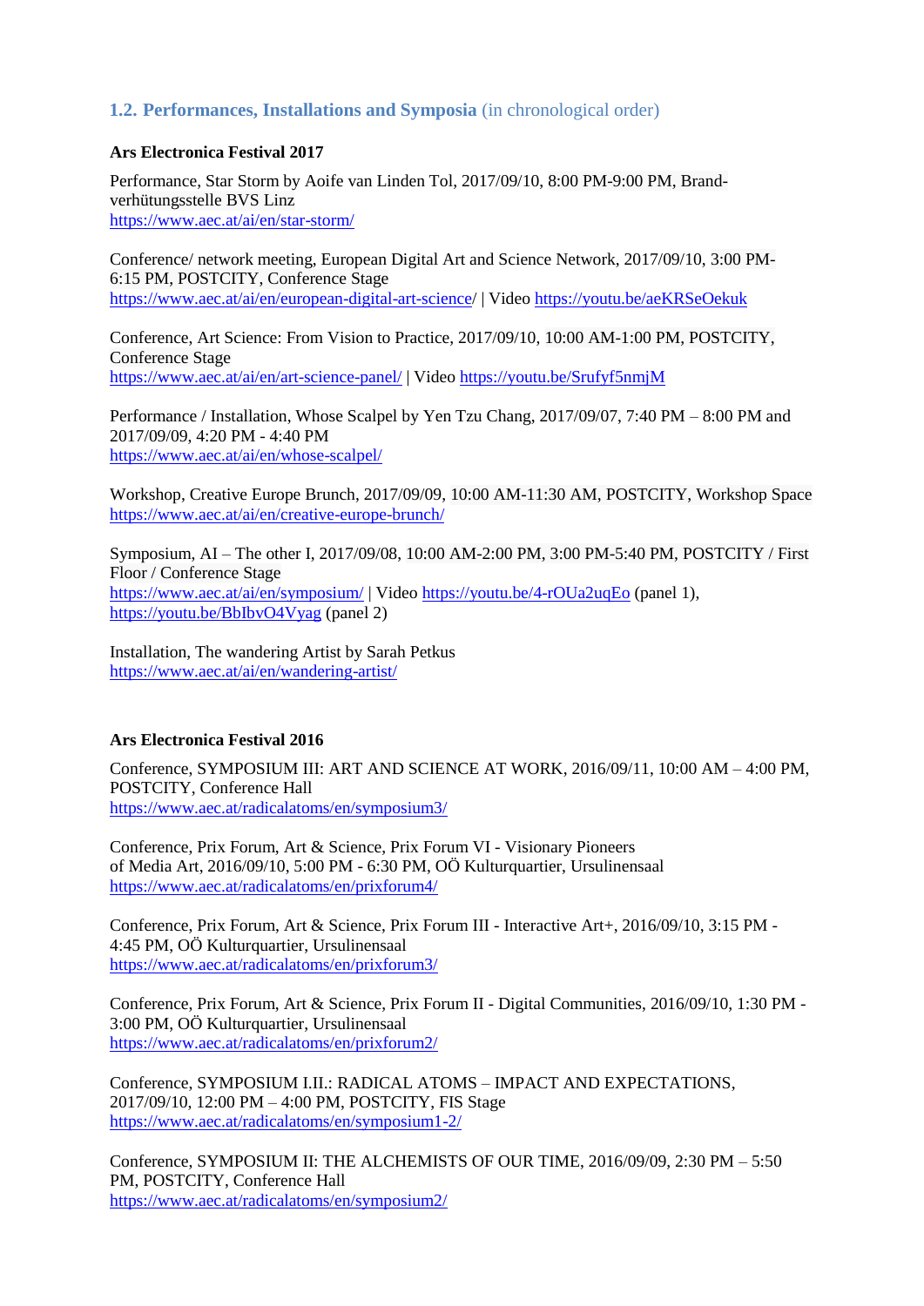## 1.2. Performances, Installations and Symposia (in chronological order)

**Ars Electronica Festival 2017**

Performance, Star Storm by Aoife van Linden Tol, 2017/09/10, 8:00 PM-9:00 PM, Brand-verhütungsstelle BVS Linz
https://www.aec.at/ai/en/star-storm/

Conference/ network meeting, European Digital Art and Science Network, 2017/09/10, 3:00 PM-6:15 PM, POSTCITY, Conference Stage
https://www.aec.at/ai/en/european-digital-art-science/ | Video https://youtu.be/aeKRSeOekuk

Conference, Art Science: From Vision to Practice, 2017/09/10, 10:00 AM-1:00 PM, POSTCITY, Conference Stage
https://www.aec.at/ai/en/art-science-panel/ | Video https://youtu.be/Srufyf5nmjM

Performance / Installation, Whose Scalpel by Yen Tzu Chang, 2017/09/07, 7:40 PM – 8:00 PM and 2017/09/09, 4:20 PM - 4:40 PM
https://www.aec.at/ai/en/whose-scalpel/

Workshop, Creative Europe Brunch, 2017/09/09, 10:00 AM-11:30 AM, POSTCITY, Workshop Space
https://www.aec.at/ai/en/creative-europe-brunch/

Symposium, AI – The other I, 2017/09/08, 10:00 AM-2:00 PM, 3:00 PM-5:40 PM, POSTCITY / First Floor / Conference Stage
https://www.aec.at/ai/en/symposium/ | Video https://youtu.be/4-rOUa2uqEo (panel 1), https://youtu.be/BbIbvO4Vyag (panel 2)

Installation, The wandering Artist by Sarah Petkus
https://www.aec.at/ai/en/wandering-artist/

**Ars Electronica Festival 2016**

Conference, SYMPOSIUM III: ART AND SCIENCE AT WORK, 2016/09/11, 10:00 AM – 4:00 PM, POSTCITY, Conference Hall
https://www.aec.at/radicalatoms/en/symposium3/

Conference, Prix Forum, Art & Science, Prix Forum VI - Visionary Pioneers of Media Art, 2016/09/10, 5:00 PM - 6:30 PM, OÖ Kulturquartier, Ursulinensaal
https://www.aec.at/radicalatoms/en/prixforum4/

Conference, Prix Forum, Art & Science, Prix Forum III - Interactive Art+, 2016/09/10, 3:15 PM - 4:45 PM, OÖ Kulturquartier, Ursulinensaal
https://www.aec.at/radicalatoms/en/prixforum3/

Conference, Prix Forum, Art & Science, Prix Forum II - Digital Communities, 2016/09/10, 1:30 PM - 3:00 PM, OÖ Kulturquartier, Ursulinensaal
https://www.aec.at/radicalatoms/en/prixforum2/

Conference, SYMPOSIUM I.II.: RADICAL ATOMS – IMPACT AND EXPECTATIONS, 2017/09/10, 12:00 PM – 4:00 PM, POSTCITY, FIS Stage
https://www.aec.at/radicalatoms/en/symposium1-2/

Conference, SYMPOSIUM II: THE ALCHEMISTS OF OUR TIME, 2016/09/09, 2:30 PM – 5:50 PM, POSTCITY, Conference Hall
https://www.aec.at/radicalatoms/en/symposium2/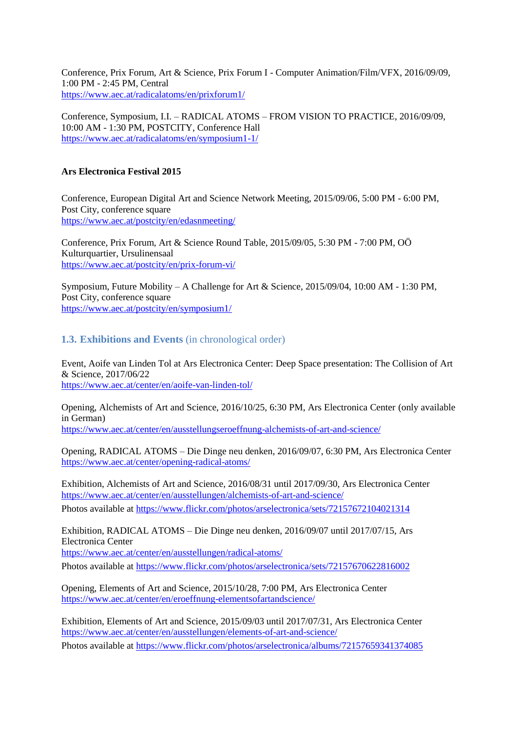Conference, Prix Forum, Art & Science, Prix Forum I - Computer Animation/Film/VFX, 2016/09/09, 1:00 PM - 2:45 PM, Central
https://www.aec.at/radicalatoms/en/prixforum1/

Conference, Symposium, I.I. – RADICAL ATOMS – FROM VISION TO PRACTICE, 2016/09/09, 10:00 AM - 1:30 PM, POSTCITY, Conference Hall
https://www.aec.at/radicalatoms/en/symposium1-1/

**Ars Electronica Festival 2015**

Conference, European Digital Art and Science Network Meeting, 2015/09/06, 5:00 PM - 6:00 PM, Post City, conference square
https://www.aec.at/postcity/en/edasnmeeting/

Conference, Prix Forum, Art & Science Round Table, 2015/09/05, 5:30 PM - 7:00 PM, OÖ Kulturquartier, Ursulinensaal
https://www.aec.at/postcity/en/prix-forum-vi/

Symposium, Future Mobility – A Challenge for Art & Science, 2015/09/04, 10:00 AM - 1:30 PM, Post City, conference square
https://www.aec.at/postcity/en/symposium1/

### 1.3. Exhibitions and Events (in chronological order)

Event, Aoife van Linden Tol at Ars Electronica Center: Deep Space presentation: The Collision of Art & Science, 2017/06/22
https://www.aec.at/center/en/aoife-van-linden-tol/

Opening, Alchemists of Art and Science, 2016/10/25, 6:30 PM, Ars Electronica Center (only available in German)
https://www.aec.at/center/en/ausstellungseroeffnung-alchemists-of-art-and-science/

Opening, RADICAL ATOMS – Die Dinge neu denken, 2016/09/07, 6:30 PM, Ars Electronica Center
https://www.aec.at/center/opening-radical-atoms/

Exhibition, Alchemists of Art and Science, 2016/08/31 until 2017/09/30, Ars Electronica Center
https://www.aec.at/center/en/ausstellungen/alchemists-of-art-and-science/
Photos available at https://www.flickr.com/photos/arselectronica/sets/72157672104021314

Exhibition, RADICAL ATOMS – Die Dinge neu denken, 2016/09/07 until 2017/07/15, Ars Electronica Center
https://www.aec.at/center/en/ausstellungen/radical-atoms/
Photos available at https://www.flickr.com/photos/arselectronica/sets/72157670622816002

Opening, Elements of Art and Science, 2015/10/28, 7:00 PM, Ars Electronica Center
https://www.aec.at/center/en/eroeffnung-elementsofartandscience/

Exhibition, Elements of Art and Science, 2015/09/03 until 2017/07/31, Ars Electronica Center
https://www.aec.at/center/en/ausstellungen/elements-of-art-and-science/
Photos available at https://www.flickr.com/photos/arselectronica/albums/72157659341374085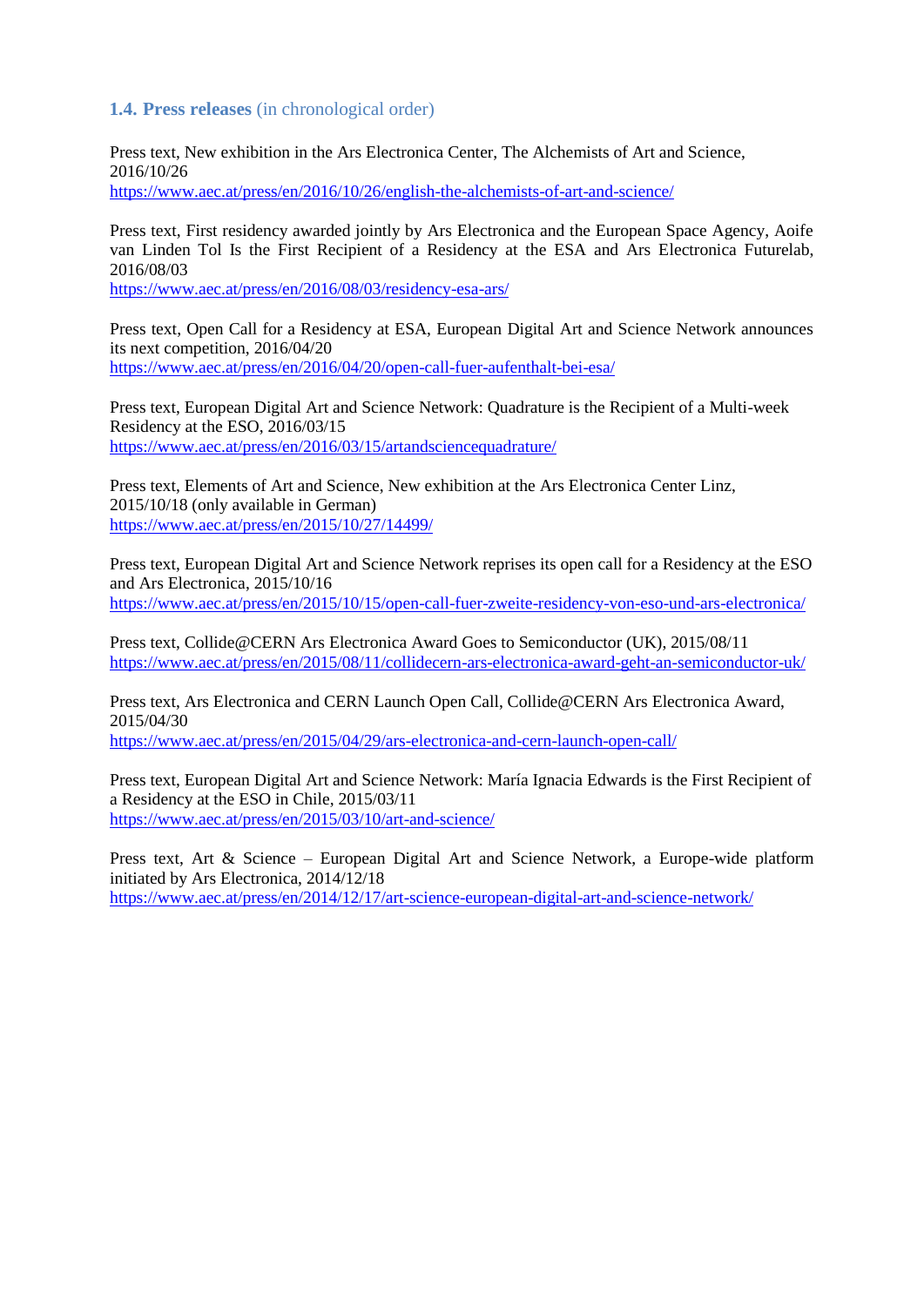### 1.4. Press releases (in chronological order)

Press text, New exhibition in the Ars Electronica Center, The Alchemists of Art and Science, 2016/10/26
https://www.aec.at/press/en/2016/10/26/english-the-alchemists-of-art-and-science/

Press text, First residency awarded jointly by Ars Electronica and the European Space Agency, Aoife van Linden Tol Is the First Recipient of a Residency at the ESA and Ars Electronica Futurelab, 2016/08/03
https://www.aec.at/press/en/2016/08/03/residency-esa-ars/

Press text, Open Call for a Residency at ESA, European Digital Art and Science Network announces its next competition, 2016/04/20
https://www.aec.at/press/en/2016/04/20/open-call-fuer-aufenthalt-bei-esa/

Press text, European Digital Art and Science Network: Quadrature is the Recipient of a Multi-week Residency at the ESO, 2016/03/15
https://www.aec.at/press/en/2016/03/15/artandsciencequadrature/

Press text, Elements of Art and Science, New exhibition at the Ars Electronica Center Linz, 2015/10/18 (only available in German)
https://www.aec.at/press/en/2015/10/27/14499/

Press text, European Digital Art and Science Network reprises its open call for a Residency at the ESO and Ars Electronica, 2015/10/16
https://www.aec.at/press/en/2015/10/15/open-call-fuer-zweite-residency-von-eso-und-ars-electronica/

Press text, Collide@CERN Ars Electronica Award Goes to Semiconductor (UK), 2015/08/11
https://www.aec.at/press/en/2015/08/11/collidecern-ars-electronica-award-geht-an-semiconductor-uk/

Press text, Ars Electronica and CERN Launch Open Call, Collide@CERN Ars Electronica Award, 2015/04/30
https://www.aec.at/press/en/2015/04/29/ars-electronica-and-cern-launch-open-call/

Press text, European Digital Art and Science Network: María Ignacia Edwards is the First Recipient of a Residency at the ESO in Chile, 2015/03/11
https://www.aec.at/press/en/2015/03/10/art-and-science/

Press text, Art & Science – European Digital Art and Science Network, a Europe-wide platform initiated by Ars Electronica, 2014/12/18
https://www.aec.at/press/en/2014/12/17/art-science-european-digital-art-and-science-network/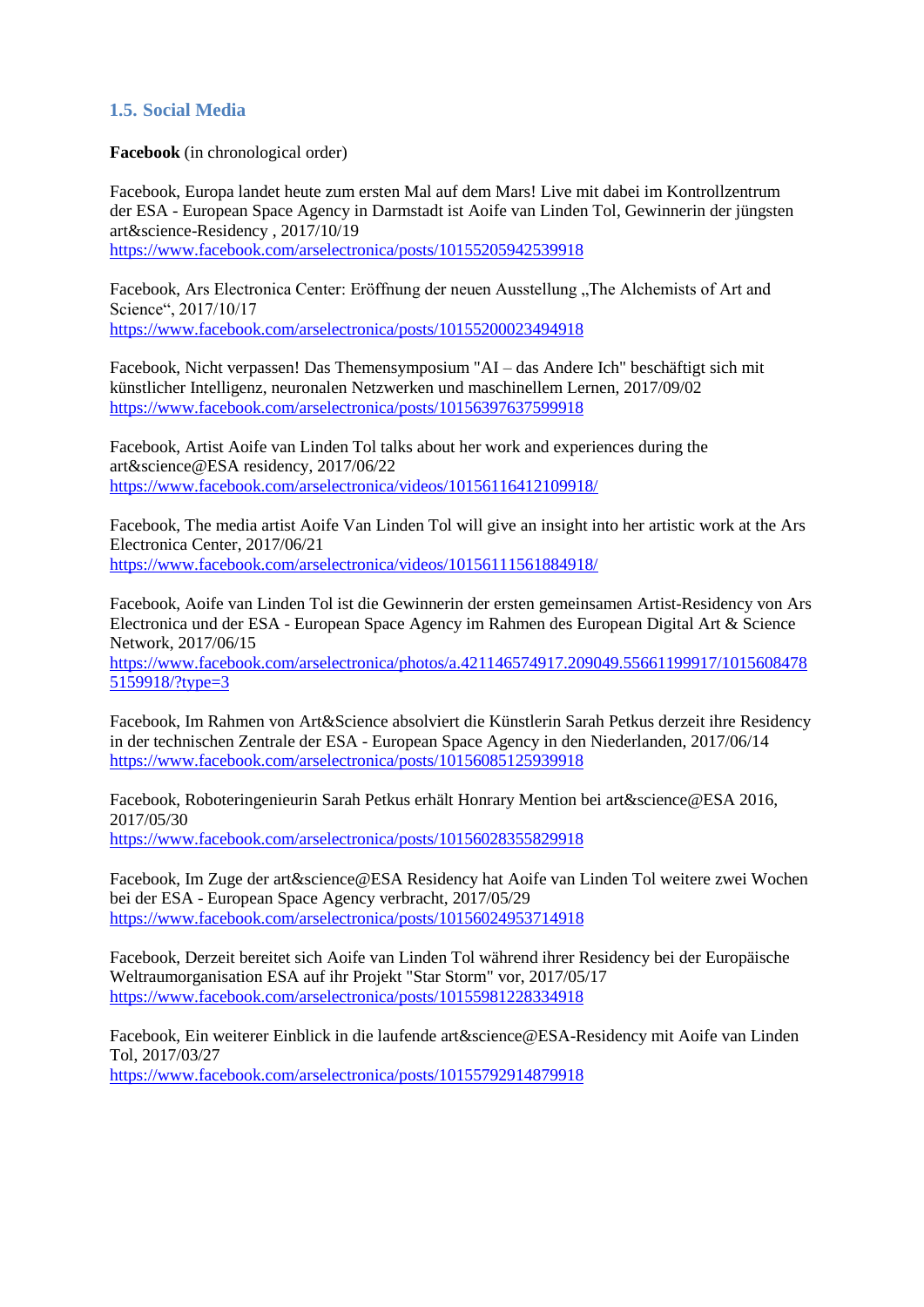## 1.5. Social Media

**Facebook** (in chronological order)

Facebook, Europa landet heute zum ersten Mal auf dem Mars! Live mit dabei im Kontrollzentrum der ESA - European Space Agency in Darmstadt ist Aoife van Linden Tol, Gewinnerin der jüngsten art&science-Residency , 2017/10/19
https://www.facebook.com/arselectronica/posts/10155205942539918

Facebook, Ars Electronica Center: Eröffnung der neuen Ausstellung „The Alchemists of Art and Science", 2017/10/17
https://www.facebook.com/arselectronica/posts/10155200023494918

Facebook, Nicht verpassen! Das Themensymposium "AI – das Andere Ich" beschäftigt sich mit künstlicher Intelligenz, neuronalen Netzwerken und maschinellem Lernen, 2017/09/02
https://www.facebook.com/arselectronica/posts/10156397637599918

Facebook, Artist Aoife van Linden Tol talks about her work and experiences during the art&science@ESA residency, 2017/06/22
https://www.facebook.com/arselectronica/videos/10156116412109918/

Facebook, The media artist Aoife Van Linden Tol will give an insight into her artistic work at the Ars Electronica Center, 2017/06/21
https://www.facebook.com/arselectronica/videos/10156111561884918/

Facebook, Aoife van Linden Tol ist die Gewinnerin der ersten gemeinsamen Artist-Residency von Ars Electronica und der ESA - European Space Agency im Rahmen des European Digital Art & Science Network, 2017/06/15
https://www.facebook.com/arselectronica/photos/a.421146574917.209049.55661199917/10156084785159918/?type=3

Facebook, Im Rahmen von Art&Science absolviert die Künstlerin Sarah Petkus derzeit ihre Residency in der technischen Zentrale der ESA - European Space Agency in den Niederlanden, 2017/06/14
https://www.facebook.com/arselectronica/posts/10156085125939918

Facebook, Roboteringenieurin Sarah Petkus erhält Honrary Mention bei art&science@ESA 2016, 2017/05/30
https://www.facebook.com/arselectronica/posts/10156028355829918

Facebook, Im Zuge der art&science@ESA Residency hat Aoife van Linden Tol weitere zwei Wochen bei der ESA - European Space Agency verbracht, 2017/05/29
https://www.facebook.com/arselectronica/posts/10156024953714918

Facebook, Derzeit bereitet sich Aoife van Linden Tol während ihrer Residency bei der Europäische Weltraumorganisation ESA auf ihr Projekt "Star Storm" vor, 2017/05/17
https://www.facebook.com/arselectronica/posts/10155981228334918

Facebook, Ein weiterer Einblick in die laufende art&science@ESA-Residency mit Aoife van Linden Tol, 2017/03/27
https://www.facebook.com/arselectronica/posts/10155792914879918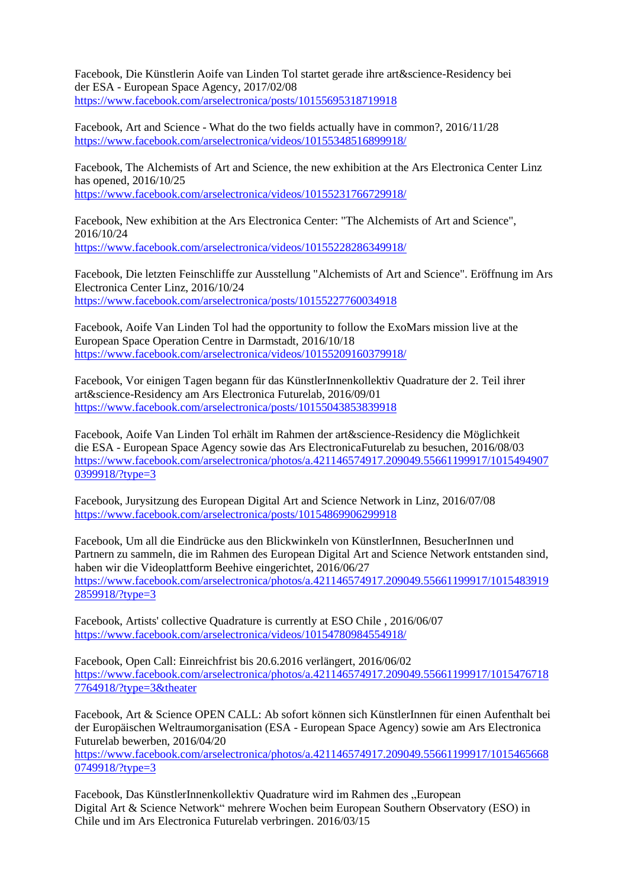Facebook, Die Künstlerin Aoife van Linden Tol startet gerade ihre art&science-Residency bei der ESA - European Space Agency, 2017/02/08
https://www.facebook.com/arselectronica/posts/10155695318719918

Facebook, Art and Science - What do the two fields actually have in common?, 2016/11/28
https://www.facebook.com/arselectronica/videos/10155348516899918/

Facebook, The Alchemists of Art and Science, the new exhibition at the Ars Electronica Center Linz has opened, 2016/10/25
https://www.facebook.com/arselectronica/videos/10155231766729918/

Facebook, New exhibition at the Ars Electronica Center: "The Alchemists of Art and Science", 2016/10/24
https://www.facebook.com/arselectronica/videos/10155228286349918/

Facebook, Die letzten Feinschliffe zur Ausstellung "Alchemists of Art and Science". Eröffnung im Ars Electronica Center Linz, 2016/10/24
https://www.facebook.com/arselectronica/posts/10155227760034918

Facebook, Aoife Van Linden Tol had the opportunity to follow the ExoMars mission live at the European Space Operation Centre in Darmstadt, 2016/10/18
https://www.facebook.com/arselectronica/videos/10155209160379918/

Facebook, Vor einigen Tagen begann für das KünstlerInnenkollektiv Quadrature der 2. Teil ihrer art&science-Residency am Ars Electronica Futurelab, 2016/09/01
https://www.facebook.com/arselectronica/posts/10155043853839918

Facebook, Aoife Van Linden Tol erhält im Rahmen der art&science-Residency die Möglichkeit die ESA - European Space Agency sowie das Ars ElectronicaFuturelab zu besuchen, 2016/08/03
https://www.facebook.com/arselectronica/photos/a.421146574917.209049.55661199917/10154949070399918/?type=3

Facebook, Jurysitzung des European Digital Art and Science Network in Linz, 2016/07/08
https://www.facebook.com/arselectronica/posts/10154869906299918

Facebook, Um all die Eindrücke aus den Blickwinkeln von KünstlerInnen, BesucherInnen und Partnern zu sammeln, die im Rahmen des European Digital Art and Science Network entstanden sind, haben wir die Videoplattform Beehive eingerichtet, 2016/06/27
https://www.facebook.com/arselectronica/photos/a.421146574917.209049.55661199917/10154839192859918/?type=3

Facebook, Artists' collective Quadrature is currently at ESO Chile , 2016/06/07
https://www.facebook.com/arselectronica/videos/10154780984554918/

Facebook, Open Call: Einreichfrist bis 20.6.2016 verlängert, 2016/06/02
https://www.facebook.com/arselectronica/photos/a.421146574917.209049.55661199917/10154767187764918/?type=3&theater

Facebook, Art & Science OPEN CALL: Ab sofort können sich KünstlerInnen für einen Aufenthalt bei der Europäischen Weltraumorganisation (ESA - European Space Agency) sowie am Ars Electronica Futurelab bewerben, 2016/04/20
https://www.facebook.com/arselectronica/photos/a.421146574917.209049.55661199917/10154656680749918/?type=3

Facebook, Das KünstlerInnenkollektiv Quadrature wird im Rahmen des „European Digital Art & Science Network" mehrere Wochen beim European Southern Observatory (ESO) in Chile und im Ars Electronica Futurelab verbringen. 2016/03/15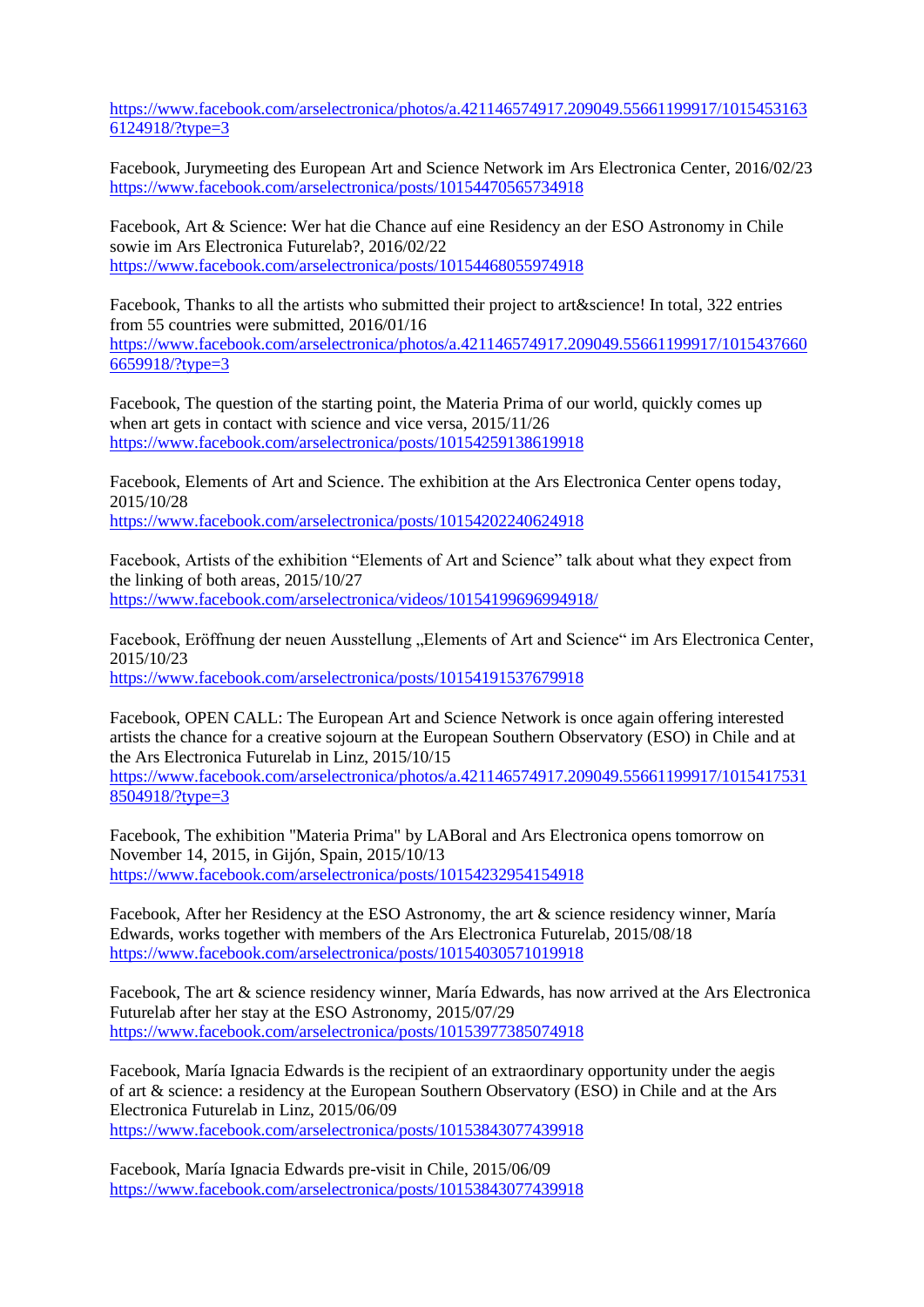https://www.facebook.com/arselectronica/photos/a.421146574917.209049.55661199917/10154531636124918/?type=3

Facebook, Jurymeeting des European Art and Science Network im Ars Electronica Center, 2016/02/23
https://www.facebook.com/arselectronica/posts/10154470565734918

Facebook, Art & Science: Wer hat die Chance auf eine Residency an der ESO Astronomy in Chile sowie im Ars Electronica Futurelab?, 2016/02/22
https://www.facebook.com/arselectronica/posts/10154468055974918

Facebook, Thanks to all the artists who submitted their project to art&science! In total, 322 entries from 55 countries were submitted, 2016/01/16
https://www.facebook.com/arselectronica/photos/a.421146574917.209049.55661199917/10154376606659918/?type=3

Facebook, The question of the starting point, the Materia Prima of our world, quickly comes up when art gets in contact with science and vice versa, 2015/11/26
https://www.facebook.com/arselectronica/posts/10154259138619918

Facebook, Elements of Art and Science. The exhibition at the Ars Electronica Center opens today, 2015/10/28
https://www.facebook.com/arselectronica/posts/10154202240624918

Facebook, Artists of the exhibition "Elements of Art and Science" talk about what they expect from the linking of both areas, 2015/10/27
https://www.facebook.com/arselectronica/videos/10154199696994918/

Facebook, Eröffnung der neuen Ausstellung „Elements of Art and Science" im Ars Electronica Center, 2015/10/23
https://www.facebook.com/arselectronica/posts/10154191537679918

Facebook, OPEN CALL: The European Art and Science Network is once again offering interested artists the chance for a creative sojourn at the European Southern Observatory (ESO) in Chile and at the Ars Electronica Futurelab in Linz, 2015/10/15
https://www.facebook.com/arselectronica/photos/a.421146574917.209049.55661199917/10154175318504918/?type=3

Facebook, The exhibition "Materia Prima" by LABoral and Ars Electronica opens tomorrow on November 14, 2015, in Gijón, Spain, 2015/10/13
https://www.facebook.com/arselectronica/posts/10154232954154918

Facebook, After her Residency at the ESO Astronomy, the art & science residency winner, María Edwards, works together with members of the Ars Electronica Futurelab, 2015/08/18
https://www.facebook.com/arselectronica/posts/10154030571019918

Facebook, The art & science residency winner, María Edwards, has now arrived at the Ars Electronica Futurelab after her stay at the ESO Astronomy, 2015/07/29
https://www.facebook.com/arselectronica/posts/10153977385074918

Facebook, María Ignacia Edwards is the recipient of an extraordinary opportunity under the aegis of art & science: a residency at the European Southern Observatory (ESO) in Chile and at the Ars Electronica Futurelab in Linz, 2015/06/09
https://www.facebook.com/arselectronica/posts/10153843077439918

Facebook, María Ignacia Edwards pre-visit in Chile, 2015/06/09
https://www.facebook.com/arselectronica/posts/10153843077439918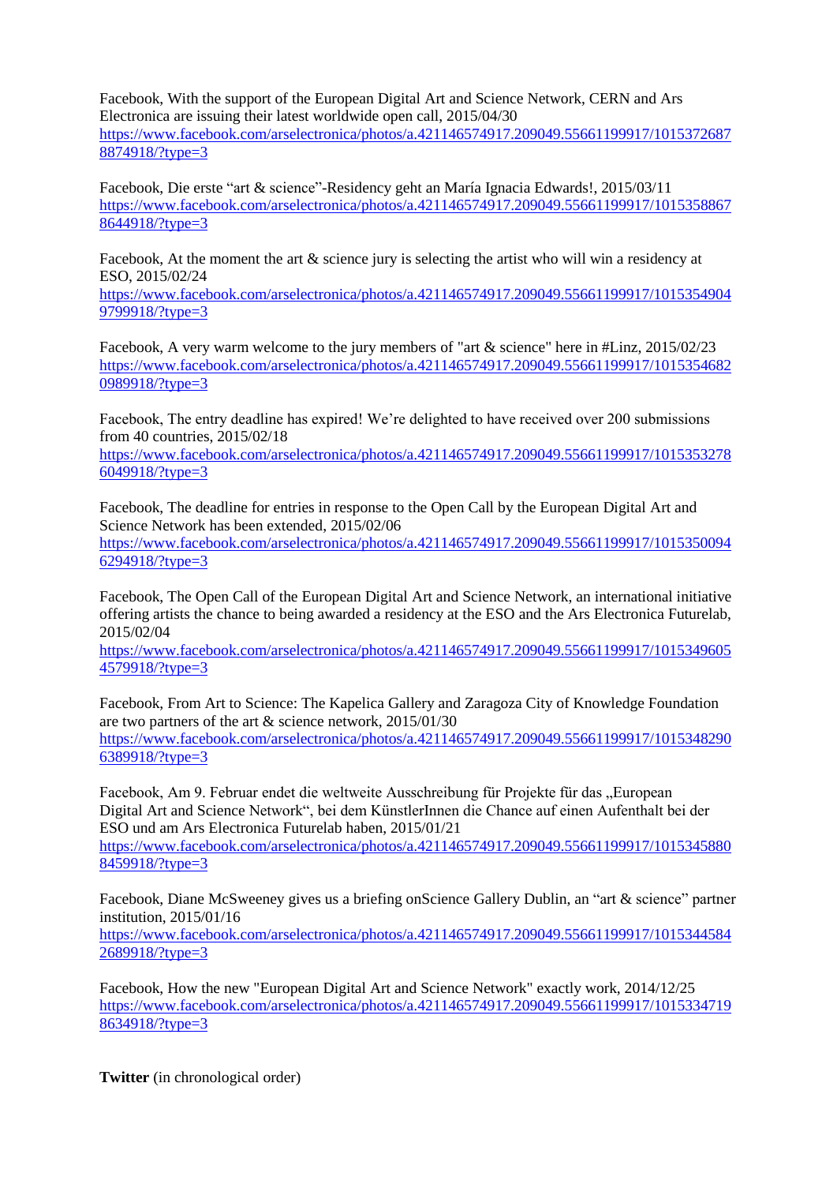Facebook, With the support of the European Digital Art and Science Network, CERN and Ars Electronica are issuing their latest worldwide open call, 2015/04/30
https://www.facebook.com/arselectronica/photos/a.421146574917.209049.55661199917/10153726878874918/?type=3

Facebook, Die erste “art & science”-Residency geht an María Ignacia Edwards!, 2015/03/11
https://www.facebook.com/arselectronica/photos/a.421146574917.209049.55661199917/10153588678644918/?type=3

Facebook, At the moment the art & science jury is selecting the artist who will win a residency at ESO, 2015/02/24
https://www.facebook.com/arselectronica/photos/a.421146574917.209049.55661199917/10153549049799918/?type=3

Facebook, A very warm welcome to the jury members of "art & science" here in #Linz, 2015/02/23
https://www.facebook.com/arselectronica/photos/a.421146574917.209049.55661199917/10153546820989918/?type=3

Facebook, The entry deadline has expired! We’re delighted to have received over 200 submissions from 40 countries, 2015/02/18
https://www.facebook.com/arselectronica/photos/a.421146574917.209049.55661199917/10153532786049918/?type=3

Facebook, The deadline for entries in response to the Open Call by the European Digital Art and Science Network has been extended, 2015/02/06
https://www.facebook.com/arselectronica/photos/a.421146574917.209049.55661199917/10153500946294918/?type=3

Facebook, The Open Call of the European Digital Art and Science Network, an international initiative offering artists the chance to being awarded a residency at the ESO and the Ars Electronica Futurelab, 2015/02/04
https://www.facebook.com/arselectronica/photos/a.421146574917.209049.55661199917/10153496054579918/?type=3

Facebook, From Art to Science: The Kapelica Gallery and Zaragoza City of Knowledge Foundation are two partners of the art & science network, 2015/01/30
https://www.facebook.com/arselectronica/photos/a.421146574917.209049.55661199917/10153482906389918/?type=3

Facebook, Am 9. Februar endet die weltweite Ausschreibung für Projekte für das „European Digital Art and Science Network“, bei dem KünstlerInnen die Chance auf einen Aufenthalt bei der ESO und am Ars Electronica Futurelab haben, 2015/01/21
https://www.facebook.com/arselectronica/photos/a.421146574917.209049.55661199917/10153458808459918/?type=3

Facebook, Diane McSweeney gives us a briefing onScience Gallery Dublin, an “art & science” partner institution, 2015/01/16
https://www.facebook.com/arselectronica/photos/a.421146574917.209049.55661199917/10153445842689918/?type=3

Facebook, How the new "European Digital Art and Science Network" exactly work, 2014/12/25
https://www.facebook.com/arselectronica/photos/a.421146574917.209049.55661199917/10153347198634918/?type=3

**Twitter** (in chronological order)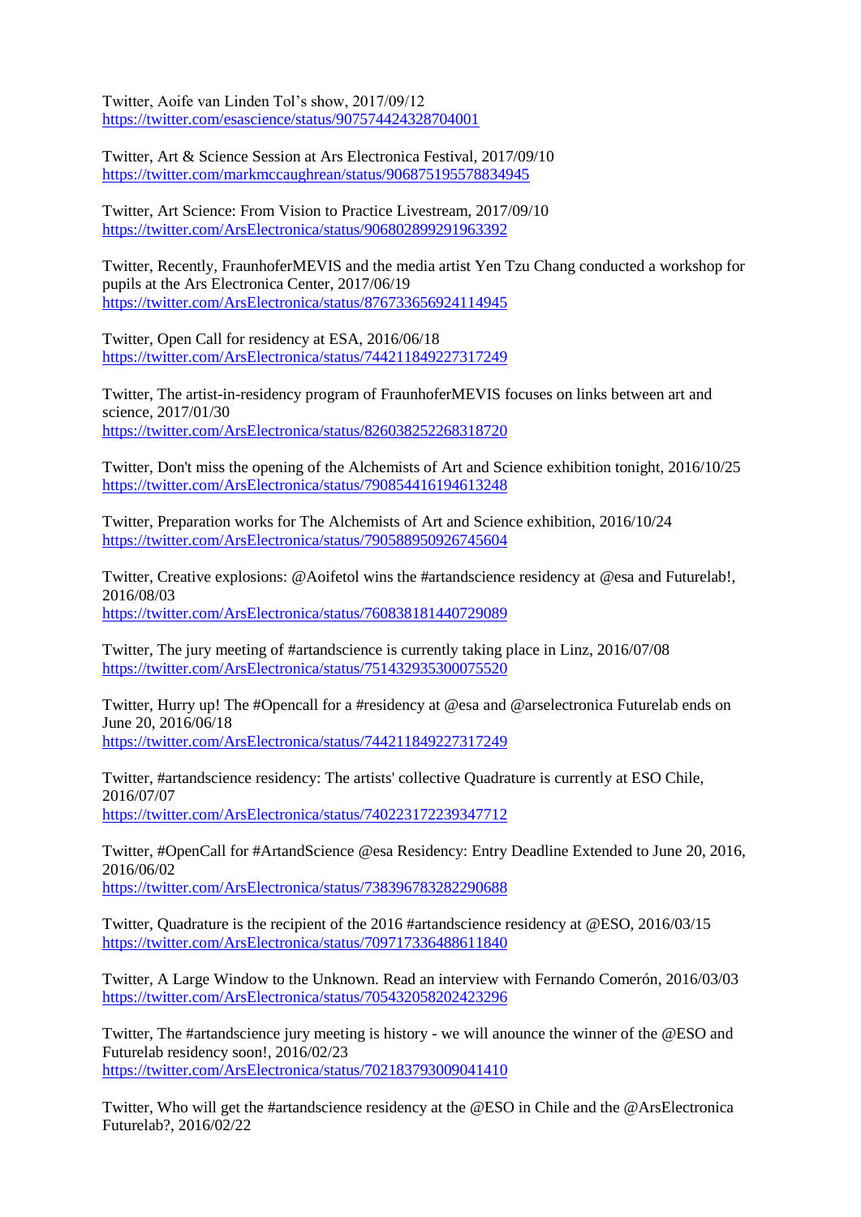Twitter, Aoife van Linden Tol's show, 2017/09/12
https://twitter.com/esascience/status/907574424328704001

Twitter, Art & Science Session at Ars Electronica Festival, 2017/09/10
https://twitter.com/markmccaughrean/status/906875195578834945

Twitter, Art Science: From Vision to Practice Livestream, 2017/09/10
https://twitter.com/ArsElectronica/status/906802899291963392

Twitter, Recently, FraunhoferMEVIS and the media artist Yen Tzu Chang conducted a workshop for pupils at the Ars Electronica Center, 2017/06/19
https://twitter.com/ArsElectronica/status/876733656924114945

Twitter, Open Call for residency at ESA, 2016/06/18
https://twitter.com/ArsElectronica/status/744211849227317249

Twitter, The artist-in-residency program of FraunhoferMEVIS focuses on links between art and science, 2017/01/30
https://twitter.com/ArsElectronica/status/826038252268318720

Twitter, Don't miss the opening of the Alchemists of Art and Science exhibition tonight, 2016/10/25
https://twitter.com/ArsElectronica/status/790854416194613248

Twitter, Preparation works for The Alchemists of Art and Science exhibition, 2016/10/24
https://twitter.com/ArsElectronica/status/790588950926745604

Twitter, Creative explosions: @Aoifetol wins the #artandscience residency at @esa and Futurelab!, 2016/08/03
https://twitter.com/ArsElectronica/status/760838181440729089

Twitter, The jury meeting of #artandscience is currently taking place in Linz, 2016/07/08
https://twitter.com/ArsElectronica/status/751432935300075520

Twitter, Hurry up! The #Opencall for a #residency at @esa and @arselectronica Futurelab ends on June 20, 2016/06/18
https://twitter.com/ArsElectronica/status/744211849227317249

Twitter, #artandscience residency: The artists' collective Quadrature is currently at ESO Chile, 2016/07/07
https://twitter.com/ArsElectronica/status/740223172239347712

Twitter, #OpenCall for #ArtandScience @esa Residency: Entry Deadline Extended to June 20, 2016, 2016/06/02
https://twitter.com/ArsElectronica/status/738396783282290688

Twitter, Quadrature is the recipient of the 2016 #artandscience residency at @ESO, 2016/03/15
https://twitter.com/ArsElectronica/status/709717336488611840

Twitter, A Large Window to the Unknown. Read an interview with Fernando Comerón, 2016/03/03
https://twitter.com/ArsElectronica/status/705432058202423296

Twitter, The #artandscience jury meeting is history - we will anounce the winner of the @ESO and Futurelab residency soon!, 2016/02/23
https://twitter.com/ArsElectronica/status/702183793009041410

Twitter, Who will get the #artandscience residency at the @ESO in Chile and the @ArsElectronica Futurelab?, 2016/02/22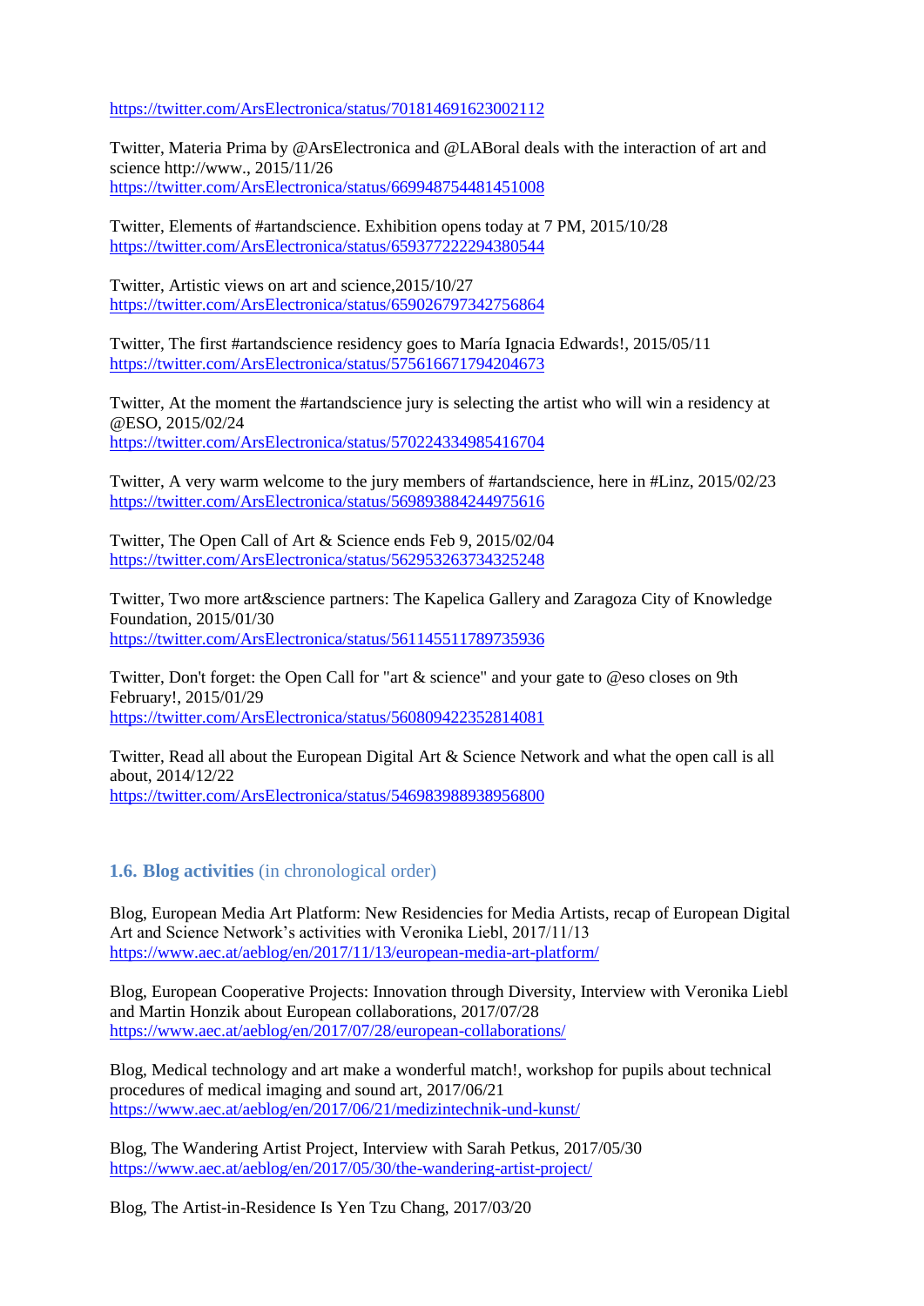https://twitter.com/ArsElectronica/status/701814691623002112

Twitter, Materia Prima by @ArsElectronica and @LABoral deals with the interaction of art and science http://www., 2015/11/26
https://twitter.com/ArsElectronica/status/669948754481451008

Twitter, Elements of #artandscience. Exhibition opens today at 7 PM, 2015/10/28
https://twitter.com/ArsElectronica/status/659377222294380544

Twitter, Artistic views on art and science,2015/10/27
https://twitter.com/ArsElectronica/status/659026797342756864

Twitter, The first #artandscience residency goes to María Ignacia Edwards!, 2015/05/11
https://twitter.com/ArsElectronica/status/575616671794204673

Twitter, At the moment the #artandscience jury is selecting the artist who will win a residency at @ESO, 2015/02/24
https://twitter.com/ArsElectronica/status/570224334985416704

Twitter, A very warm welcome to the jury members of #artandscience, here in #Linz, 2015/02/23
https://twitter.com/ArsElectronica/status/569893884244975616

Twitter, The Open Call of Art & Science ends Feb 9, 2015/02/04
https://twitter.com/ArsElectronica/status/562953263734325248

Twitter, Two more art&science partners: The Kapelica Gallery and Zaragoza City of Knowledge Foundation, 2015/01/30
https://twitter.com/ArsElectronica/status/561145511789735936

Twitter, Don't forget: the Open Call for "art & science" and your gate to @eso closes on 9th February!, 2015/01/29
https://twitter.com/ArsElectronica/status/560809422352814081

Twitter, Read all about the European Digital Art & Science Network and what the open call is all about, 2014/12/22
https://twitter.com/ArsElectronica/status/546983988938956800

### 1.6. Blog activities (in chronological order)

Blog, European Media Art Platform: New Residencies for Media Artists, recap of European Digital Art and Science Network's activities with Veronika Liebl, 2017/11/13
https://www.aec.at/aeblog/en/2017/11/13/european-media-art-platform/

Blog, European Cooperative Projects: Innovation through Diversity, Interview with Veronika Liebl and Martin Honzik about European collaborations, 2017/07/28
https://www.aec.at/aeblog/en/2017/07/28/european-collaborations/

Blog, Medical technology and art make a wonderful match!, workshop for pupils about technical procedures of medical imaging and sound art, 2017/06/21
https://www.aec.at/aeblog/en/2017/06/21/medizintechnik-und-kunst/

Blog, The Wandering Artist Project, Interview with Sarah Petkus, 2017/05/30
https://www.aec.at/aeblog/en/2017/05/30/the-wandering-artist-project/

Blog, The Artist-in-Residence Is Yen Tzu Chang, 2017/03/20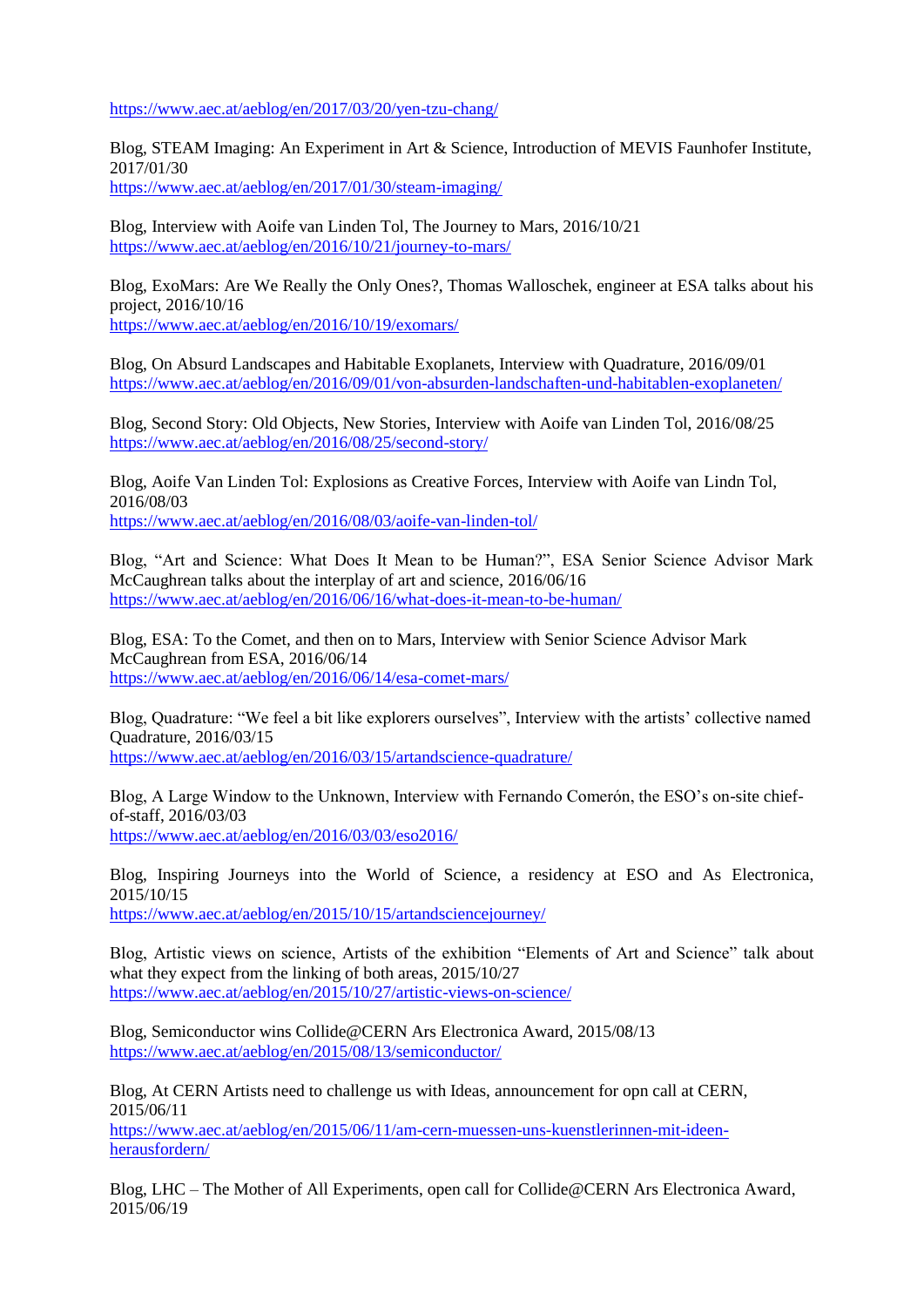https://www.aec.at/aeblog/en/2017/03/20/yen-tzu-chang/

Blog, STEAM Imaging: An Experiment in Art & Science, Introduction of MEVIS Faunhofer Institute, 2017/01/30
https://www.aec.at/aeblog/en/2017/01/30/steam-imaging/

Blog, Interview with Aoife van Linden Tol, The Journey to Mars, 2016/10/21
https://www.aec.at/aeblog/en/2016/10/21/journey-to-mars/

Blog, ExoMars: Are We Really the Only Ones?, Thomas Walloschek, engineer at ESA talks about his project, 2016/10/16
https://www.aec.at/aeblog/en/2016/10/19/exomars/

Blog, On Absurd Landscapes and Habitable Exoplanets, Interview with Quadrature, 2016/09/01
https://www.aec.at/aeblog/en/2016/09/01/von-absurden-landschaften-und-habitablen-exoplaneten/

Blog, Second Story: Old Objects, New Stories, Interview with Aoife van Linden Tol, 2016/08/25
https://www.aec.at/aeblog/en/2016/08/25/second-story/

Blog, Aoife Van Linden Tol: Explosions as Creative Forces, Interview with Aoife van Lindn Tol, 2016/08/03
https://www.aec.at/aeblog/en/2016/08/03/aoife-van-linden-tol/

Blog, "Art and Science: What Does It Mean to be Human?", ESA Senior Science Advisor Mark McCaughrean talks about the interplay of art and science, 2016/06/16
https://www.aec.at/aeblog/en/2016/06/16/what-does-it-mean-to-be-human/

Blog, ESA: To the Comet, and then on to Mars, Interview with Senior Science Advisor Mark McCaughrean from ESA, 2016/06/14
https://www.aec.at/aeblog/en/2016/06/14/esa-comet-mars/

Blog, Quadrature: "We feel a bit like explorers ourselves", Interview with the artists' collective named Quadrature, 2016/03/15
https://www.aec.at/aeblog/en/2016/03/15/artandscience-quadrature/

Blog, A Large Window to the Unknown, Interview with Fernando Comerón, the ESO's on-site chief-of-staff, 2016/03/03
https://www.aec.at/aeblog/en/2016/03/03/eso2016/

Blog, Inspiring Journeys into the World of Science, a residency at ESO and As Electronica, 2015/10/15
https://www.aec.at/aeblog/en/2015/10/15/artandsciencejourney/

Blog, Artistic views on science, Artists of the exhibition "Elements of Art and Science" talk about what they expect from the linking of both areas, 2015/10/27
https://www.aec.at/aeblog/en/2015/10/27/artistic-views-on-science/

Blog, Semiconductor wins Collide@CERN Ars Electronica Award, 2015/08/13
https://www.aec.at/aeblog/en/2015/08/13/semiconductor/

Blog, At CERN Artists need to challenge us with Ideas, announcement for opn call at CERN, 2015/06/11
https://www.aec.at/aeblog/en/2015/06/11/am-cern-muessen-uns-kuenstlerinnen-mit-ideen-herausfordern/

Blog, LHC – The Mother of All Experiments, open call for Collide@CERN Ars Electronica Award, 2015/06/19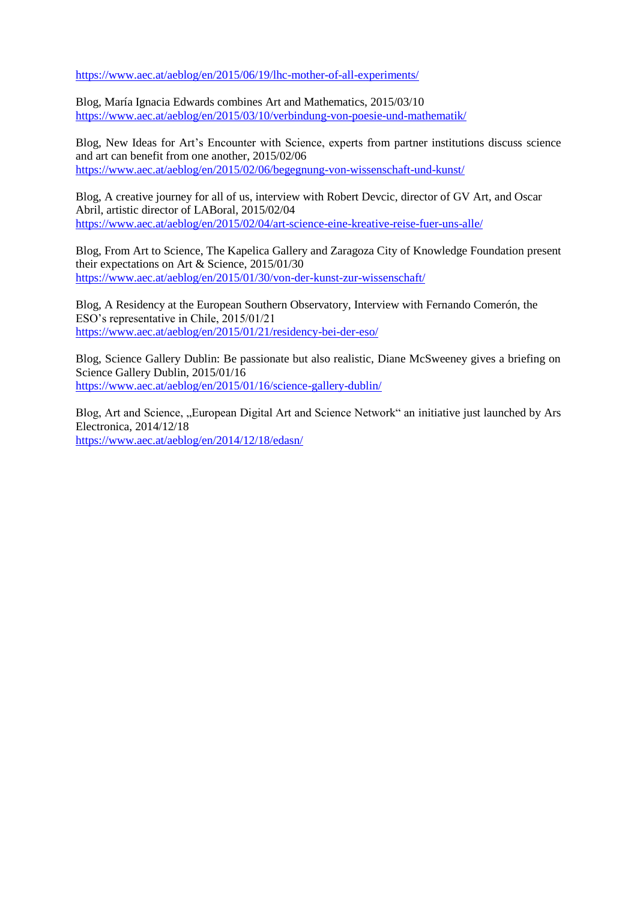https://www.aec.at/aeblog/en/2015/06/19/lhc-mother-of-all-experiments/

Blog, María Ignacia Edwards combines Art and Mathematics, 2015/03/10
https://www.aec.at/aeblog/en/2015/03/10/verbindung-von-poesie-und-mathematik/

Blog, New Ideas for Art's Encounter with Science, experts from partner institutions discuss science and art can benefit from one another, 2015/02/06
https://www.aec.at/aeblog/en/2015/02/06/begegnung-von-wissenschaft-und-kunst/

Blog, A creative journey for all of us, interview with Robert Devcic, director of GV Art, and Oscar Abril, artistic director of LABoral, 2015/02/04
https://www.aec.at/aeblog/en/2015/02/04/art-science-eine-kreative-reise-fuer-uns-alle/

Blog, From Art to Science, The Kapelica Gallery and Zaragoza City of Knowledge Foundation present their expectations on Art & Science, 2015/01/30
https://www.aec.at/aeblog/en/2015/01/30/von-der-kunst-zur-wissenschaft/

Blog, A Residency at the European Southern Observatory, Interview with Fernando Comerón, the ESO's representative in Chile, 2015/01/21
https://www.aec.at/aeblog/en/2015/01/21/residency-bei-der-eso/

Blog, Science Gallery Dublin: Be passionate but also realistic, Diane McSweeney gives a briefing on Science Gallery Dublin, 2015/01/16
https://www.aec.at/aeblog/en/2015/01/16/science-gallery-dublin/

Blog, Art and Science, „European Digital Art and Science Network" an initiative just launched by Ars Electronica, 2014/12/18
https://www.aec.at/aeblog/en/2014/12/18/edasn/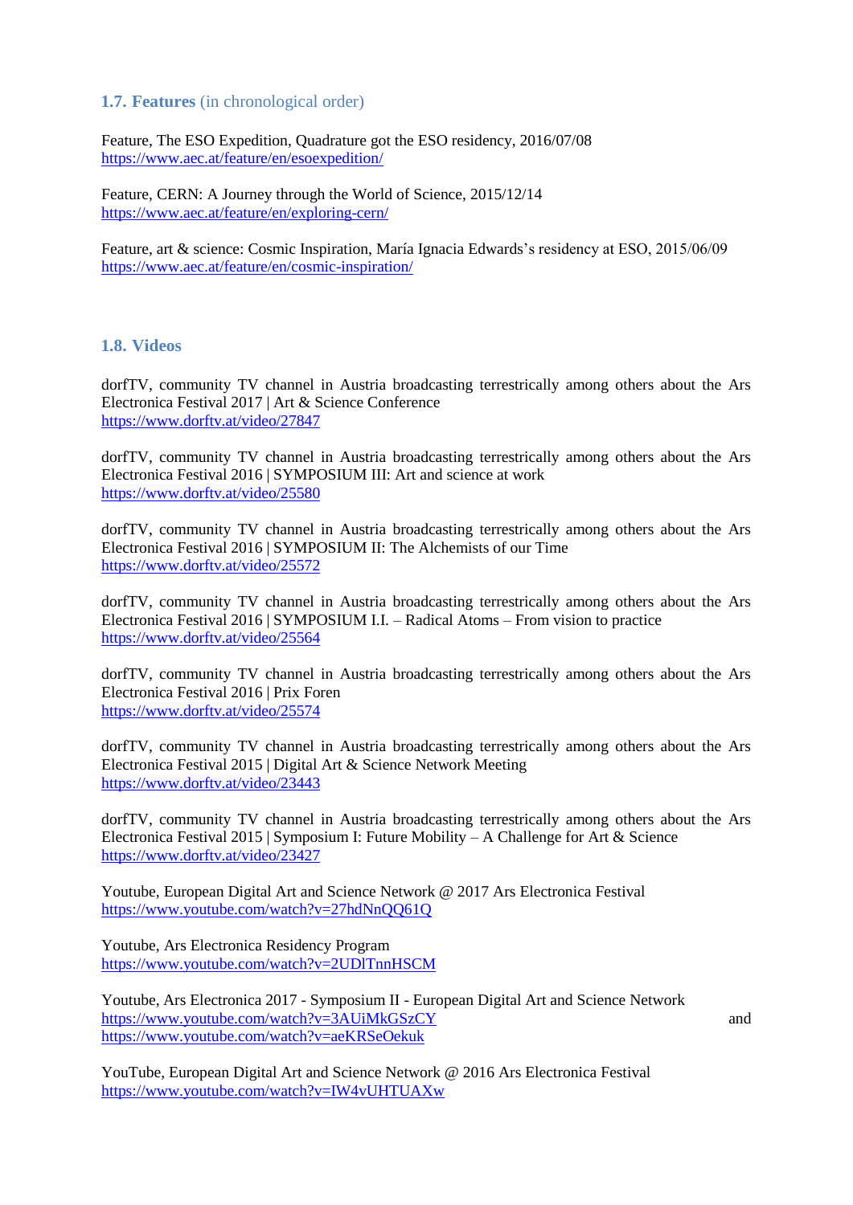### 1.7. Features (in chronological order)

Feature, The ESO Expedition, Quadrature got the ESO residency, 2016/07/08
https://www.aec.at/feature/en/esoexpedition/

Feature, CERN: A Journey through the World of Science, 2015/12/14
https://www.aec.at/feature/en/exploring-cern/

Feature, art & science: Cosmic Inspiration, María Ignacia Edwards's residency at ESO, 2015/06/09
https://www.aec.at/feature/en/cosmic-inspiration/

### 1.8. Videos

dorfTV, community TV channel in Austria broadcasting terrestrically among others about the Ars Electronica Festival 2017 | Art & Science Conference
https://www.dorftv.at/video/27847

dorfTV, community TV channel in Austria broadcasting terrestrically among others about the Ars Electronica Festival 2016 | SYMPOSIUM III: Art and science at work
https://www.dorftv.at/video/25580

dorfTV, community TV channel in Austria broadcasting terrestrically among others about the Ars Electronica Festival 2016 | SYMPOSIUM II: The Alchemists of our Time
https://www.dorftv.at/video/25572

dorfTV, community TV channel in Austria broadcasting terrestrically among others about the Ars Electronica Festival 2016 | SYMPOSIUM I.I. – Radical Atoms – From vision to practice
https://www.dorftv.at/video/25564

dorfTV, community TV channel in Austria broadcasting terrestrically among others about the Ars Electronica Festival 2016 | Prix Foren
https://www.dorftv.at/video/25574

dorfTV, community TV channel in Austria broadcasting terrestrically among others about the Ars Electronica Festival 2015 | Digital Art & Science Network Meeting
https://www.dorftv.at/video/23443

dorfTV, community TV channel in Austria broadcasting terrestrically among others about the Ars Electronica Festival 2015 | Symposium I: Future Mobility – A Challenge for Art & Science
https://www.dorftv.at/video/23427

Youtube, European Digital Art and Science Network @ 2017 Ars Electronica Festival
https://www.youtube.com/watch?v=27hdNnQQ61Q

Youtube, Ars Electronica Residency Program
https://www.youtube.com/watch?v=2UDlTnnHSCM

Youtube, Ars Electronica 2017 - Symposium II - European Digital Art and Science Network
https://www.youtube.com/watch?v=3AUiMkGSzCY and
https://www.youtube.com/watch?v=aeKRSeOekuk

YouTube, European Digital Art and Science Network @ 2016 Ars Electronica Festival
https://www.youtube.com/watch?v=IW4vUHTUAXw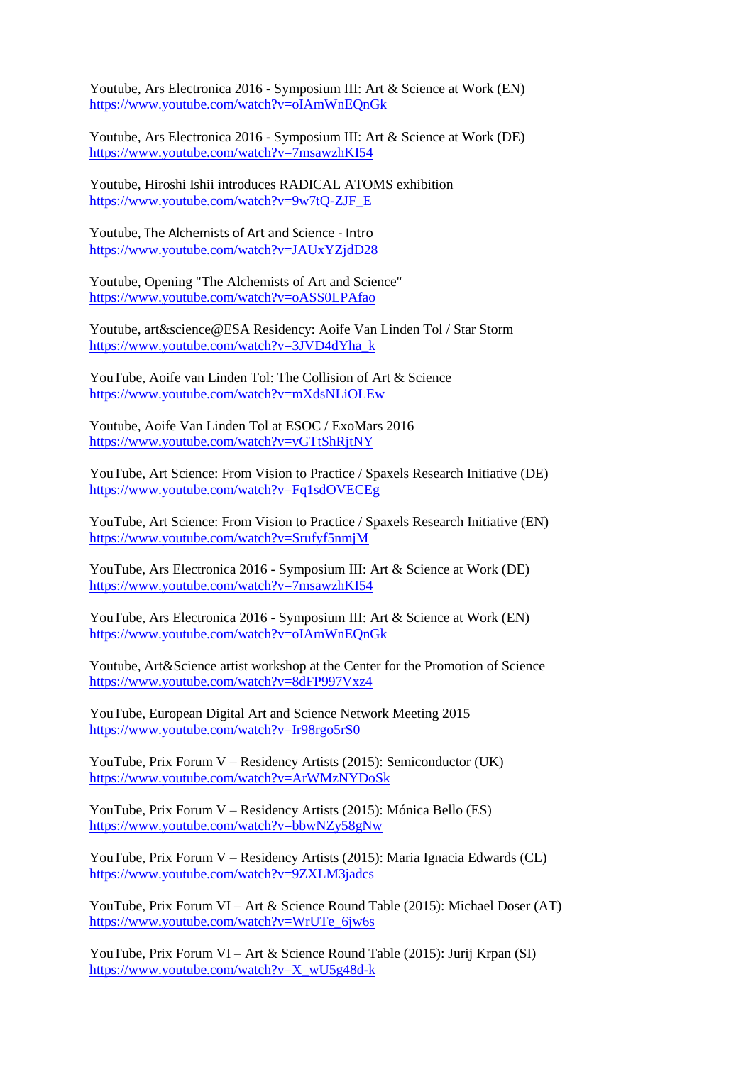Youtube, Ars Electronica 2016 - Symposium III: Art & Science at Work (EN)
https://www.youtube.com/watch?v=oIAmWnEQnGk

Youtube, Ars Electronica 2016 - Symposium III: Art & Science at Work (DE)
https://www.youtube.com/watch?v=7msawzhKI54

Youtube, Hiroshi Ishii introduces RADICAL ATOMS exhibition
https://www.youtube.com/watch?v=9w7tQ-ZJF_E

Youtube, The Alchemists of Art and Science - Intro
https://www.youtube.com/watch?v=JAUxYZjdD28

Youtube, Opening "The Alchemists of Art and Science"
https://www.youtube.com/watch?v=oASS0LPAfao

Youtube, art&science@ESA Residency: Aoife Van Linden Tol / Star Storm
https://www.youtube.com/watch?v=3JVD4dYha_k

YouTube, Aoife van Linden Tol: The Collision of Art & Science
https://www.youtube.com/watch?v=mXdsNLiOLEw

Youtube, Aoife Van Linden Tol at ESOC / ExoMars 2016
https://www.youtube.com/watch?v=vGTtShRjtNY

YouTube, Art Science: From Vision to Practice / Spaxels Research Initiative (DE)
https://www.youtube.com/watch?v=Fq1sdOVECEg

YouTube, Art Science: From Vision to Practice / Spaxels Research Initiative (EN)
https://www.youtube.com/watch?v=Srufyf5nmjM

YouTube, Ars Electronica 2016 - Symposium III: Art & Science at Work (DE)
https://www.youtube.com/watch?v=7msawzhKI54

YouTube, Ars Electronica 2016 - Symposium III: Art & Science at Work (EN)
https://www.youtube.com/watch?v=oIAmWnEQnGk

Youtube, Art&Science artist workshop at the Center for the Promotion of Science
https://www.youtube.com/watch?v=8dFP997Vxz4

YouTube, European Digital Art and Science Network Meeting 2015
https://www.youtube.com/watch?v=Ir98rgo5rS0

YouTube, Prix Forum V – Residency Artists (2015): Semiconductor (UK)
https://www.youtube.com/watch?v=ArWMzNYDoSk

YouTube, Prix Forum V – Residency Artists (2015): Mónica Bello (ES)
https://www.youtube.com/watch?v=bbwNZy58gNw

YouTube, Prix Forum V – Residency Artists (2015): Maria Ignacia Edwards (CL)
https://www.youtube.com/watch?v=9ZXLM3jadcs

YouTube, Prix Forum VI – Art & Science Round Table (2015): Michael Doser (AT)
https://www.youtube.com/watch?v=WrUTe_6jw6s

YouTube, Prix Forum VI – Art & Science Round Table (2015): Jurij Krpan (SI)
https://www.youtube.com/watch?v=X_wU5g48d-k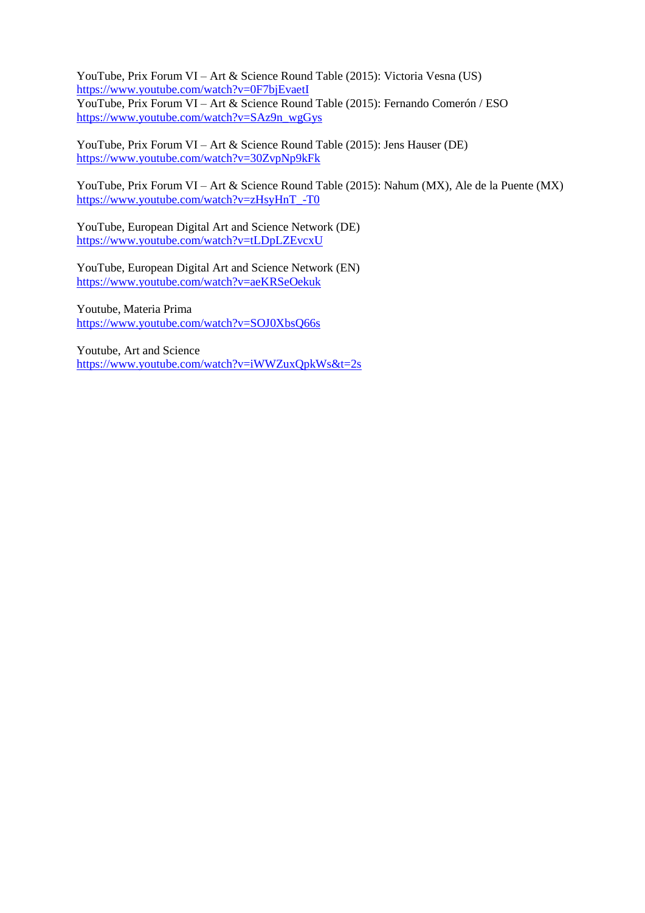YouTube, Prix Forum VI – Art & Science Round Table (2015): Victoria Vesna (US)
https://www.youtube.com/watch?v=0F7bjEvaetI
YouTube, Prix Forum VI – Art & Science Round Table (2015): Fernando Comerón / ESO
https://www.youtube.com/watch?v=SAz9n_wgGys

YouTube, Prix Forum VI – Art & Science Round Table (2015): Jens Hauser (DE)
https://www.youtube.com/watch?v=30ZvpNp9kFk

YouTube, Prix Forum VI – Art & Science Round Table (2015): Nahum (MX), Ale de la Puente (MX)
https://www.youtube.com/watch?v=zHsyHnT_-T0

YouTube, European Digital Art and Science Network (DE)
https://www.youtube.com/watch?v=tLDpLZEvcxU

YouTube, European Digital Art and Science Network (EN)
https://www.youtube.com/watch?v=aeKRSeOekuk

Youtube, Materia Prima
https://www.youtube.com/watch?v=SOJ0XbsQ66s

Youtube, Art and Science
https://www.youtube.com/watch?v=iWWZuxQpkWs&t=2s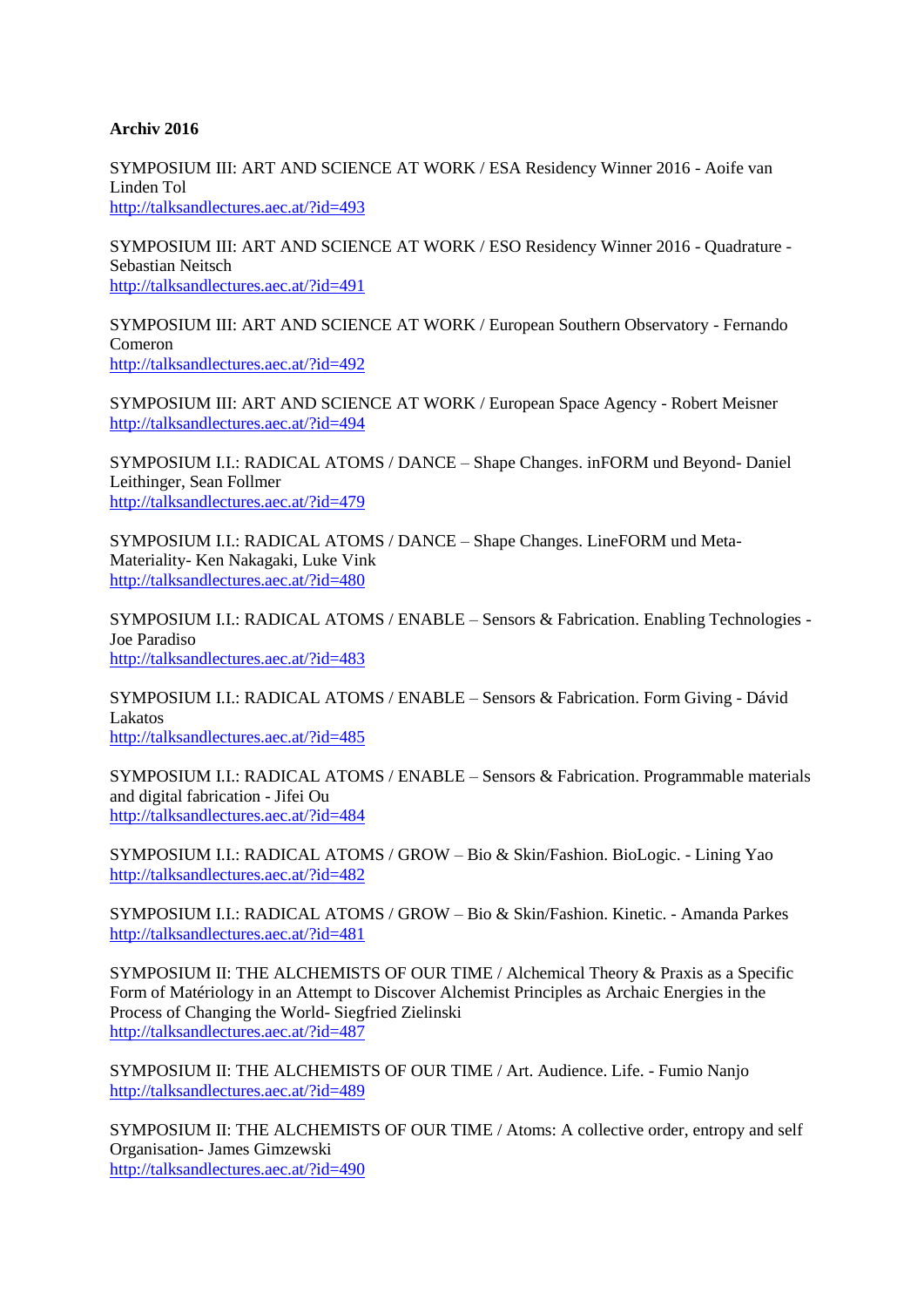**Archiv 2016**

SYMPOSIUM III: ART AND SCIENCE AT WORK / ESA Residency Winner 2016 - Aoife van Linden Tol
http://talksandlectures.aec.at/?id=493

SYMPOSIUM III: ART AND SCIENCE AT WORK / ESO Residency Winner 2016 - Quadrature - Sebastian Neitsch
http://talksandlectures.aec.at/?id=491

SYMPOSIUM III: ART AND SCIENCE AT WORK / European Southern Observatory - Fernando Comeron
http://talksandlectures.aec.at/?id=492

SYMPOSIUM III: ART AND SCIENCE AT WORK / European Space Agency - Robert Meisner
http://talksandlectures.aec.at/?id=494

SYMPOSIUM I.I.: RADICAL ATOMS / DANCE – Shape Changes. inFORM und Beyond- Daniel Leithinger, Sean Follmer
http://talksandlectures.aec.at/?id=479

SYMPOSIUM I.I.: RADICAL ATOMS / DANCE – Shape Changes. LineFORM und Meta-Materiality- Ken Nakagaki, Luke Vink
http://talksandlectures.aec.at/?id=480

SYMPOSIUM I.I.: RADICAL ATOMS / ENABLE – Sensors & Fabrication. Enabling Technologies - Joe Paradiso
http://talksandlectures.aec.at/?id=483

SYMPOSIUM I.I.: RADICAL ATOMS / ENABLE – Sensors & Fabrication. Form Giving - Dávid Lakatos
http://talksandlectures.aec.at/?id=485

SYMPOSIUM I.I.: RADICAL ATOMS / ENABLE – Sensors & Fabrication. Programmable materials and digital fabrication - Jifei Ou
http://talksandlectures.aec.at/?id=484

SYMPOSIUM I.I.: RADICAL ATOMS / GROW – Bio & Skin/Fashion. BioLogic. - Lining Yao
http://talksandlectures.aec.at/?id=482

SYMPOSIUM I.I.: RADICAL ATOMS / GROW – Bio & Skin/Fashion. Kinetic. - Amanda Parkes
http://talksandlectures.aec.at/?id=481

SYMPOSIUM II: THE ALCHEMISTS OF OUR TIME / Alchemical Theory & Praxis as a Specific Form of Mátériology in an Attempt to Discover Alchemist Principles as Archaic Energies in the Process of Changing the World- Siegfried Zielinski
http://talksandlectures.aec.at/?id=487

SYMPOSIUM II: THE ALCHEMISTS OF OUR TIME / Art. Audience. Life. - Fumio Nanjo
http://talksandlectures.aec.at/?id=489

SYMPOSIUM II: THE ALCHEMISTS OF OUR TIME / Atoms: A collective order, entropy and self Organisation- James Gimzewski
http://talksandlectures.aec.at/?id=490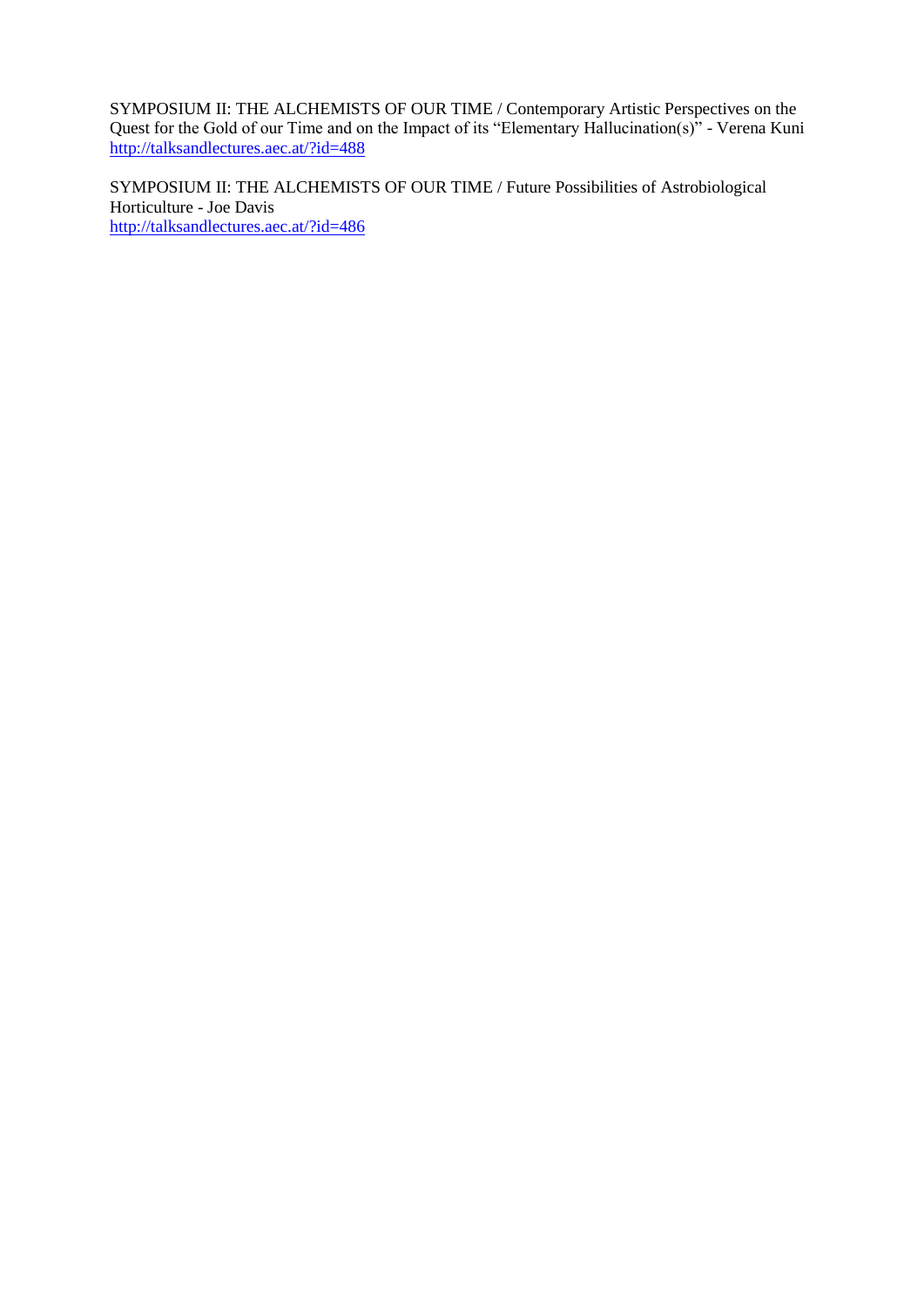SYMPOSIUM II: THE ALCHEMISTS OF OUR TIME / Contemporary Artistic Perspectives on the Quest for the Gold of our Time and on the Impact of its "Elementary Hallucination(s)" - Verena Kuni
http://talksandlectures.aec.at/?id=488

SYMPOSIUM II: THE ALCHEMISTS OF OUR TIME / Future Possibilities of Astrobiological Horticulture - Joe Davis
http://talksandlectures.aec.at/?id=486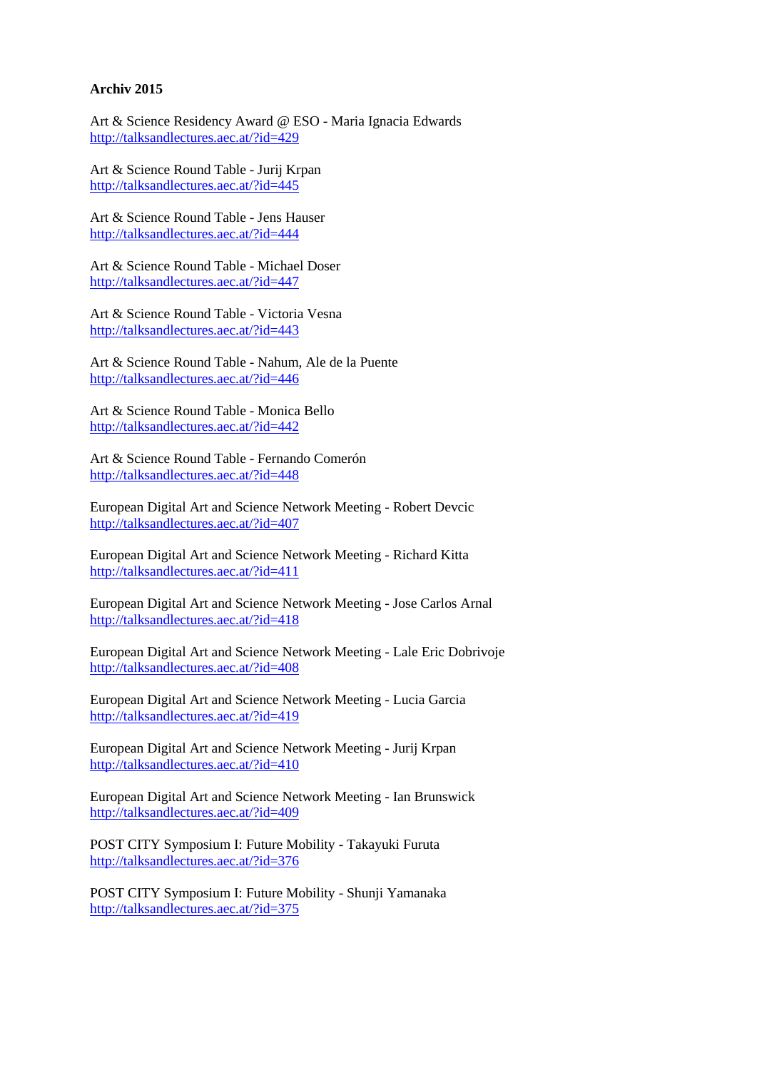**Archiv 2015**

Art & Science Residency Award @ ESO - Maria Ignacia Edwards
http://talksandlectures.aec.at/?id=429

Art & Science Round Table - Jurij Krpan
http://talksandlectures.aec.at/?id=445

Art & Science Round Table - Jens Hauser
http://talksandlectures.aec.at/?id=444

Art & Science Round Table - Michael Doser
http://talksandlectures.aec.at/?id=447

Art & Science Round Table - Victoria Vesna
http://talksandlectures.aec.at/?id=443

Art & Science Round Table - Nahum, Ale de la Puente
http://talksandlectures.aec.at/?id=446

Art & Science Round Table - Monica Bello
http://talksandlectures.aec.at/?id=442

Art & Science Round Table - Fernando Comerón
http://talksandlectures.aec.at/?id=448

European Digital Art and Science Network Meeting - Robert Devcic
http://talksandlectures.aec.at/?id=407

European Digital Art and Science Network Meeting - Richard Kitta
http://talksandlectures.aec.at/?id=411

European Digital Art and Science Network Meeting - Jose Carlos Arnal
http://talksandlectures.aec.at/?id=418

European Digital Art and Science Network Meeting - Lale Eric Dobrivoje
http://talksandlectures.aec.at/?id=408

European Digital Art and Science Network Meeting - Lucia Garcia
http://talksandlectures.aec.at/?id=419

European Digital Art and Science Network Meeting - Jurij Krpan
http://talksandlectures.aec.at/?id=410

European Digital Art and Science Network Meeting - Ian Brunswick
http://talksandlectures.aec.at/?id=409

POST CITY Symposium I: Future Mobility - Takayuki Furuta
http://talksandlectures.aec.at/?id=376

POST CITY Symposium I: Future Mobility - Shunji Yamanaka
http://talksandlectures.aec.at/?id=375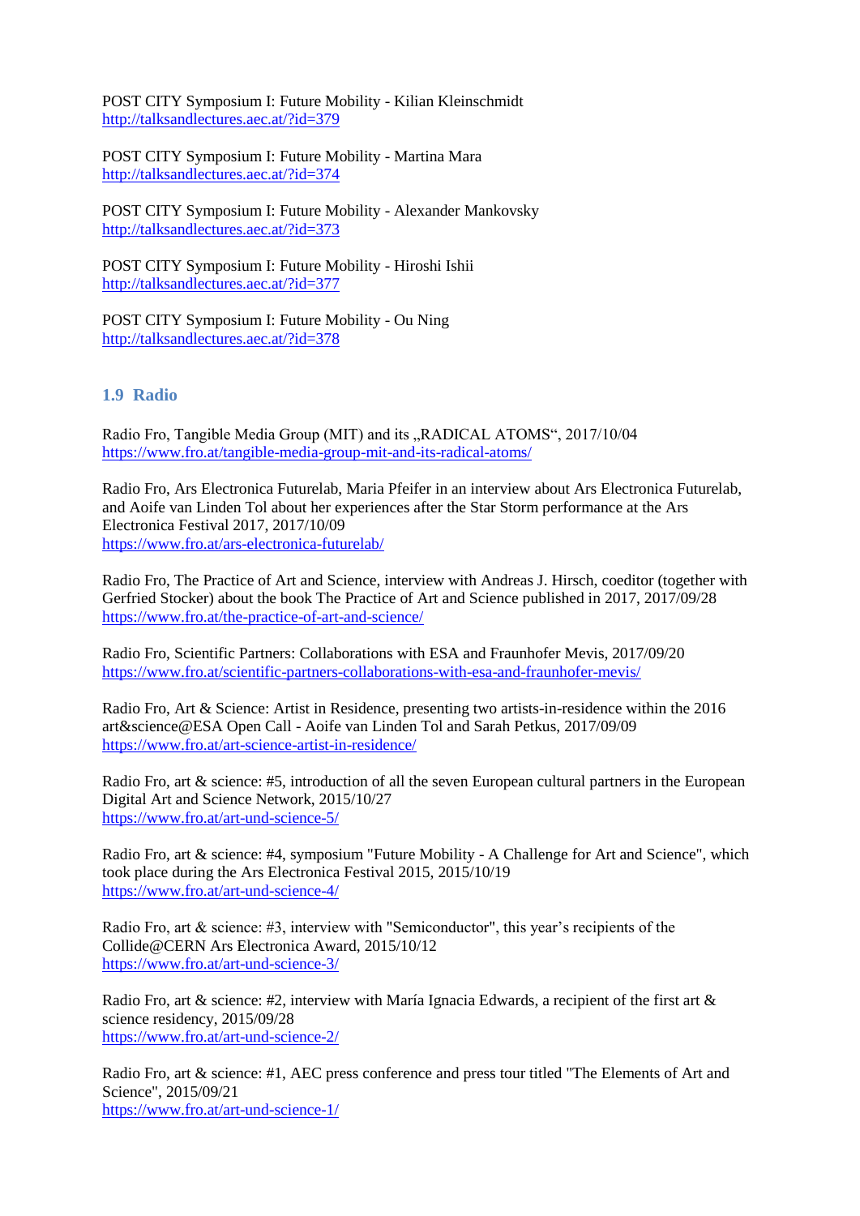POST CITY Symposium I: Future Mobility - Kilian Kleinschmidt
http://talksandlectures.aec.at/?id=379

POST CITY Symposium I: Future Mobility - Martina Mara
http://talksandlectures.aec.at/?id=374

POST CITY Symposium I: Future Mobility - Alexander Mankovsky
http://talksandlectures.aec.at/?id=373

POST CITY Symposium I: Future Mobility - Hiroshi Ishii
http://talksandlectures.aec.at/?id=377

POST CITY Symposium I: Future Mobility - Ou Ning
http://talksandlectures.aec.at/?id=378

### 1.9 Radio

Radio Fro, Tangible Media Group (MIT) and its „RADICAL ATOMS“, 2017/10/04
https://www.fro.at/tangible-media-group-mit-and-its-radical-atoms/

Radio Fro, Ars Electronica Futurelab, Maria Pfeifer in an interview about Ars Electronica Futurelab, and Aoife van Linden Tol about her experiences after the Star Storm performance at the Ars Electronica Festival 2017, 2017/10/09
https://www.fro.at/ars-electronica-futurelab/

Radio Fro, The Practice of Art and Science, interview with Andreas J. Hirsch, coeditor (together with Gerfried Stocker) about the book The Practice of Art and Science published in 2017, 2017/09/28
https://www.fro.at/the-practice-of-art-and-science/

Radio Fro, Scientific Partners: Collaborations with ESA and Fraunhofer Mevis, 2017/09/20
https://www.fro.at/scientific-partners-collaborations-with-esa-and-fraunhofer-mevis/

Radio Fro, Art & Science: Artist in Residence, presenting two artists-in-residence within the 2016 art&science@ESA Open Call - Aoife van Linden Tol and Sarah Petkus, 2017/09/09
https://www.fro.at/art-science-artist-in-residence/

Radio Fro, art & science: #5, introduction of all the seven European cultural partners in the European Digital Art and Science Network, 2015/10/27
https://www.fro.at/art-und-science-5/

Radio Fro, art & science: #4, symposium "Future Mobility - A Challenge for Art and Science", which took place during the Ars Electronica Festival 2015, 2015/10/19
https://www.fro.at/art-und-science-4/

Radio Fro, art & science: #3, interview with "Semiconductor", this year’s recipients of the Collide@CERN Ars Electronica Award, 2015/10/12
https://www.fro.at/art-und-science-3/

Radio Fro, art & science: #2, interview with María Ignacia Edwards, a recipient of the first art & science residency, 2015/09/28
https://www.fro.at/art-und-science-2/

Radio Fro, art & science: #1, AEC press conference and press tour titled "The Elements of Art and Science", 2015/09/21
https://www.fro.at/art-und-science-1/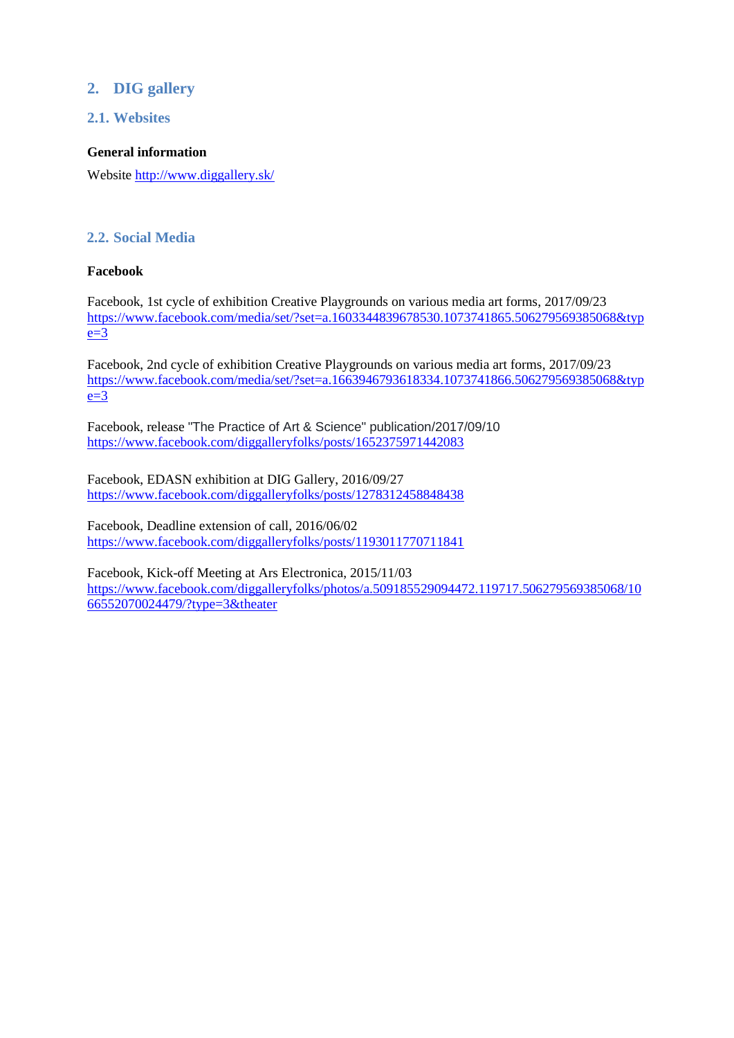## 2. DIG gallery

### 2.1. Websites

**General information**

Website http://www.diggallery.sk/

### 2.2. Social Media

**Facebook**

Facebook, 1st cycle of exhibition Creative Playgrounds on various media art forms, 2017/09/23
https://www.facebook.com/media/set/?set=a.1603344839678530.1073741865.506279569385068&type=3

Facebook, 2nd cycle of exhibition Creative Playgrounds on various media art forms, 2017/09/23
https://www.facebook.com/media/set/?set=a.1663946793618334.1073741866.506279569385068&type=3

Facebook, release "The Practice of Art & Science" publication/2017/09/10
https://www.facebook.com/diggalleryfolks/posts/1652375971442083

Facebook, EDASN exhibition at DIG Gallery, 2016/09/27
https://www.facebook.com/diggalleryfolks/posts/1278312458848438

Facebook, Deadline extension of call, 2016/06/02
https://www.facebook.com/diggalleryfolks/posts/1193011770711841

Facebook, Kick-off Meeting at Ars Electronica, 2015/11/03
https://www.facebook.com/diggalleryfolks/photos/a.509185529094472.119717.506279569385068/1066552070024479/?type=3&theater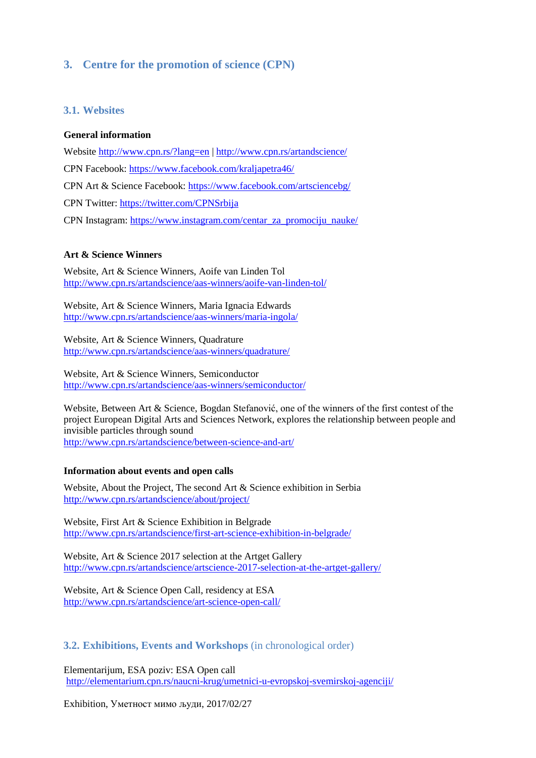## 3. Centre for the promotion of science (CPN)

### 3.1. Websites

**General information**

Website http://www.cpn.rs/?lang=en | http://www.cpn.rs/artandscience/

CPN Facebook: https://www.facebook.com/kraljapetra46/

CPN Art & Science Facebook: https://www.facebook.com/artsciencebg/

CPN Twitter: https://twitter.com/CPNSrbija

CPN Instagram: https://www.instagram.com/centar_za_promociju_nauke/

**Art & Science Winners**

Website, Art & Science Winners, Aoife van Linden Tol
http://www.cpn.rs/artandscience/aas-winners/aoife-van-linden-tol/

Website, Art & Science Winners, Maria Ignacia Edwards
http://www.cpn.rs/artandscience/aas-winners/maria-ingola/

Website, Art & Science Winners, Quadrature
http://www.cpn.rs/artandscience/aas-winners/quadrature/

Website, Art & Science Winners, Semiconductor
http://www.cpn.rs/artandscience/aas-winners/semiconductor/

Website, Between Art & Science, Bogdan Stefanović, one of the winners of the first contest of the project European Digital Arts and Sciences Network, explores the relationship between people and invisible particles through sound
http://www.cpn.rs/artandscience/between-science-and-art/

**Information about events and open calls**

Website, About the Project, The second Art & Science exhibition in Serbia
http://www.cpn.rs/artandscience/about/project/

Website, First Art & Science Exhibition in Belgrade
http://www.cpn.rs/artandscience/first-art-science-exhibition-in-belgrade/

Website, Art & Science 2017 selection at the Artget Gallery
http://www.cpn.rs/artandscience/artscience-2017-selection-at-the-artget-gallery/

Website, Art & Science Open Call, residency at ESA
http://www.cpn.rs/artandscience/art-science-open-call/

### 3.2. Exhibitions, Events and Workshops (in chronological order)

Elementarijum, ESA poziv: ESA Open call
http://elementarium.cpn.rs/naucni-krug/umetnici-u-evropskoj-svemirskoj-agenciji/

Exhibition, Уметност мимо људи, 2017/02/27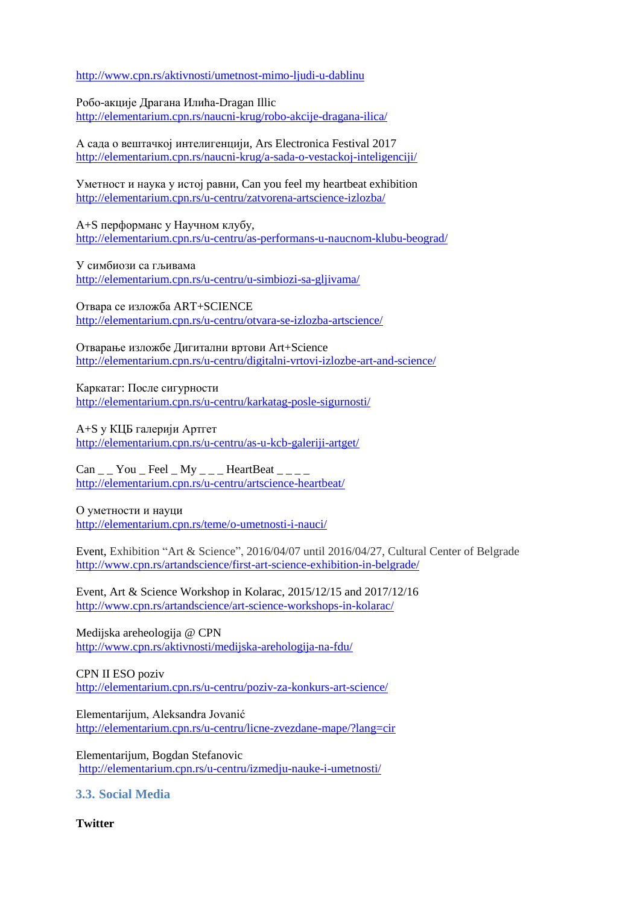http://www.cpn.rs/aktivnosti/umetnost-mimo-ljudi-u-dablinu

Робо-акције Драгана Илића-Dragan Illic
http://elementarium.cpn.rs/naucni-krug/robo-akcije-dragana-ilica/

А сада о вештачкој интелигенцији, Ars Electronica Festival 2017
http://elementarium.cpn.rs/naucni-krug/a-sada-o-vestackoj-inteligenciji/

Уметност и наука у истој равни, Can you feel my heartbeat exhibition
http://elementarium.cpn.rs/u-centru/zatvorena-artscience-izlozba/

А+S перформанс у Научном клубу,
http://elementarium.cpn.rs/u-centru/as-performans-u-naucnom-klubu-beograd/

У симбиози са гљивама
http://elementarium.cpn.rs/u-centru/u-simbiozi-sa-gljivama/

Отвара се изложба ART+SCIENCE
http://elementarium.cpn.rs/u-centru/otvara-se-izlozba-artscience/

Отварање изложбе Дигитални вртови Art+Science
http://elementarium.cpn.rs/u-centru/digitalni-vrtovi-izlozbe-art-and-science/

Каркатаг: После сигурности
http://elementarium.cpn.rs/u-centru/karkatag-posle-sigurnosti/

А+S у КЦБ галерији Артгет
http://elementarium.cpn.rs/u-centru/as-u-kcb-galeriji-artget/

Can _ _ You _ Feel _ My _ _ _ HeartBeat _ _ _ _
http://elementarium.cpn.rs/u-centru/artscience-heartbeat/

О уметности и науци
http://elementarium.cpn.rs/teme/o-umetnosti-i-nauci/

Event, Exhibition “Art & Science”, 2016/04/07 until 2016/04/27, Cultural Center of Belgrade
http://www.cpn.rs/artandscience/first-art-science-exhibition-in-belgrade/

Event, Art & Science Workshop in Kolarac, 2015/12/15 and 2017/12/16
http://www.cpn.rs/artandscience/art-science-workshops-in-kolarac/

Medijska areheologija @ CPN
http://www.cpn.rs/aktivnosti/medijska-arehologija-na-fdu/

CPN II ESO poziv
http://elementarium.cpn.rs/u-centru/poziv-za-konkurs-art-science/

Elementarijum, Aleksandra Jovanić
http://elementarium.cpn.rs/u-centru/licne-zvezdane-mape/?lang=cir

Elementarijum, Bogdan Stefanovic
http://elementarium.cpn.rs/u-centru/izmedju-nauke-i-umetnosti/

### 3.3. Social Media

**Twitter**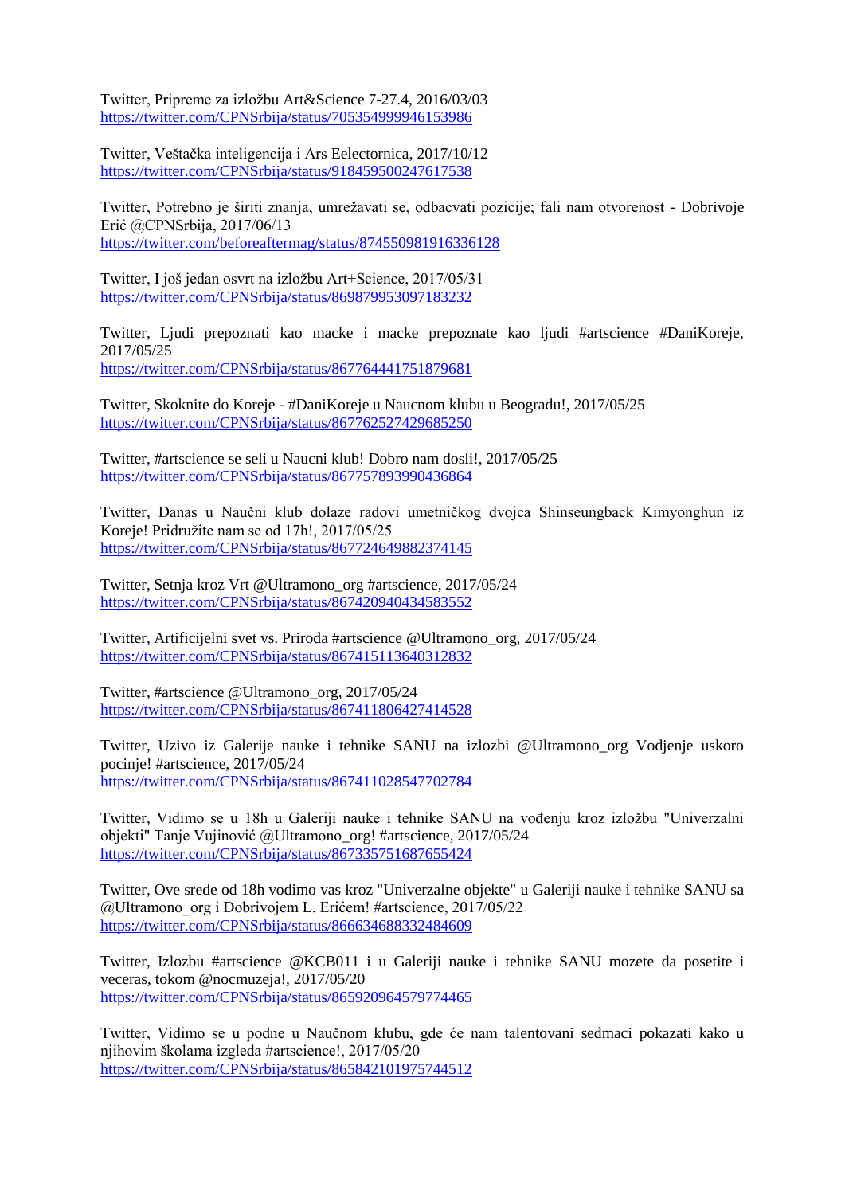Twitter, Pripreme za izložbu Art&Science 7-27.4, 2016/03/03
https://twitter.com/CPNSrbija/status/705354999946153986

Twitter, Veštačka inteligencija i Ars Eelectornica, 2017/10/12
https://twitter.com/CPNSrbija/status/918459500247617538

Twitter, Potrebno je širiti znanja, umrežavati se, odbacvati pozicije; fali nam otvorenost - Dobrivoje Erić @CPNSrbija, 2017/06/13
https://twitter.com/beforeaftermag/status/874550981916336128

Twitter, I još jedan osvrt na izložbu Art+Science, 2017/05/31
https://twitter.com/CPNSrbija/status/869879953097183232

Twitter, Ljudi prepoznati kao macke i macke prepoznate kao ljudi #artscience #DaniKoreje, 2017/05/25
https://twitter.com/CPNSrbija/status/867764441751879681

Twitter, Skoknite do Koreje - #DaniKoreje u Naucnom klubu u Beogradu!, 2017/05/25
https://twitter.com/CPNSrbija/status/867762527429685250

Twitter, #artscience se seli u Naucni klub! Dobro nam dosli!, 2017/05/25
https://twitter.com/CPNSrbija/status/867757893990436864

Twitter, Danas u Naučni klub dolaze radovi umetničkog dvojca Shinseungback Kimyonghun iz Koreje! Pridružite nam se od 17h!, 2017/05/25
https://twitter.com/CPNSrbija/status/867724649882374145

Twitter, Setnja kroz Vrt @Ultramono_org #artscience, 2017/05/24
https://twitter.com/CPNSrbija/status/867420940434583552

Twitter, Artificijelni svet vs. Priroda #artscience @Ultramono_org, 2017/05/24
https://twitter.com/CPNSrbija/status/867415113640312832

Twitter, #artscience @Ultramono_org, 2017/05/24
https://twitter.com/CPNSrbija/status/867411806427414528

Twitter, Uzivo iz Galerije nauke i tehnike SANU na izlozbi @Ultramono_org Vodjenje uskoro pocinje! #artscience, 2017/05/24
https://twitter.com/CPNSrbija/status/867411028547702784

Twitter, Vidimo se u 18h u Galeriji nauke i tehnike SANU na vođenju kroz izložbu "Univerzalni objekti" Tanje Vujinović @Ultramono_org! #artscience, 2017/05/24
https://twitter.com/CPNSrbija/status/867335751687655424

Twitter, Ove srede od 18h vodimo vas kroz "Univerzalne objekte" u Galeriji nauke i tehnike SANU sa @Ultramono_org i Dobrivojem L. Erićem! #artscience, 2017/05/22
https://twitter.com/CPNSrbija/status/866634688332484609

Twitter, Izlozbu #artscience @KCB011 i u Galeriji nauke i tehnike SANU mozete da posetite i veceras, tokom @nocmuzeja!, 2017/05/20
https://twitter.com/CPNSrbija/status/865920964579774465

Twitter, Vidimo se u podne u Naučnom klubu, gde će nam talentovani sedmaci pokazati kako u njihovim školama izgleda #artscience!, 2017/05/20
https://twitter.com/CPNSrbija/status/865842101975744512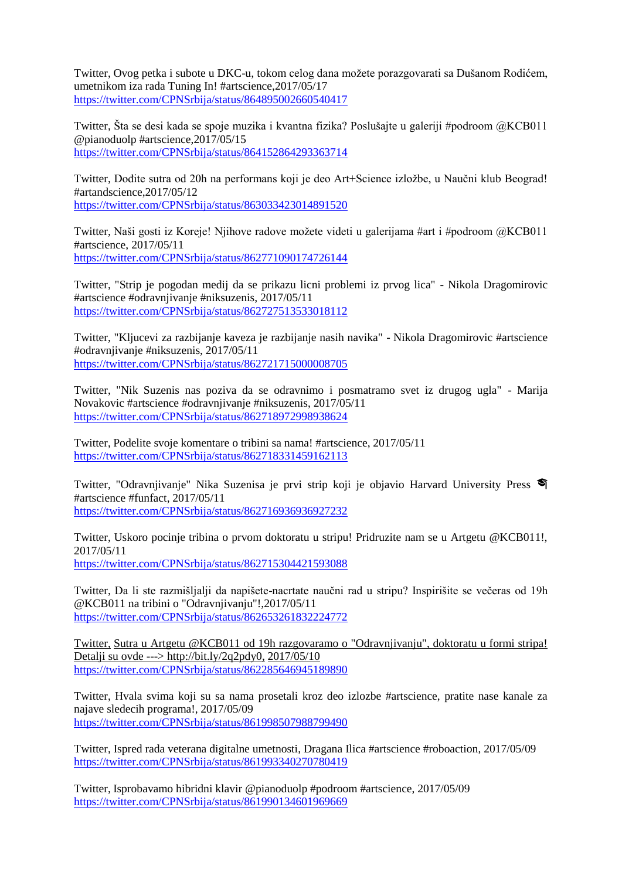Twitter, Ovog petka i subote u DKC-u, tokom celog dana možete porazgovarati sa Dušanom Rodićem, umetnikom iza rada Tuning In! #artscience,2017/05/17
https://twitter.com/CPNSrbija/status/864895002660540417

Twitter, Šta se desi kada se spoje muzika i kvantna fizika? Poslušajte u galeriji #podroom @KCB011 @pianoduolp #artscience,2017/05/15
https://twitter.com/CPNSrbija/status/864152864293363714

Twitter, Dođite sutra od 20h na performans koji je deo Art+Science izložbe, u Naučni klub Beograd! #artandscience,2017/05/12
https://twitter.com/CPNSrbija/status/863033423014891520

Twitter, Naši gosti iz Koreje! Njihove radove možete videti u galerijama #art i #podroom @KCB011 #artscience, 2017/05/11
https://twitter.com/CPNSrbija/status/862771090174726144

Twitter, "Strip je pogodan medij da se prikazu licni problemi iz prvog lica" - Nikola Dragomirovic #artscience #odravnjivanje #niksuzenis, 2017/05/11
https://twitter.com/CPNSrbija/status/862727513533018112

Twitter, "Kljucevi za razbijanje kaveza je razbijanje nasih navika" - Nikola Dragomirovic #artscience #odravnjivanje #niksuzenis, 2017/05/11
https://twitter.com/CPNSrbija/status/862721715000008705

Twitter, "Nik Suzenis nas poziva da se odravnimo i posmatramo svet iz drugog ugla" - Marija Novakovic #artscience #odravnjivanje #niksuzenis, 2017/05/11
https://twitter.com/CPNSrbija/status/862718972998938624

Twitter, Podelite svoje komentare o tribini sa nama! #artscience, 2017/05/11
https://twitter.com/CPNSrbija/status/862718331459162113

Twitter, "Odravnjivanje" Nika Suzenisa je prvi strip koji je objavio Harvard University Press 🎓 #artscience #funfact, 2017/05/11
https://twitter.com/CPNSrbija/status/862716936936927232

Twitter, Uskoro pocinje tribina o prvom doktoratu u stripu! Pridruzite nam se u Artgetu @KCB011!, 2017/05/11
https://twitter.com/CPNSrbija/status/862715304421593088

Twitter, Da li ste razmišljali da napišete-nacrtate naučni rad u stripu? Inspirišite se večeras od 19h @KCB011 na tribini o "Odravnjivanju"!,2017/05/11
https://twitter.com/CPNSrbija/status/862653261832224772

Twitter, Sutra u Artgetu @KCB011 od 19h razgovaramo o "Odravnjivanju", doktoratu u formi stripa! Detalji su ovde ---> http://bit.ly/2q2pdy0, 2017/05/10
https://twitter.com/CPNSrbija/status/862285646945189890

Twitter, Hvala svima koji su sa nama prosetali kroz deo izlozbe #artscience, pratite nase kanale za najave sledecih programa!, 2017/05/09
https://twitter.com/CPNSrbija/status/861998507988799490

Twitter, Ispred rada veterana digitalne umetnosti, Dragana Ilica #artscience #roboaction, 2017/05/09
https://twitter.com/CPNSrbija/status/861993340270780419

Twitter, Isprobavamo hibridni klavir @pianoduolp #podroom #artscience, 2017/05/09
https://twitter.com/CPNSrbija/status/861990134601969669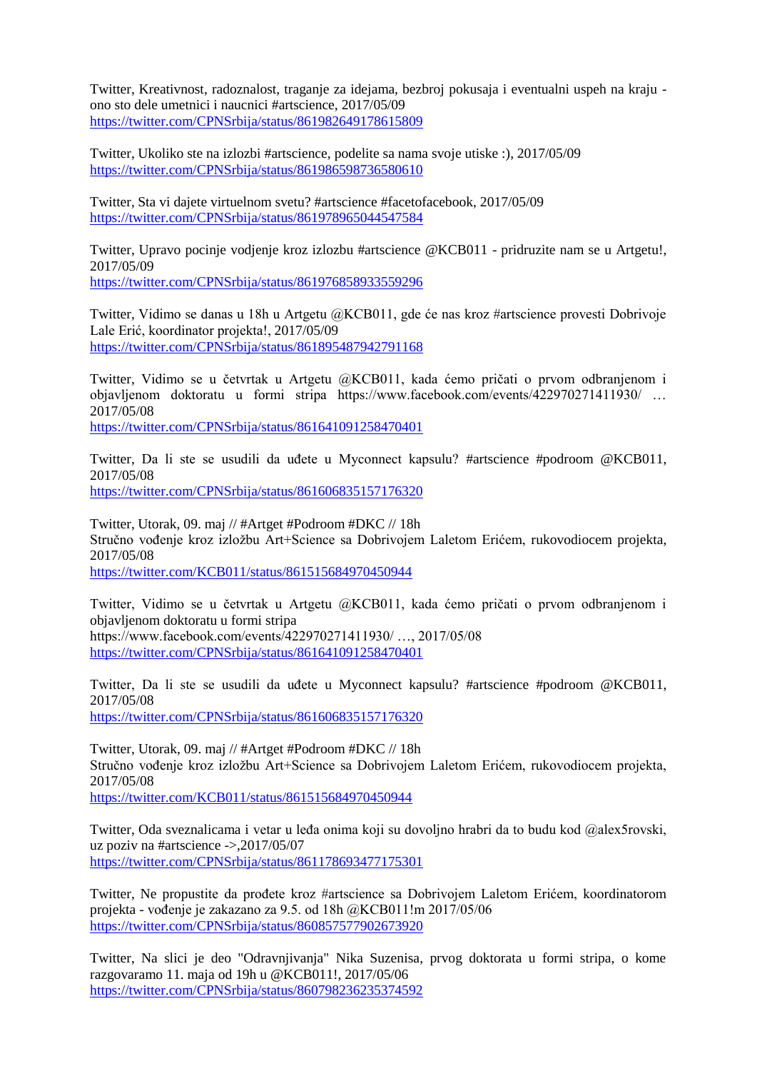Twitter, Kreativnost, radoznalost, traganje za idejama, bezbroj pokusaja i eventualni uspeh na kraju - ono sto dele umetnici i naucnici #artscience, 2017/05/09
https://twitter.com/CPNSrbija/status/861982649178615809

Twitter, Ukoliko ste na izlozbi #artscience, podelite sa nama svoje utiske :), 2017/05/09
https://twitter.com/CPNSrbija/status/861986598736580610

Twitter, Sta vi dajete virtuelnom svetu? #artscience #facetofacebook, 2017/05/09
https://twitter.com/CPNSrbija/status/861978965044547584

Twitter, Upravo pocinje vodjenje kroz izlozbu #artscience @KCB011 - pridruzite nam se u Artgetu!, 2017/05/09
https://twitter.com/CPNSrbija/status/861976858933559296

Twitter, Vidimo se danas u 18h u Artgetu @KCB011, gde će nas kroz #artscience provesti Dobrivoje Lale Erić, koordinator projekta!, 2017/05/09
https://twitter.com/CPNSrbija/status/861895487942791168

Twitter, Vidimo se u četvrtak u Artgetu @KCB011, kada ćemo pričati o prvom odbranjenom i objavljenom doktoratu u formi stripa https://www.facebook.com/events/422970271411930/ … 2017/05/08
https://twitter.com/CPNSrbija/status/861641091258470401

Twitter, Da li ste se usudili da uđete u Myconnect kapsulu? #artscience #podroom @KCB011, 2017/05/08
https://twitter.com/CPNSrbija/status/861606835157176320

Twitter, Utorak, 09. maj // #Artget #Podroom #DKC // 18h
Stručno vođenje kroz izložbu Art+Science sa Dobrivojem Laletom Erićem, rukovodiocem projekta, 2017/05/08
https://twitter.com/KCB011/status/861515684970450944

Twitter, Vidimo se u četvrtak u Artgetu @KCB011, kada ćemo pričati o prvom odbranjenom i objavljenom doktoratu u formi stripa
https://www.facebook.com/events/422970271411930/ …, 2017/05/08
https://twitter.com/CPNSrbija/status/861641091258470401

Twitter, Da li ste se usudili da uđete u Myconnect kapsulu? #artscience #podroom @KCB011, 2017/05/08
https://twitter.com/CPNSrbija/status/861606835157176320

Twitter, Utorak, 09. maj // #Artget #Podroom #DKC // 18h
Stručno vođenje kroz izložbu Art+Science sa Dobrivojem Laletom Erićem, rukovodiocem projekta, 2017/05/08
https://twitter.com/KCB011/status/861515684970450944

Twitter, Oda sveznalicama i vetar u leđa onima koji su dovoljno hrabri da to budu kod @alex5rovski, uz poziv na #artscience ->,2017/05/07
https://twitter.com/CPNSrbija/status/861178693477175301

Twitter, Ne propustite da prođete kroz #artscience sa Dobrivojem Laletom Erićem, koordinatorom projekta - vođenje je zakazano za 9.5. od 18h @KCB011!m 2017/05/06
https://twitter.com/CPNSrbija/status/860857577902673920

Twitter, Na slici je deo "Odravnjivanja" Nika Suzenisa, prvog doktorata u formi stripa, o kome razgovaramo 11. maja od 19h u @KCB011!, 2017/05/06
https://twitter.com/CPNSrbija/status/860798236235374592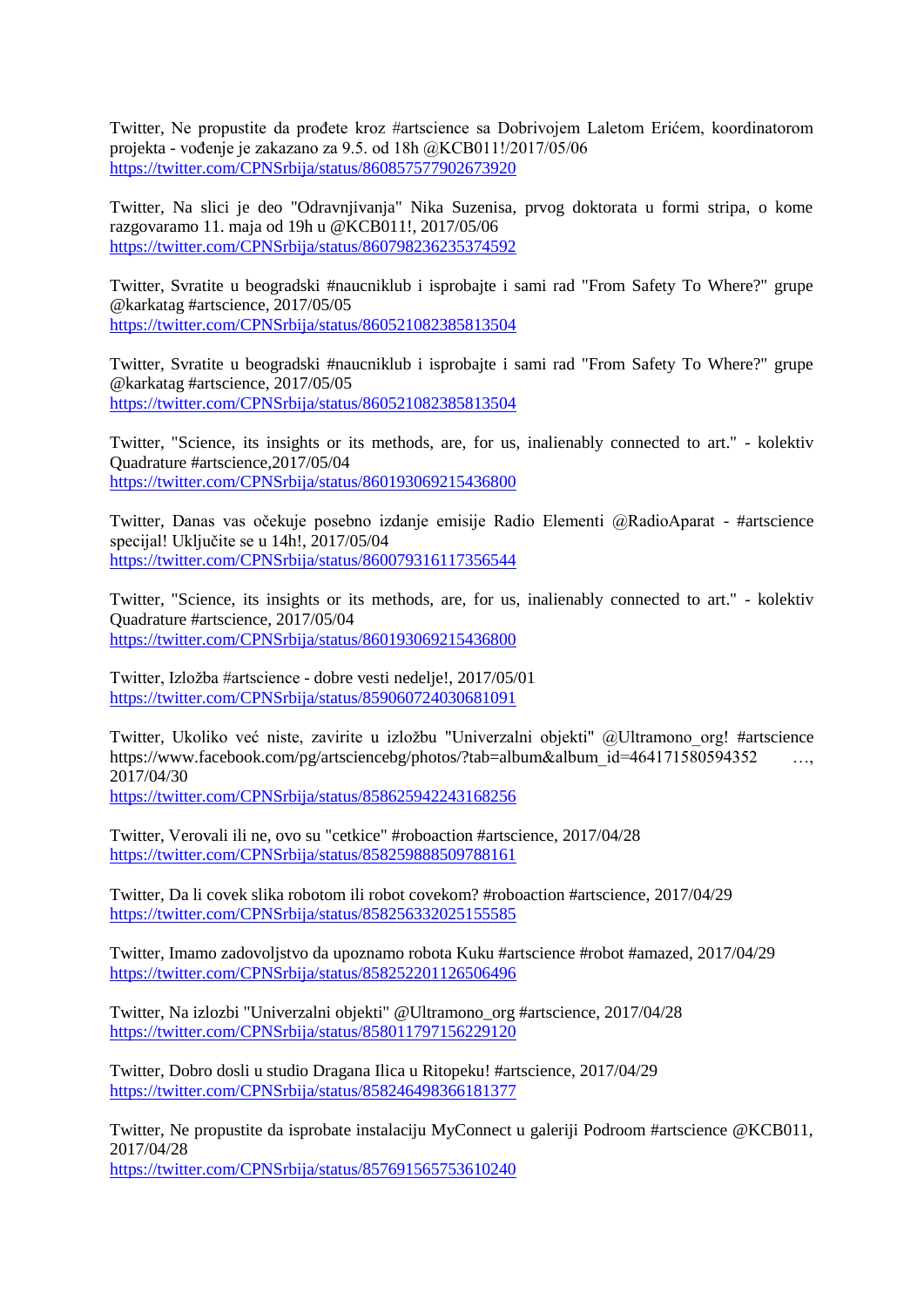Twitter, Ne propustite da prođete kroz #artscience sa Dobrivojem Laletom Erićem, koordinatorom projekta - vođenje je zakazano za 9.5. od 18h @KCB011!/2017/05/06
https://twitter.com/CPNSrbija/status/860857577902673920

Twitter, Na slici je deo "Odravnjivanja" Nika Suzenisa, prvog doktorata u formi stripa, o kome razgovaramo 11. maja od 19h u @KCB011!, 2017/05/06
https://twitter.com/CPNSrbija/status/860798236235374592

Twitter, Svratite u beogradski #naucniklub i isprobajte i sami rad "From Safety To Where?" grupe @karkatag #artscience, 2017/05/05
https://twitter.com/CPNSrbija/status/860521082385813504

Twitter, Svratite u beogradski #naucniklub i isprobajte i sami rad "From Safety To Where?" grupe @karkatag #artscience, 2017/05/05
https://twitter.com/CPNSrbija/status/860521082385813504

Twitter, "Science, its insights or its methods, are, for us, inalienably connected to art." - kolektiv Quadrature #artscience,2017/05/04
https://twitter.com/CPNSrbija/status/860193069215436800

Twitter, Danas vas očekuje posebno izdanje emisije Radio Elementi @RadioAparat - #artscience specijal! Uključite se u 14h!, 2017/05/04
https://twitter.com/CPNSrbija/status/860079316117356544

Twitter, "Science, its insights or its methods, are, for us, inalienably connected to art." - kolektiv Quadrature #artscience, 2017/05/04
https://twitter.com/CPNSrbija/status/860193069215436800

Twitter, Izložba #artscience - dobre vesti nedelje!, 2017/05/01
https://twitter.com/CPNSrbija/status/859060724030681091

Twitter, Ukoliko već niste, zavirite u izložbu "Univerzalni objekti" @Ultramono_org! #artscience https://www.facebook.com/pg/artsciencebg/photos/?tab=album&album_id=464171580594352 …, 2017/04/30
https://twitter.com/CPNSrbija/status/858625942243168256

Twitter, Verovali ili ne, ovo su "cetkice" #roboaction #artscience, 2017/04/28
https://twitter.com/CPNSrbija/status/858259888509788161

Twitter, Da li covek slika robotom ili robot covekom? #roboaction #artscience, 2017/04/29
https://twitter.com/CPNSrbija/status/858256332025155585

Twitter, Imamo zadovoljstvo da upoznamo robota Kuku #artscience #robot #amazed, 2017/04/29
https://twitter.com/CPNSrbija/status/858252201126506496

Twitter, Na izlozbi "Univerzalni objekti" @Ultramono_org #artscience, 2017/04/28
https://twitter.com/CPNSrbija/status/858011797156229120

Twitter, Dobro dosli u studio Dragana Ilica u Ritopeku! #artscience, 2017/04/29
https://twitter.com/CPNSrbija/status/858246498366181377

Twitter, Ne propustite da isprobate instalaciju MyConnect u galeriji Podroom #artscience @KCB011, 2017/04/28
https://twitter.com/CPNSrbija/status/857691565753610240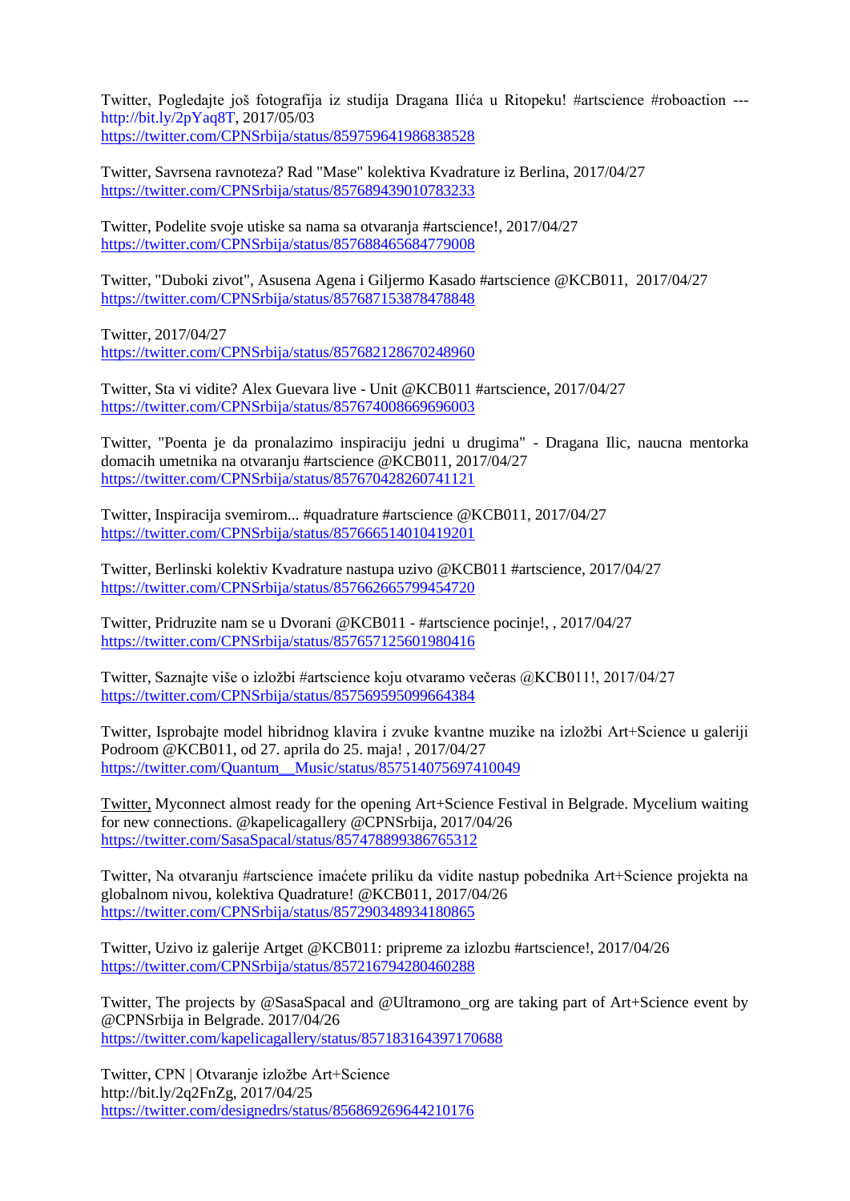Twitter, Pogledajte još fotografija iz studija Dragana Ilića u Ritopeku! #artscience #roboaction --- http://bit.ly/2pYaq8T, 2017/05/03
https://twitter.com/CPNSrbija/status/859759641986838528

Twitter, Savrsena ravnoteza? Rad "Mase" kolektiva Kvadrature iz Berlina, 2017/04/27
https://twitter.com/CPNSrbija/status/857689439010783233

Twitter, Podelite svoje utiske sa nama sa otvaranja #artscience!, 2017/04/27
https://twitter.com/CPNSrbija/status/857688465684779008

Twitter, "Duboki zivot", Asusena Agena i Giljermo Kasado #artscience @KCB011, 2017/04/27
https://twitter.com/CPNSrbija/status/857687153878478848

Twitter, 2017/04/27
https://twitter.com/CPNSrbija/status/857682128670248960

Twitter, Sta vi vidite? Alex Guevara live - Unit @KCB011 #artscience, 2017/04/27
https://twitter.com/CPNSrbija/status/857674008669696003

Twitter, "Poenta je da pronalazimo inspiraciju jedni u drugima" - Dragana Ilic, naucna mentorka domacih umetnika na otvaranju #artscience @KCB011, 2017/04/27
https://twitter.com/CPNSrbija/status/857670428260741121

Twitter, Inspiracija svemirom... #quadrature #artscience @KCB011, 2017/04/27
https://twitter.com/CPNSrbija/status/857666514010419201

Twitter, Berlinski kolektiv Kvadrature nastupa uzivo @KCB011 #artscience, 2017/04/27
https://twitter.com/CPNSrbija/status/857662665799454720

Twitter, Pridruzite nam se u Dvorani @KCB011 - #artscience pocinje!, , 2017/04/27
https://twitter.com/CPNSrbija/status/857657125601980416

Twitter, Saznajte više o izložbi #artscience koju otvaramo večeras @KCB011!, 2017/04/27
https://twitter.com/CPNSrbija/status/857569595099664384

Twitter, Isprobajte model hibridnog klavira i zvuke kvantne muzike na izložbi Art+Science u galeriji Podroom @KCB011, od 27. aprila do 25. maja! , 2017/04/27
https://twitter.com/Quantum__Music/status/857514075697410049

Twitter, Myconnect almost ready for the opening Art+Science Festival in Belgrade. Mycelium waiting for new connections. @kapelicagallery @CPNSrbija, 2017/04/26
https://twitter.com/SasaSpacal/status/857478899386765312

Twitter, Na otvaranju #artscience imaćete priliku da vidite nastup pobednika Art+Science projekta na globalnom nivou, kolektiva Quadrature! @KCB011, 2017/04/26
https://twitter.com/CPNSrbija/status/857290348934180865

Twitter, Uzivo iz galerije Artget @KCB011: pripreme za izlozbu #artscience!, 2017/04/26
https://twitter.com/CPNSrbija/status/857216794280460288

Twitter, The projects by @SasaSpacal and @Ultramono_org are taking part of Art+Science event by @CPNSrbija in Belgrade. 2017/04/26
https://twitter.com/kapelicagallery/status/857183164397170688

Twitter, CPN | Otvaranje izložbe Art+Science
http://bit.ly/2q2FnZg, 2017/04/25
https://twitter.com/designedrs/status/856869269644210176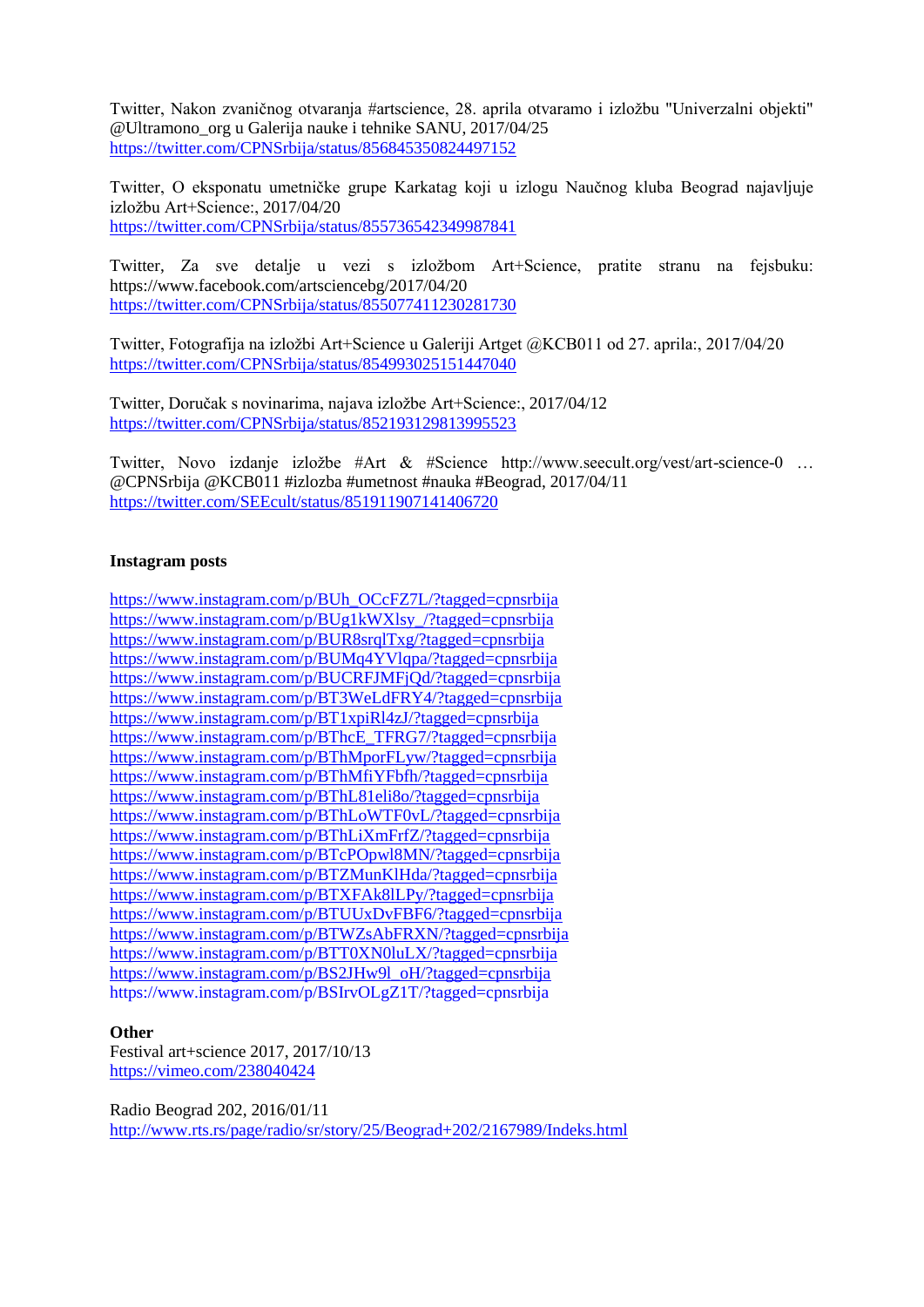Twitter, Nakon zvaničnog otvaranja #artscience, 28. aprila otvaramo i izložbu "Univerzalni objekti" @Ultramono_org u Galerija nauke i tehnike SANU, 2017/04/25
https://twitter.com/CPNSrbija/status/856845350824497152

Twitter, O eksponatu umetničke grupe Karkatag koji u izlogu Naučnog kluba Beograd najavljuje izložbu Art+Science:, 2017/04/20
https://twitter.com/CPNSrbija/status/855736542349987841

Twitter, Za sve detalje u vezi s izložbom Art+Science, pratite stranu na fejsbuku: https://www.facebook.com/artsciencebg/2017/04/20
https://twitter.com/CPNSrbija/status/855077411230281730

Twitter, Fotografija na izložbi Art+Science u Galeriji Artget @KCB011 od 27. aprila:, 2017/04/20
https://twitter.com/CPNSrbija/status/854993025151447040

Twitter, Doručak s novinarima, najava izložbe Art+Science:, 2017/04/12
https://twitter.com/CPNSrbija/status/852193129813995523

Twitter, Novo izdanje izložbe #Art & #Science http://www.seecult.org/vest/art-science-0 … @CPNSrbija @KCB011 #izlozba #umetnost #nauka #Beograd, 2017/04/11
https://twitter.com/SEEcult/status/851911907141406720

**Instagram posts**

https://www.instagram.com/p/BUh_OCcFZ7L/?tagged=cpnsrbija
https://www.instagram.com/p/BUg1kWXlsy_/?tagged=cpnsrbija
https://www.instagram.com/p/BUR8srqlTxg/?tagged=cpnsrbija
https://www.instagram.com/p/BUMq4YVlqpa/?tagged=cpnsrbija
https://www.instagram.com/p/BUCRFJMFjQd/?tagged=cpnsrbija
https://www.instagram.com/p/BT3WeLdFRY4/?tagged=cpnsrbija
https://www.instagram.com/p/BT1xpiRl4zJ/?tagged=cpnsrbija
https://www.instagram.com/p/BThcE_TFRG7/?tagged=cpnsrbija
https://www.instagram.com/p/BThMporFLyw/?tagged=cpnsrbija
https://www.instagram.com/p/BThMfiYFbfh/?tagged=cpnsrbija
https://www.instagram.com/p/BThL81eli8o/?tagged=cpnsrbija
https://www.instagram.com/p/BThLoWTF0vL/?tagged=cpnsrbija
https://www.instagram.com/p/BThLiXmFrfZ/?tagged=cpnsrbija
https://www.instagram.com/p/BTcPOpwl8MN/?tagged=cpnsrbija
https://www.instagram.com/p/BTZMunKlHda/?tagged=cpnsrbija
https://www.instagram.com/p/BTXFAk8lLPy/?tagged=cpnsrbija
https://www.instagram.com/p/BTUUxDvFBF6/?tagged=cpnsrbija
https://www.instagram.com/p/BTWZsAbFRXN/?tagged=cpnsrbija
https://www.instagram.com/p/BTT0XN0luLX/?tagged=cpnsrbija
https://www.instagram.com/p/BS2JHw9l_oH/?tagged=cpnsrbija
https://www.instagram.com/p/BSIrvOLgZ1T/?tagged=cpnsrbija

**Other**

Festival art+science 2017, 2017/10/13
https://vimeo.com/238040424

Radio Beograd 202, 2016/01/11
http://www.rts.rs/page/radio/sr/story/25/Beograd+202/2167989/Indeks.html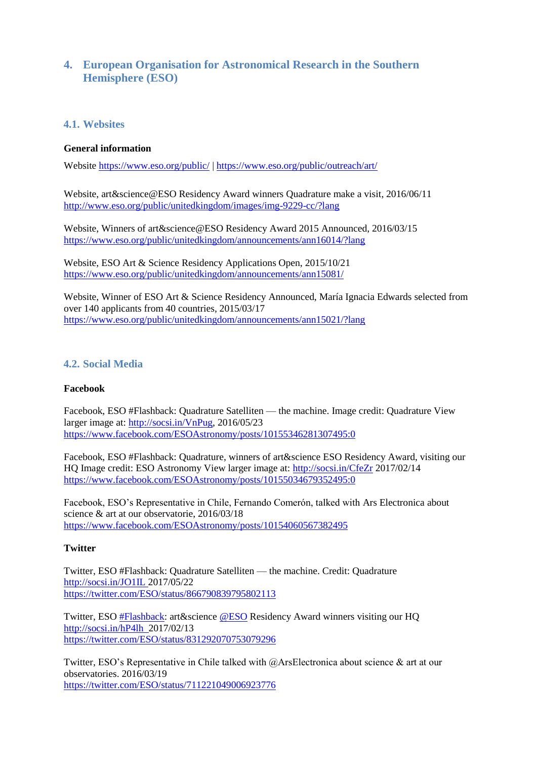## 4. European Organisation for Astronomical Research in the Southern Hemisphere (ESO)

### 4.1. Websites

**General information**

Website https://www.eso.org/public/ | https://www.eso.org/public/outreach/art/

Website, art&science@ESO Residency Award winners Quadrature make a visit, 2016/06/11
http://www.eso.org/public/unitedkingdom/images/img-9229-cc/?lang

Website, Winners of art&science@ESO Residency Award 2015 Announced, 2016/03/15
https://www.eso.org/public/unitedkingdom/announcements/ann16014/?lang

Website, ESO Art & Science Residency Applications Open, 2015/10/21
https://www.eso.org/public/unitedkingdom/announcements/ann15081/

Website, Winner of ESO Art & Science Residency Announced, María Ignacia Edwards selected from over 140 applicants from 40 countries, 2015/03/17
https://www.eso.org/public/unitedkingdom/announcements/ann15021/?lang

### 4.2. Social Media

**Facebook**

Facebook, ESO #Flashback: Quadrature Satelliten — the machine. Image credit: Quadrature View larger image at: http://socsi.in/VnPug, 2016/05/23
https://www.facebook.com/ESOAstronomy/posts/10155346281307495:0

Facebook, ESO #Flashback: Quadrature, winners of art&science ESO Residency Award, visiting our HQ Image credit: ESO Astronomy View larger image at: http://socsi.in/CfeZr 2017/02/14
https://www.facebook.com/ESOAstronomy/posts/10155034679352495:0

Facebook, ESO's Representative in Chile, Fernando Comerón, talked with Ars Electronica about science & art at our observatorie, 2016/03/18
https://www.facebook.com/ESOAstronomy/posts/10154060567382495

**Twitter**

Twitter, ESO #Flashback: Quadrature Satelliten — the machine. Credit: Quadrature
http://socsi.in/JO1IL 2017/05/22
https://twitter.com/ESO/status/866790839795802113

Twitter, ESO #Flashback: art&science @ESO Residency Award winners visiting our HQ
http://socsi.in/hP4lh 2017/02/13
https://twitter.com/ESO/status/831292070753079296

Twitter, ESO's Representative in Chile talked with @ArsElectronica about science & art at our observatories. 2016/03/19
https://twitter.com/ESO/status/711221049006923776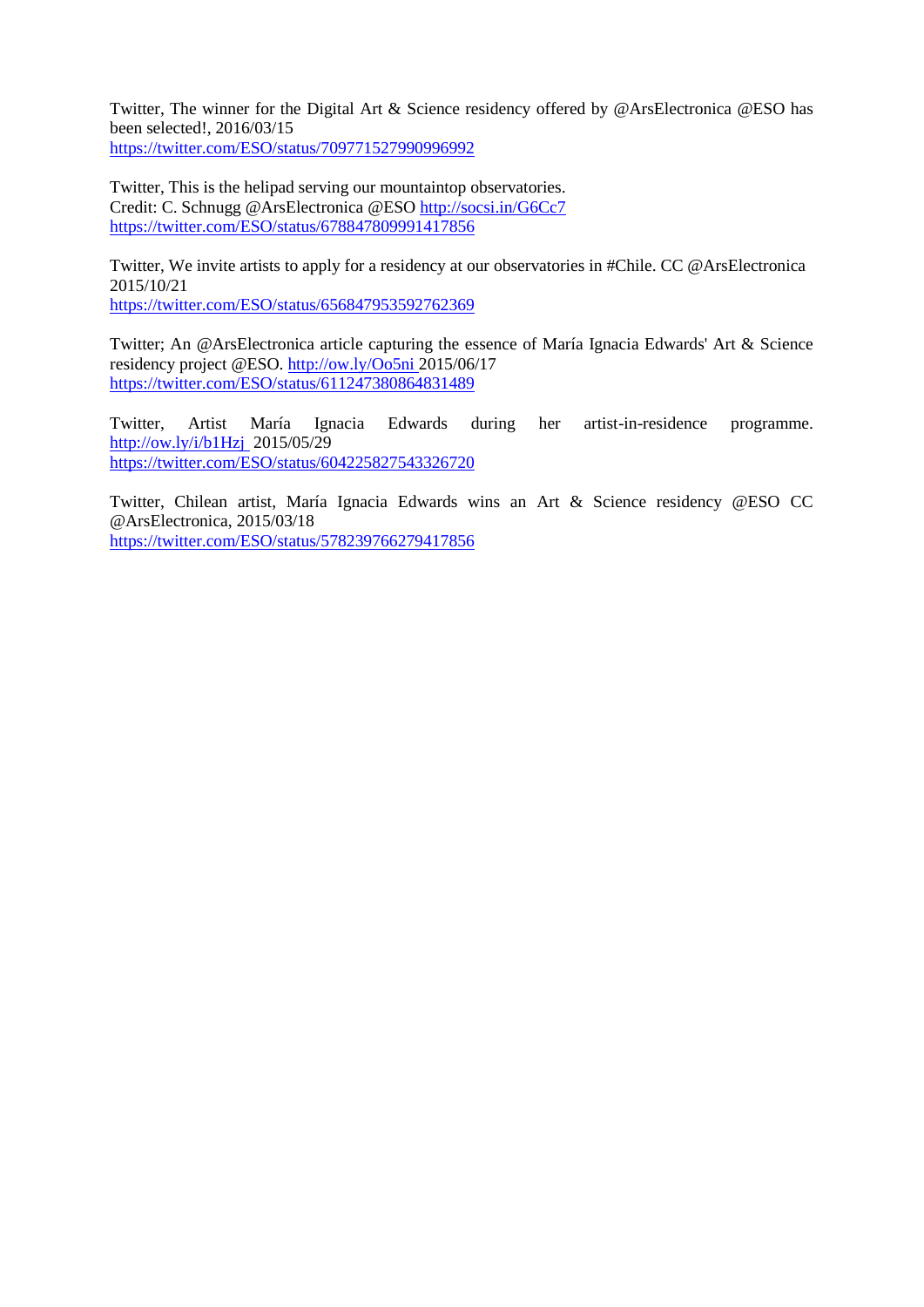Twitter, The winner for the Digital Art & Science residency offered by @ArsElectronica @ESO has been selected!, 2016/03/15
https://twitter.com/ESO/status/709771527990996992

Twitter, This is the helipad serving our mountaintop observatories.
Credit: C. Schnugg @ArsElectronica @ESO http://socsi.in/G6Cc7
https://twitter.com/ESO/status/678847809991417856

Twitter, We invite artists to apply for a residency at our observatories in #Chile. CC @ArsElectronica 2015/10/21
https://twitter.com/ESO/status/656847953592762369

Twitter; An @ArsElectronica article capturing the essence of María Ignacia Edwards' Art & Science residency project @ESO. http://ow.ly/Oo5ni 2015/06/17
https://twitter.com/ESO/status/611247380864831489

Twitter, Artist María Ignacia Edwards during her artist-in-residence programme. http://ow.ly/i/b1Hzj 2015/05/29
https://twitter.com/ESO/status/604225827543326720

Twitter, Chilean artist, María Ignacia Edwards wins an Art & Science residency @ESO CC @ArsElectronica, 2015/03/18
https://twitter.com/ESO/status/578239766279417856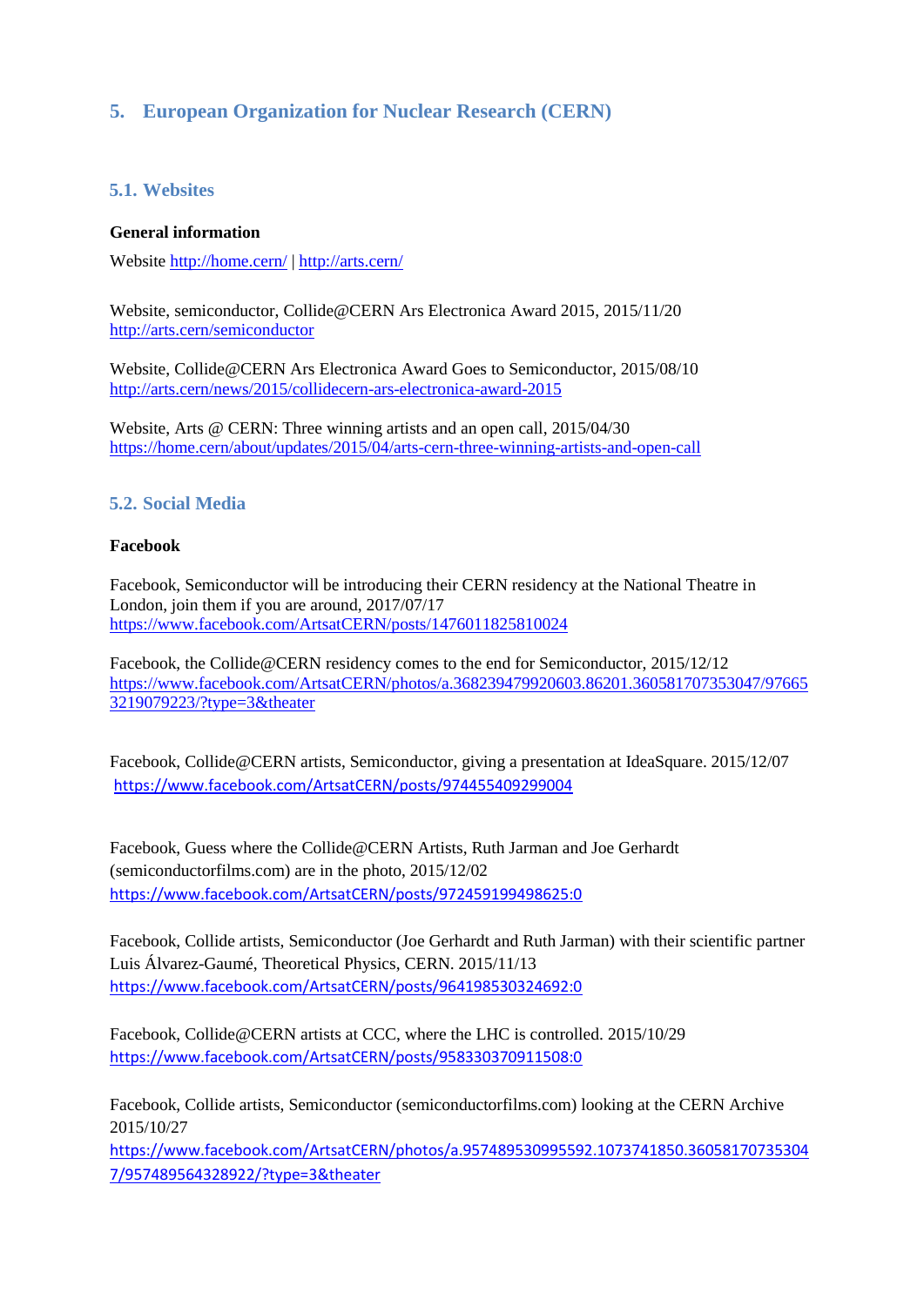## 5. European Organization for Nuclear Research (CERN)

### 5.1. Websites

**General information**

Website http://home.cern/ | http://arts.cern/

Website, semiconductor, Collide@CERN Ars Electronica Award 2015, 2015/11/20
http://arts.cern/semiconductor

Website, Collide@CERN Ars Electronica Award Goes to Semiconductor, 2015/08/10
http://arts.cern/news/2015/collidecern-ars-electronica-award-2015

Website, Arts @ CERN: Three winning artists and an open call, 2015/04/30
https://home.cern/about/updates/2015/04/arts-cern-three-winning-artists-and-open-call

### 5.2. Social Media

**Facebook**

Facebook, Semiconductor will be introducing their CERN residency at the National Theatre in London, join them if you are around, 2017/07/17
https://www.facebook.com/ArtsatCERN/posts/1476011825810024

Facebook, the Collide@CERN residency comes to the end for Semiconductor, 2015/12/12
https://www.facebook.com/ArtsatCERN/photos/a.368239479920603.86201.360581707353047/976653219079223/?type=3&theater

Facebook, Collide@CERN artists, Semiconductor, giving a presentation at IdeaSquare. 2015/12/07
https://www.facebook.com/ArtsatCERN/posts/974455409299004

Facebook, Guess where the Collide@CERN Artists, Ruth Jarman and Joe Gerhardt (semiconductorfilms.com) are in the photo, 2015/12/02
https://www.facebook.com/ArtsatCERN/posts/972459199498625:0

Facebook, Collide artists, Semiconductor (Joe Gerhardt and Ruth Jarman) with their scientific partner Luis Álvarez-Gaumé, Theoretical Physics, CERN. 2015/11/13
https://www.facebook.com/ArtsatCERN/posts/964198530324692:0

Facebook, Collide@CERN artists at CCC, where the LHC is controlled. 2015/10/29
https://www.facebook.com/ArtsatCERN/posts/958330370911508:0

Facebook, Collide artists, Semiconductor (semiconductorfilms.com) looking at the CERN Archive 2015/10/27
https://www.facebook.com/ArtsatCERN/photos/a.957489530995592.1073741850.360581707353047/957489564328922/?type=3&theater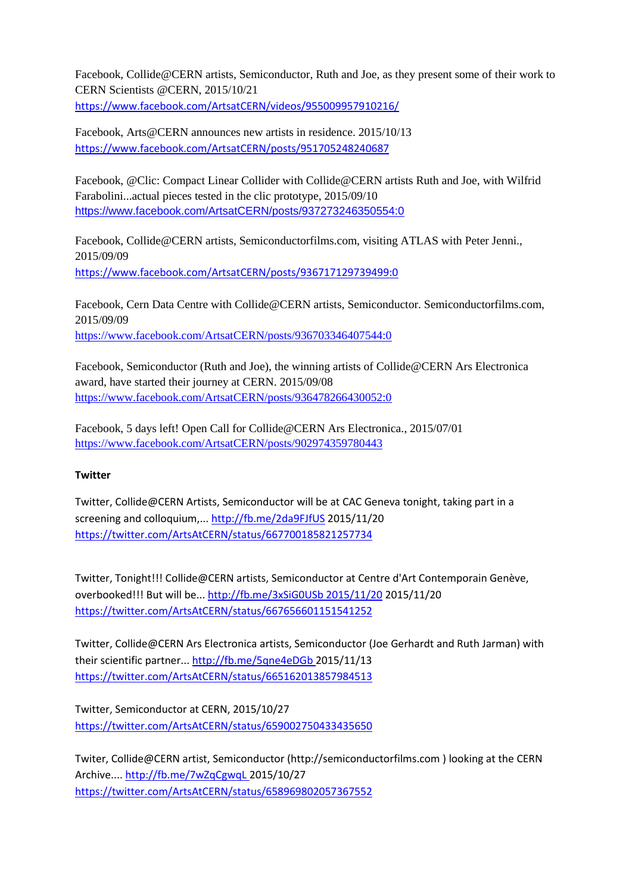Facebook, Collide@CERN artists, Semiconductor, Ruth and Joe, as they present some of their work to CERN Scientists @CERN, 2015/10/21
https://www.facebook.com/ArtsatCERN/videos/955009957910216/

Facebook, Arts@CERN announces new artists in residence. 2015/10/13
https://www.facebook.com/ArtsatCERN/posts/951705248240687

Facebook, @Clic: Compact Linear Collider with Collide@CERN artists Ruth and Joe, with Wilfrid Farabolini...actual pieces tested in the clic prototype, 2015/09/10
https://www.facebook.com/ArtsatCERN/posts/937273246350554:0

Facebook, Collide@CERN artists, Semiconductorfilms.com, visiting ATLAS with Peter Jenni., 2015/09/09
https://www.facebook.com/ArtsatCERN/posts/936717129739499:0

Facebook, Cern Data Centre with Collide@CERN artists, Semiconductor. Semiconductorfilms.com, 2015/09/09
https://www.facebook.com/ArtsatCERN/posts/936703346407544:0

Facebook, Semiconductor (Ruth and Joe), the winning artists of Collide@CERN Ars Electronica award, have started their journey at CERN. 2015/09/08
https://www.facebook.com/ArtsatCERN/posts/936478266430052:0

Facebook, 5 days left! Open Call for Collide@CERN Ars Electronica., 2015/07/01
https://www.facebook.com/ArtsatCERN/posts/902974359780443

**Twitter**

Twitter, Collide@CERN Artists, Semiconductor will be at CAC Geneva tonight, taking part in a screening and colloquium,... http://fb.me/2da9FJfUS 2015/11/20
https://twitter.com/ArtsAtCERN/status/667700185821257734

Twitter, Tonight!!! Collide@CERN artists, Semiconductor at Centre d'Art Contemporain Genève, overbooked!!! But will be... http://fb.me/3xSiG0USb 2015/11/20 2015/11/20
https://twitter.com/ArtsAtCERN/status/667656601151541252

Twitter, Collide@CERN Ars Electronica artists, Semiconductor (Joe Gerhardt and Ruth Jarman) with their scientific partner... http://fb.me/5qne4eDGb 2015/11/13
https://twitter.com/ArtsAtCERN/status/665162013857984513

Twitter, Semiconductor at CERN, 2015/10/27
https://twitter.com/ArtsAtCERN/status/659002750433435650

Twiter, Collide@CERN artist, Semiconductor (http://semiconductorfilms.com ) looking at the CERN Archive.... http://fb.me/7wZqCgwqL 2015/10/27
https://twitter.com/ArtsAtCERN/status/658969802057367552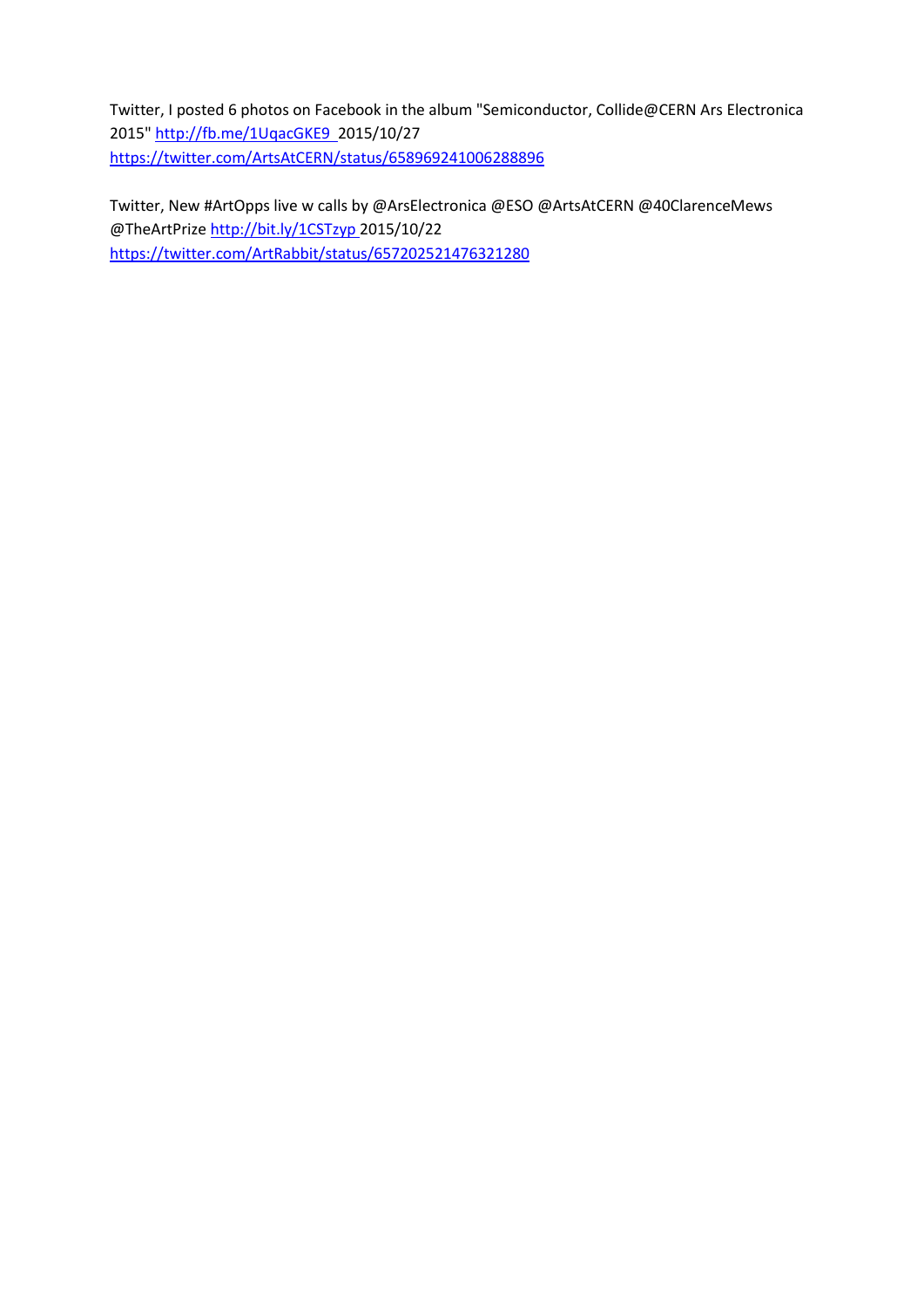Twitter, I posted 6 photos on Facebook in the album "Semiconductor, Collide@CERN Ars Electronica 2015" http://fb.me/1UqacGKE9 2015/10/27
https://twitter.com/ArtsAtCERN/status/658969241006288896

Twitter, New #ArtOpps live w calls by @ArsElectronica @ESO @ArtsAtCERN @40ClarenceMews @TheArtPrize http://bit.ly/1CSTzyp 2015/10/22
https://twitter.com/ArtRabbit/status/657202521476321280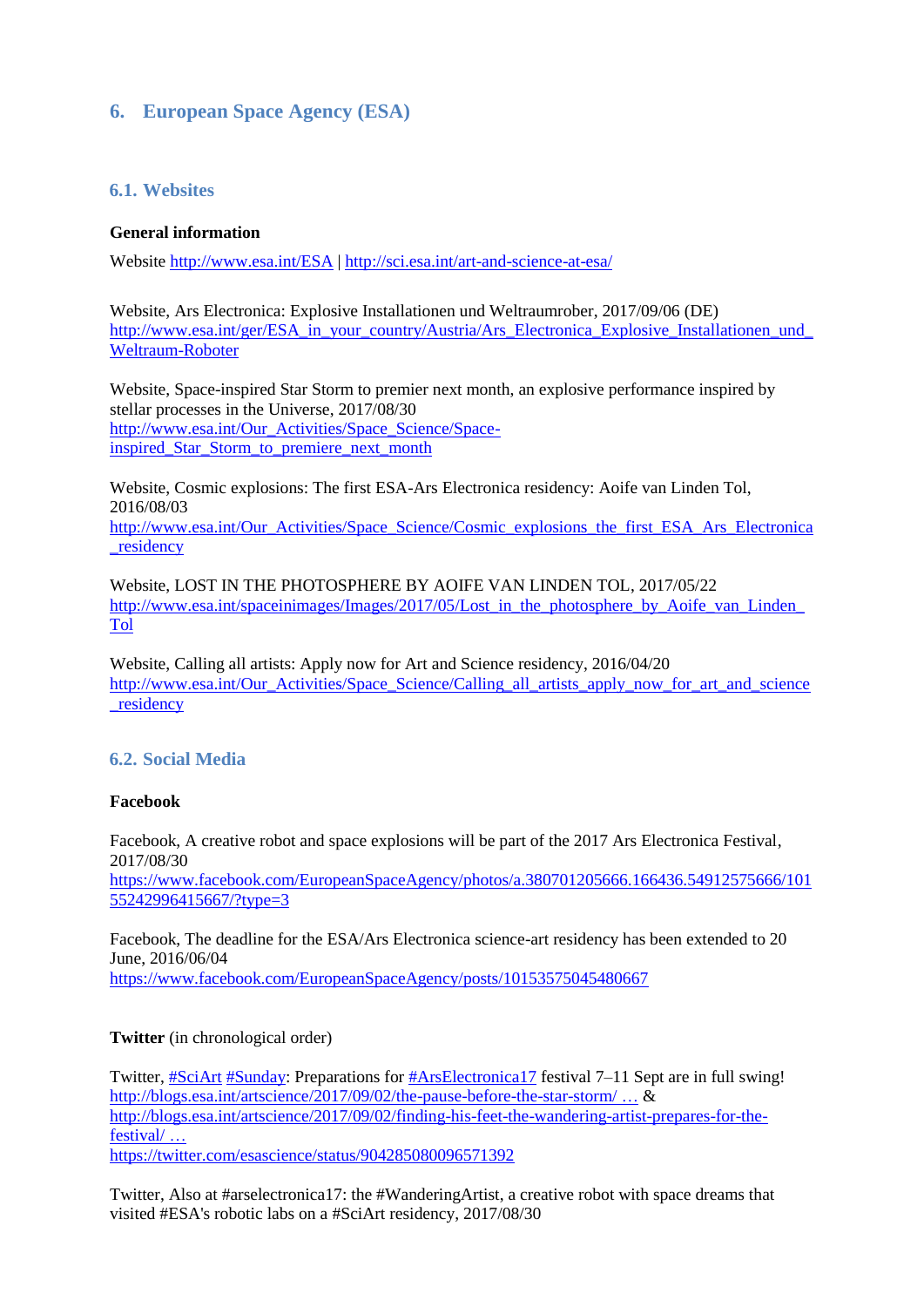## 6. European Space Agency (ESA)

### 6.1. Websites

**General information**

Website http://www.esa.int/ESA | http://sci.esa.int/art-and-science-at-esa/

Website, Ars Electronica: Explosive Installationen und Weltraumrober, 2017/09/06 (DE)
http://www.esa.int/ger/ESA_in_your_country/Austria/Ars_Electronica_Explosive_Installationen_und_Weltraum-Roboter

Website, Space-inspired Star Storm to premier next month, an explosive performance inspired by stellar processes in the Universe, 2017/08/30
http://www.esa.int/Our_Activities/Space_Science/Space-inspired_Star_Storm_to_premiere_next_month

Website, Cosmic explosions: The first ESA-Ars Electronica residency: Aoife van Linden Tol, 2016/08/03
http://www.esa.int/Our_Activities/Space_Science/Cosmic_explosions_the_first_ESA_Ars_Electronica_residency

Website, LOST IN THE PHOTOSPHERE BY AOIFE VAN LINDEN TOL, 2017/05/22
http://www.esa.int/spaceinimages/Images/2017/05/Lost_in_the_photosphere_by_Aoife_van_Linden_Tol

Website, Calling all artists: Apply now for Art and Science residency, 2016/04/20
http://www.esa.int/Our_Activities/Space_Science/Calling_all_artists_apply_now_for_art_and_science_residency

### 6.2. Social Media

**Facebook**

Facebook, A creative robot and space explosions will be part of the 2017 Ars Electronica Festival, 2017/08/30
https://www.facebook.com/EuropeanSpaceAgency/photos/a.380701205666.166436.54912575666/10155242996415667/?type=3

Facebook, The deadline for the ESA/Ars Electronica science-art residency has been extended to 20 June, 2016/06/04
https://www.facebook.com/EuropeanSpaceAgency/posts/10153575045480667

**Twitter** (in chronological order)

Twitter, #SciArt #Sunday: Preparations for #ArsElectronica17 festival 7–11 Sept are in full swing!
http://blogs.esa.int/artscience/2017/09/02/the-pause-before-the-star-storm/ … &
http://blogs.esa.int/artscience/2017/09/02/finding-his-feet-the-wandering-artist-prepares-for-the-festival/ …
https://twitter.com/esascience/status/904285080096571392

Twitter, Also at #arselectronica17: the #WanderingArtist, a creative robot with space dreams that visited #ESA's robotic labs on a #SciArt residency, 2017/08/30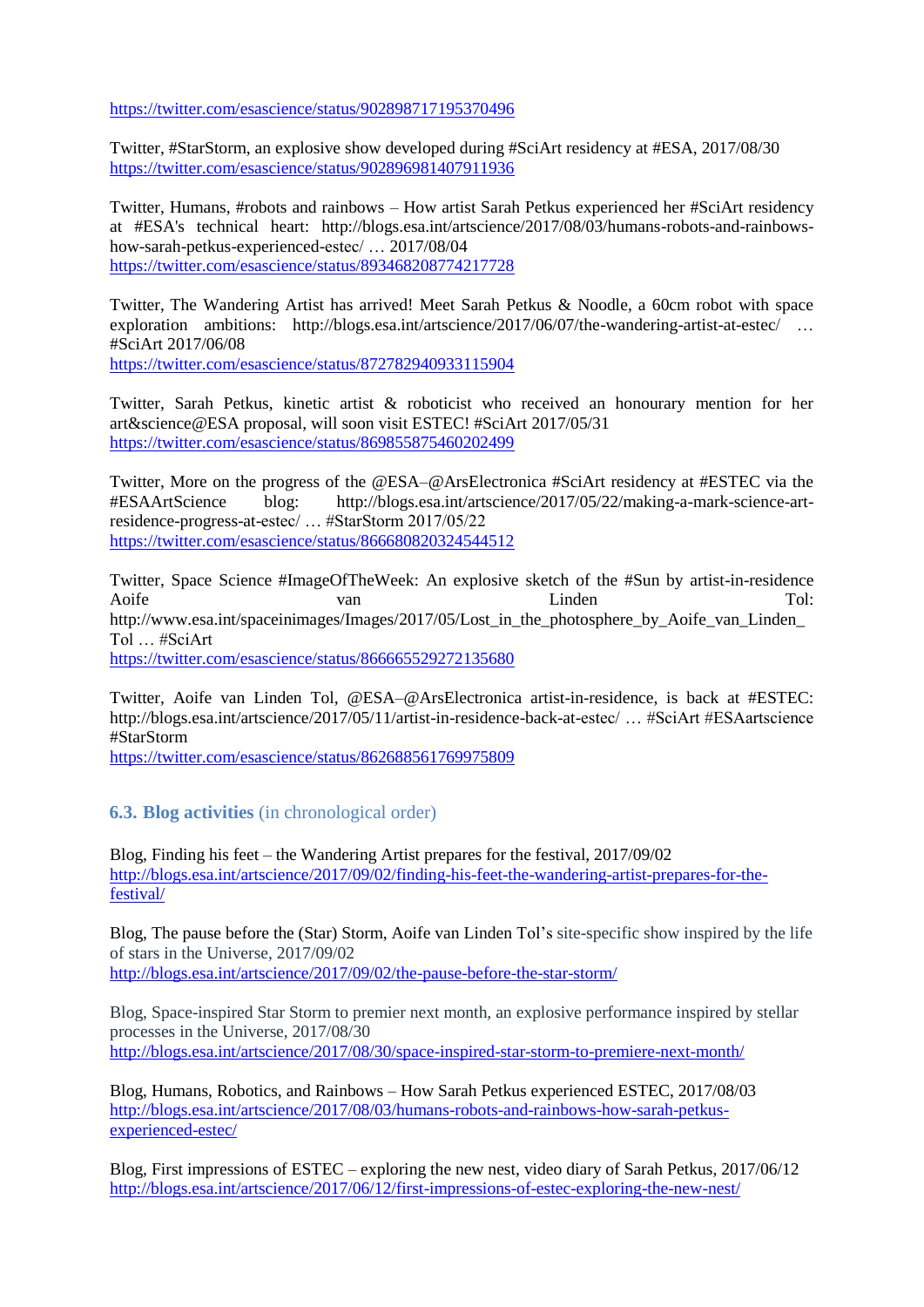https://twitter.com/esascience/status/902898717195370496

Twitter, #StarStorm, an explosive show developed during #SciArt residency at #ESA, 2017/08/30
https://twitter.com/esascience/status/902896981407911936

Twitter, Humans, #robots and rainbows – How artist Sarah Petkus experienced her #SciArt residency at #ESA's technical heart: http://blogs.esa.int/artscience/2017/08/03/humans-robots-and-rainbows-how-sarah-petkus-experienced-estec/ … 2017/08/04
https://twitter.com/esascience/status/893468208774217728

Twitter, The Wandering Artist has arrived! Meet Sarah Petkus & Noodle, a 60cm robot with space exploration ambitions: http://blogs.esa.int/artscience/2017/06/07/the-wandering-artist-at-estec/ … #SciArt 2017/06/08
https://twitter.com/esascience/status/872782940933115904

Twitter, Sarah Petkus, kinetic artist & roboticist who received an honourary mention for her art&science@ESA proposal, will soon visit ESTEC! #SciArt 2017/05/31
https://twitter.com/esascience/status/869855875460202499

Twitter, More on the progress of the @ESA–@ArsElectronica #SciArt residency at #ESTEC via the #ESAArtScience blog: http://blogs.esa.int/artscience/2017/05/22/making-a-mark-science-art-residence-progress-at-estec/ … #StarStorm 2017/05/22
https://twitter.com/esascience/status/866680820324544512

Twitter, Space Science #ImageOfTheWeek: An explosive sketch of the #Sun by artist-in-residence Aoife van Linden Tol: http://www.esa.int/spaceinimages/Images/2017/05/Lost_in_the_photosphere_by_Aoife_van_Linden_Tol … #SciArt
https://twitter.com/esascience/status/866665529272135680

Twitter, Aoife van Linden Tol, @ESA–@ArsElectronica artist-in-residence, is back at #ESTEC: http://blogs.esa.int/artscience/2017/05/11/artist-in-residence-back-at-estec/ … #SciArt #ESAartscience #StarStorm
https://twitter.com/esascience/status/862688561769975809

### 6.3. Blog activities (in chronological order)

Blog, Finding his feet – the Wandering Artist prepares for the festival, 2017/09/02
http://blogs.esa.int/artscience/2017/09/02/finding-his-feet-the-wandering-artist-prepares-for-the-festival/

Blog, The pause before the (Star) Storm, Aoife van Linden Tol's site-specific show inspired by the life of stars in the Universe, 2017/09/02
http://blogs.esa.int/artscience/2017/09/02/the-pause-before-the-star-storm/

Blog, Space-inspired Star Storm to premier next month, an explosive performance inspired by stellar processes in the Universe, 2017/08/30
http://blogs.esa.int/artscience/2017/08/30/space-inspired-star-storm-to-premiere-next-month/

Blog, Humans, Robotics, and Rainbows – How Sarah Petkus experienced ESTEC, 2017/08/03
http://blogs.esa.int/artscience/2017/08/03/humans-robots-and-rainbows-how-sarah-petkus-experienced-estec/

Blog, First impressions of ESTEC – exploring the new nest, video diary of Sarah Petkus, 2017/06/12
http://blogs.esa.int/artscience/2017/06/12/first-impressions-of-estec-exploring-the-new-nest/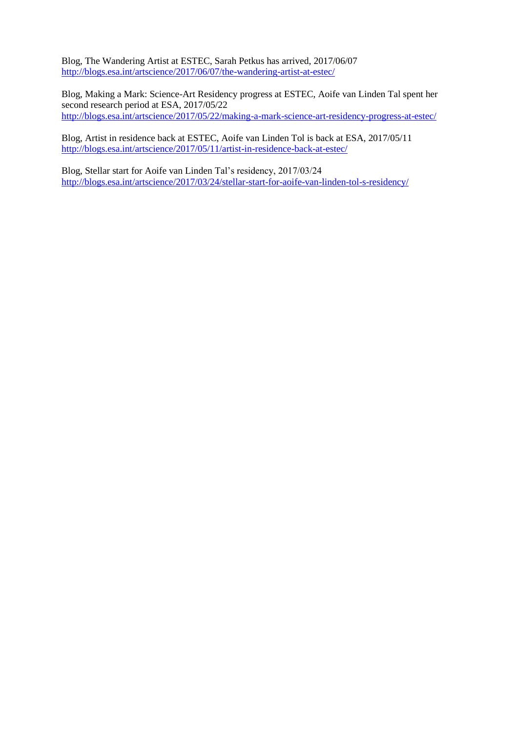Blog, The Wandering Artist at ESTEC, Sarah Petkus has arrived, 2017/06/07
http://blogs.esa.int/artscience/2017/06/07/the-wandering-artist-at-estec/

Blog, Making a Mark: Science-Art Residency progress at ESTEC, Aoife van Linden Tal spent her second research period at ESA, 2017/05/22
http://blogs.esa.int/artscience/2017/05/22/making-a-mark-science-art-residency-progress-at-estec/

Blog, Artist in residence back at ESTEC, Aoife van Linden Tol is back at ESA, 2017/05/11
http://blogs.esa.int/artscience/2017/05/11/artist-in-residence-back-at-estec/

Blog, Stellar start for Aoife van Linden Tal's residency, 2017/03/24
http://blogs.esa.int/artscience/2017/03/24/stellar-start-for-aoife-van-linden-tol-s-residency/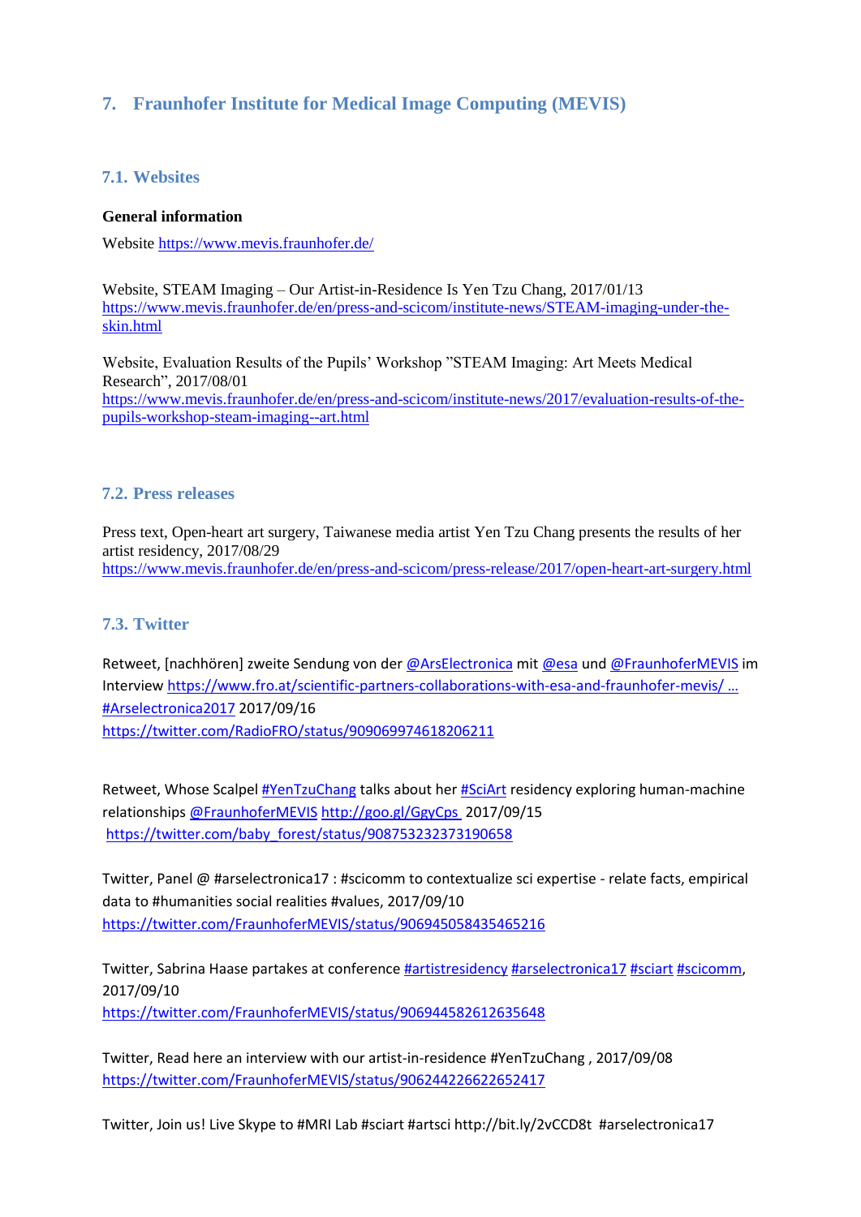## 7. Fraunhofer Institute for Medical Image Computing (MEVIS)

### 7.1. Websites

**General information**

Website https://www.mevis.fraunhofer.de/

Website, STEAM Imaging – Our Artist-in-Residence Is Yen Tzu Chang, 2017/01/13
https://www.mevis.fraunhofer.de/en/press-and-scicom/institute-news/STEAM-imaging-under-the-skin.html

Website, Evaluation Results of the Pupils' Workshop "STEAM Imaging: Art Meets Medical Research", 2017/08/01
https://www.mevis.fraunhofer.de/en/press-and-scicom/institute-news/2017/evaluation-results-of-the-pupils-workshop-steam-imaging--art.html

### 7.2. Press releases

Press text, Open-heart art surgery, Taiwanese media artist Yen Tzu Chang presents the results of her artist residency, 2017/08/29
https://www.mevis.fraunhofer.de/en/press-and-scicom/press-release/2017/open-heart-art-surgery.html

### 7.3. Twitter

Retweet, [nachhören] zweite Sendung von der @ArsElectronica mit @esa und @FraunhoferMEVIS im Interview https://www.fro.at/scientific-partners-collaborations-with-esa-and-fraunhofer-mevis/ … #Arselectronica2017 2017/09/16
https://twitter.com/RadioFRO/status/909069974618206211

Retweet, Whose Scalpel #YenTzuChang talks about her #SciArt residency exploring human-machine relationships @FraunhoferMEVIS http://goo.gl/GgyCps 2017/09/15
https://twitter.com/baby_forest/status/908753232373190658

Twitter, Panel @ #arselectronica17 : #scicomm to contextualize sci expertise - relate facts, empirical data to #humanities social realities #values, 2017/09/10
https://twitter.com/FraunhoferMEVIS/status/906945058435465216

Twitter, Sabrina Haase partakes at conference #artistresidency #arselectronica17 #sciart #scicomm, 2017/09/10
https://twitter.com/FraunhoferMEVIS/status/906944582612635648

Twitter, Read here an interview with our artist-in-residence #YenTzuChang , 2017/09/08
https://twitter.com/FraunhoferMEVIS/status/906244226622652417

Twitter, Join us! Live Skype to #MRI Lab #sciart #artsci http://bit.ly/2vCCD8t #arselectronica17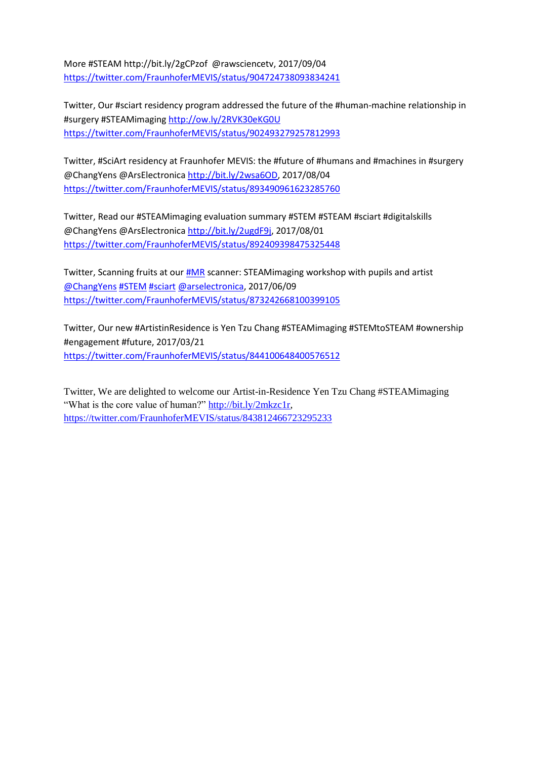More #STEAM http://bit.ly/2gCPzof @rawsciencetv, 2017/09/04
https://twitter.com/FraunhoferMEVIS/status/904724738093834241

Twitter, Our #sciart residency program addressed the future of the #human-machine relationship in #surgery #STEAMimaging http://ow.ly/2RVK30eKG0U
https://twitter.com/FraunhoferMEVIS/status/902493279257812993

Twitter, #SciArt residency at Fraunhofer MEVIS: the #future of #humans and #machines in #surgery @ChangYens @ArsElectronica http://bit.ly/2wsa6OD, 2017/08/04
https://twitter.com/FraunhoferMEVIS/status/893490961623285760

Twitter, Read our #STEAMimaging evaluation summary #STEM #STEAM #sciart #digitalskills @ChangYens @ArsElectronica http://bit.ly/2ugdF9j, 2017/08/01
https://twitter.com/FraunhoferMEVIS/status/892409398475325448

Twitter, Scanning fruits at our #MR scanner: STEAMimaging workshop with pupils and artist @ChangYens #STEM #sciart @arselectronica, 2017/06/09
https://twitter.com/FraunhoferMEVIS/status/873242668100399105

Twitter, Our new #ArtistinResidence is Yen Tzu Chang #STEAMimaging #STEMtoSTEAM #ownership #engagement #future, 2017/03/21
https://twitter.com/FraunhoferMEVIS/status/844100648400576512

Twitter, We are delighted to welcome our Artist-in-Residence Yen Tzu Chang #STEAMimaging "What is the core value of human?" http://bit.ly/2mkzc1r,
https://twitter.com/FraunhoferMEVIS/status/843812466723295233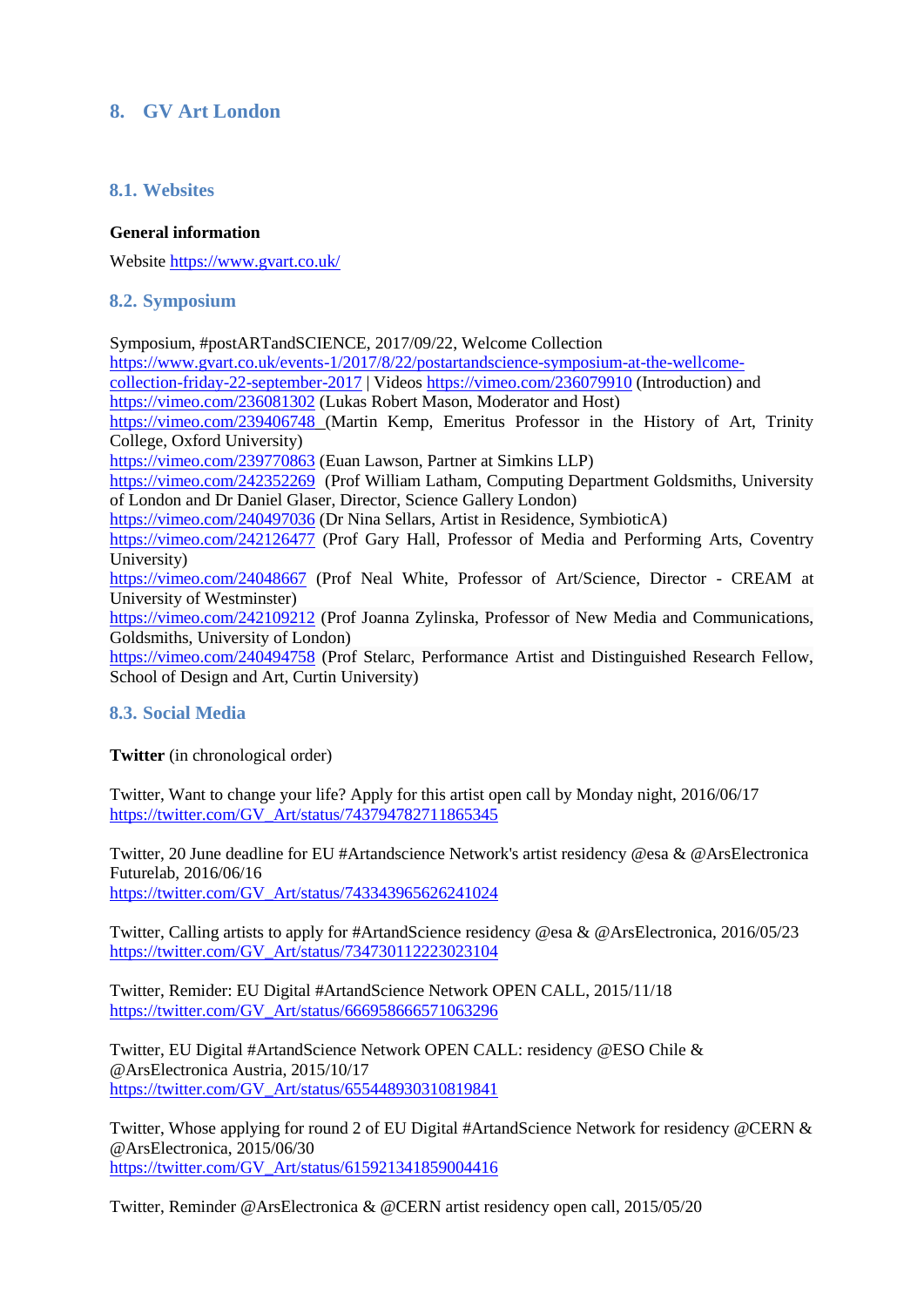## 8. GV Art London

### 8.1. Websites

**General information**

Website https://www.gvart.co.uk/

### 8.2. Symposium

Symposium, #postARTandSCIENCE, 2017/09/22, Welcome Collection https://www.gvart.co.uk/events-1/2017/8/22/postartandscience-symposium-at-the-wellcome-collection-friday-22-september-2017 | Videos https://vimeo.com/236079910 (Introduction) and https://vimeo.com/236081302 (Lukas Robert Mason, Moderator and Host)
https://vimeo.com/239406748 (Martin Kemp, Emeritus Professor in the History of Art, Trinity College, Oxford University)
https://vimeo.com/239770863 (Euan Lawson, Partner at Simkins LLP)
https://vimeo.com/242352269 (Prof William Latham, Computing Department Goldsmiths, University of London and Dr Daniel Glaser, Director, Science Gallery London)
https://vimeo.com/240497036 (Dr Nina Sellars, Artist in Residence, SymbioticA)
https://vimeo.com/242126477 (Prof Gary Hall, Professor of Media and Performing Arts, Coventry University)
https://vimeo.com/24048667 (Prof Neal White, Professor of Art/Science, Director - CREAM at University of Westminster)
https://vimeo.com/242109212 (Prof Joanna Zylinska, Professor of New Media and Communications, Goldsmiths, University of London)
https://vimeo.com/240494758 (Prof Stelarc, Performance Artist and Distinguished Research Fellow, School of Design and Art, Curtin University)

### 8.3. Social Media

**Twitter** (in chronological order)

Twitter, Want to change your life? Apply for this artist open call by Monday night, 2016/06/17
https://twitter.com/GV_Art/status/743794782711865345

Twitter, 20 June deadline for EU #Artandscience Network's artist residency @esa & @ArsElectronica Futurelab, 2016/06/16
https://twitter.com/GV_Art/status/743343965626241024

Twitter, Calling artists to apply for #ArtandScience residency @esa & @ArsElectronica, 2016/05/23
https://twitter.com/GV_Art/status/734730112223023104

Twitter, Remider: EU Digital #ArtandScience Network OPEN CALL, 2015/11/18
https://twitter.com/GV_Art/status/666958666571063296

Twitter, EU Digital #ArtandScience Network OPEN CALL: residency @ESO Chile & @ArsElectronica Austria, 2015/10/17
https://twitter.com/GV_Art/status/655448930310819841

Twitter, Whose applying for round 2 of EU Digital #ArtandScience Network for residency @CERN & @ArsElectronica, 2015/06/30
https://twitter.com/GV_Art/status/615921341859004416

Twitter, Reminder @ArsElectronica & @CERN artist residency open call, 2015/05/20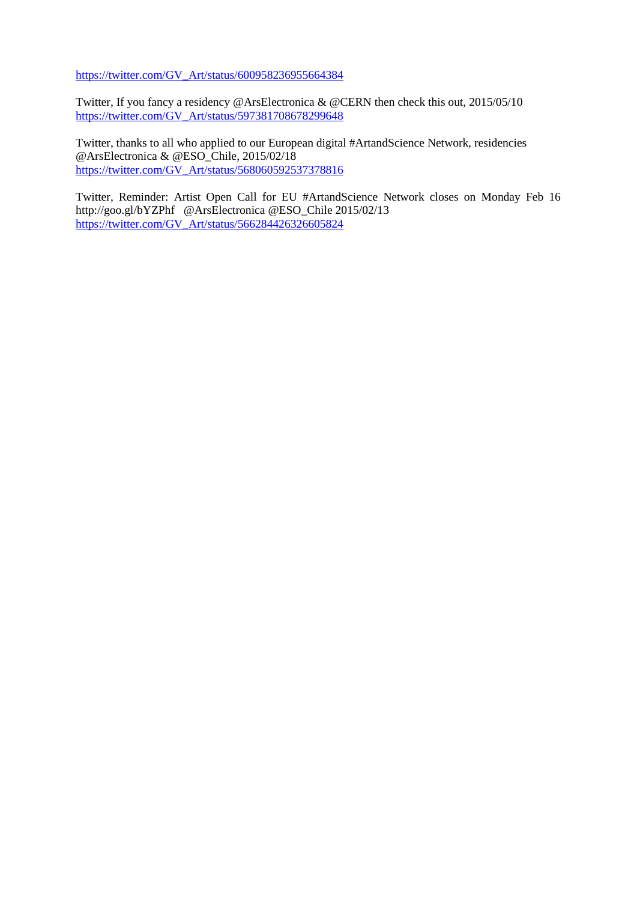https://twitter.com/GV_Art/status/600958236955664384

Twitter, If you fancy a residency @ArsElectronica & @CERN then check this out, 2015/05/10
https://twitter.com/GV_Art/status/597381708678299648

Twitter, thanks to all who applied to our European digital #ArtandScience Network, residencies @ArsElectronica & @ESO_Chile, 2015/02/18
https://twitter.com/GV_Art/status/568060592537378816

Twitter, Reminder: Artist Open Call for EU #ArtandScience Network closes on Monday Feb 16 http://goo.gl/bYZPhf @ArsElectronica @ESO_Chile 2015/02/13
https://twitter.com/GV_Art/status/566284426326605824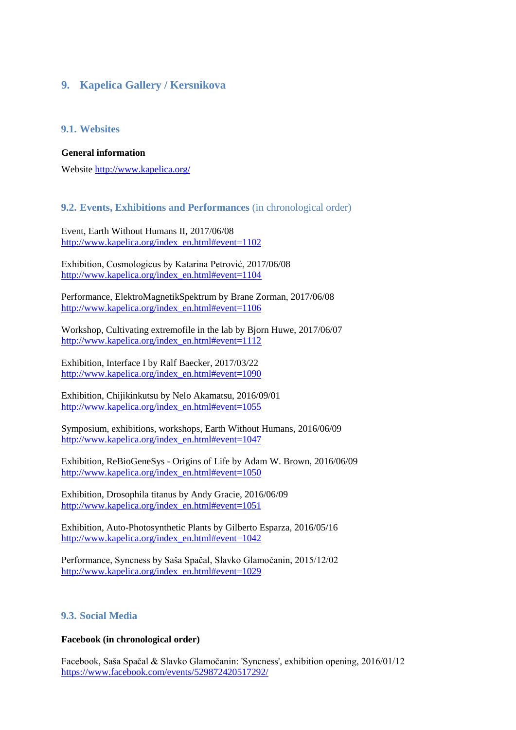## 9. Kapelica Gallery / Kersnikova

### 9.1. Websites

**General information**

Website http://www.kapelica.org/

### 9.2. Events, Exhibitions and Performances (in chronological order)

Event, Earth Without Humans II, 2017/06/08
http://www.kapelica.org/index_en.html#event=1102

Exhibition, Cosmologicus by Katarina Petrović, 2017/06/08
http://www.kapelica.org/index_en.html#event=1104

Performance, ElektroMagnetikSpektrum by Brane Zorman, 2017/06/08
http://www.kapelica.org/index_en.html#event=1106

Workshop, Cultivating extremofile in the lab by Bjorn Huwe, 2017/06/07
http://www.kapelica.org/index_en.html#event=1112

Exhibition, Interface I by Ralf Baecker, 2017/03/22
http://www.kapelica.org/index_en.html#event=1090

Exhibition, Chijikinkutsu by Nelo Akamatsu, 2016/09/01
http://www.kapelica.org/index_en.html#event=1055

Symposium, exhibitions, workshops, Earth Without Humans, 2016/06/09
http://www.kapelica.org/index_en.html#event=1047

Exhibition, ReBioGeneSys - Origins of Life by Adam W. Brown, 2016/06/09
http://www.kapelica.org/index_en.html#event=1050

Exhibition, Drosophila titanus by Andy Gracie, 2016/06/09
http://www.kapelica.org/index_en.html#event=1051

Exhibition, Auto-Photosynthetic Plants by Gilberto Esparza, 2016/05/16
http://www.kapelica.org/index_en.html#event=1042

Performance, Syncness by Saša Spačal, Slavko Glamočanin, 2015/12/02
http://www.kapelica.org/index_en.html#event=1029

### 9.3. Social Media

**Facebook (in chronological order)**

Facebook, Saša Spačal & Slavko Glamočanin: 'Syncness', exhibition opening, 2016/01/12
https://www.facebook.com/events/529872420517292/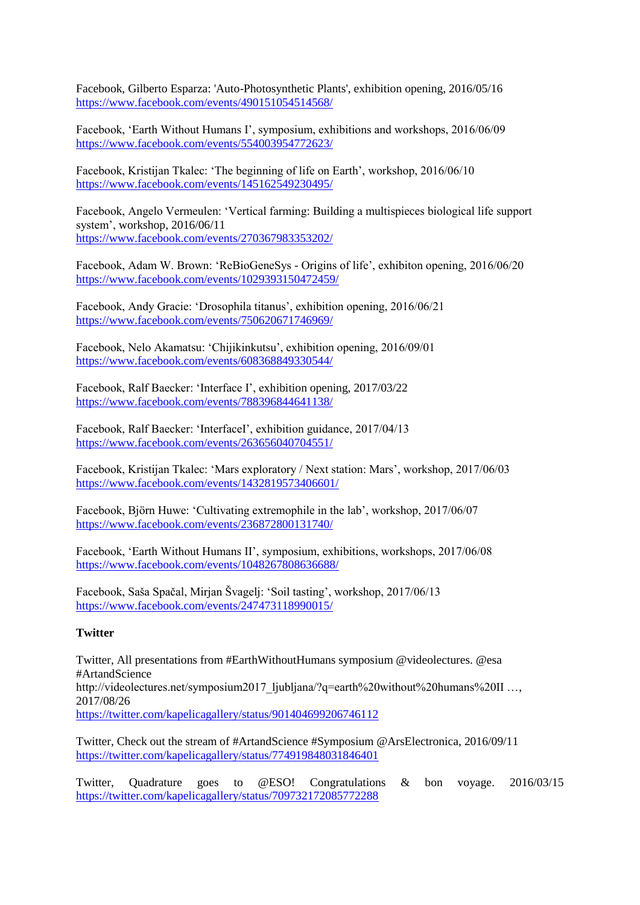Facebook, Gilberto Esparza: 'Auto-Photosynthetic Plants', exhibition opening, 2016/05/16
https://www.facebook.com/events/490151054514568/

Facebook, 'Earth Without Humans I', symposium, exhibitions and workshops, 2016/06/09
https://www.facebook.com/events/554003954772623/

Facebook, Kristijan Tkalec: 'The beginning of life on Earth', workshop, 2016/06/10
https://www.facebook.com/events/145162549230495/

Facebook, Angelo Vermeulen: 'Vertical farming: Building a multispieces biological life support system', workshop, 2016/06/11
https://www.facebook.com/events/270367983353202/

Facebook, Adam W. Brown: 'ReBioGeneSys - Origins of life', exhibiton opening, 2016/06/20
https://www.facebook.com/events/1029393150472459/

Facebook, Andy Gracie: 'Drosophila titanus', exhibition opening, 2016/06/21
https://www.facebook.com/events/750620671746969/

Facebook, Nelo Akamatsu: 'Chijikinkutsu', exhibition opening, 2016/09/01
https://www.facebook.com/events/608368849330544/

Facebook, Ralf Baecker: 'Interface I', exhibition opening, 2017/03/22
https://www.facebook.com/events/788396844641138/

Facebook, Ralf Baecker: 'InterfaceI', exhibition guidance, 2017/04/13
https://www.facebook.com/events/263656040704551/

Facebook, Kristijan Tkalec: 'Mars exploratory / Next station: Mars', workshop, 2017/06/03
https://www.facebook.com/events/1432819573406601/

Facebook, Björn Huwe: 'Cultivating extremophile in the lab', workshop, 2017/06/07
https://www.facebook.com/events/236872800131740/

Facebook, 'Earth Without Humans II', symposium, exhibitions, workshops, 2017/06/08
https://www.facebook.com/events/1048267808636688/

Facebook, Saša Spačal, Mirjan Švagelj: 'Soil tasting', workshop, 2017/06/13
https://www.facebook.com/events/247473118990015/

**Twitter**

Twitter, All presentations from #EarthWithoutHumans symposium @videolectures. @esa #ArtandScience
http://videolectures.net/symposium2017_ljubljana/?q=earth%20without%20humans%20II …, 2017/08/26
https://twitter.com/kapelicagallery/status/901404699206746112

Twitter, Check out the stream of #ArtandScience #Symposium @ArsElectronica, 2016/09/11
https://twitter.com/kapelicagallery/status/774919848031846401

Twitter, Quadrature goes to @ESO! Congratulations & bon voyage. 2016/03/15
https://twitter.com/kapelicagallery/status/709732172085772288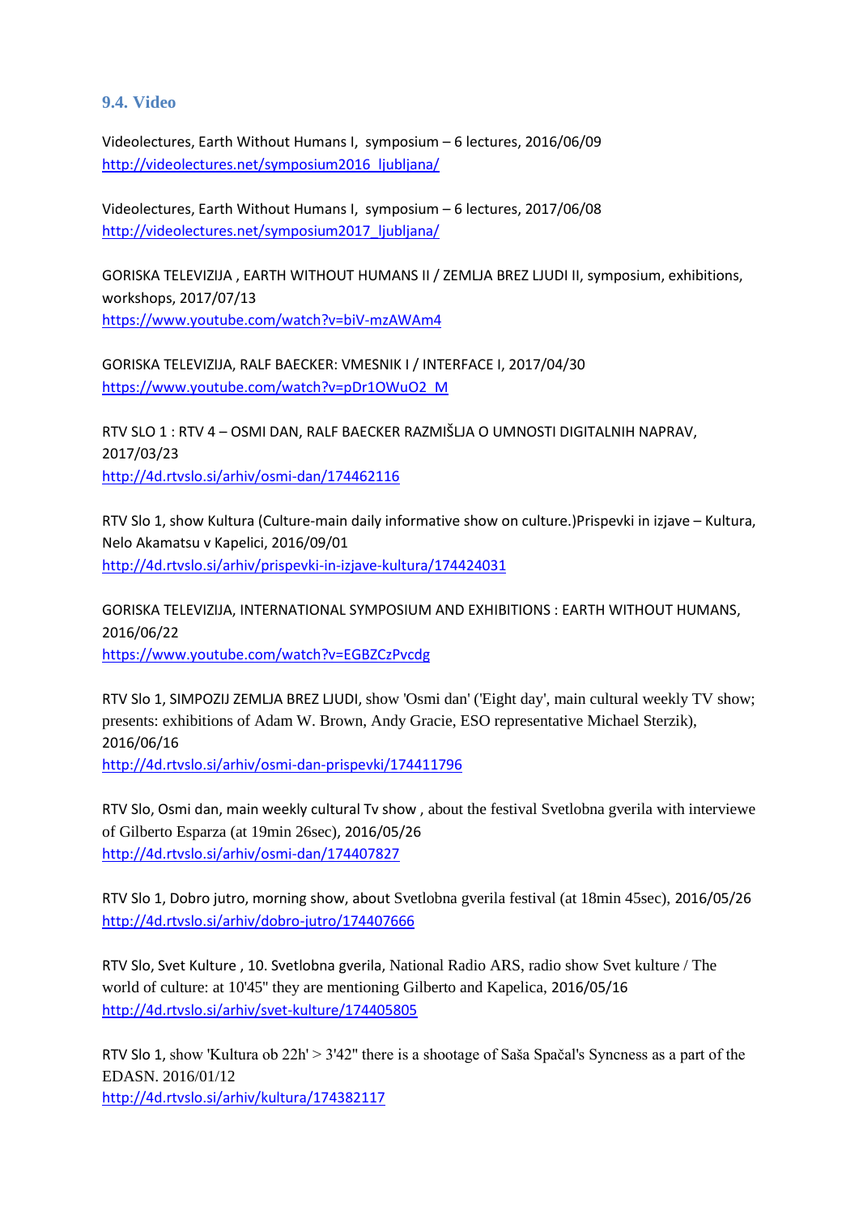### 9.4. Video

Videolectures, Earth Without Humans I, symposium – 6 lectures, 2016/06/09
http://videolectures.net/symposium2016_ljubljana/

Videolectures, Earth Without Humans I, symposium – 6 lectures, 2017/06/08
http://videolectures.net/symposium2017_ljubljana/

GORISKA TELEVIZIJA , EARTH WITHOUT HUMANS II / ZEMLJA BREZ LJUDI II, symposium, exhibitions, workshops, 2017/07/13
https://www.youtube.com/watch?v=biV-mzAWAm4

GORISKA TELEVIZIJA, RALF BAECKER: VMESNIK I / INTERFACE I, 2017/04/30
https://www.youtube.com/watch?v=pDr1OWuO2_M

RTV SLO 1 : RTV 4 – OSMI DAN, RALF BAECKER RAZMIŠLJA O UMNOSTI DIGITALNIH NAPRAV, 2017/03/23
http://4d.rtvslo.si/arhiv/osmi-dan/174462116

RTV Slo 1, show Kultura (Culture-main daily informative show on culture.)Prispevki in izjave – Kultura, Nelo Akamatsu v Kapelici, 2016/09/01
http://4d.rtvslo.si/arhiv/prispevki-in-izjave-kultura/174424031

GORISKA TELEVIZIJA, INTERNATIONAL SYMPOSIUM AND EXHIBITIONS : EARTH WITHOUT HUMANS, 2016/06/22
https://www.youtube.com/watch?v=EGBZCzPvcdg

RTV Slo 1, SIMPOZIJ ZEMLJA BREZ LJUDI, show 'Osmi dan' ('Eight day', main cultural weekly TV show; presents: exhibitions of Adam W. Brown, Andy Gracie, ESO representative Michael Sterzik), 2016/06/16
http://4d.rtvslo.si/arhiv/osmi-dan-prispevki/174411796

RTV Slo, Osmi dan, main weekly cultural Tv show , about the festival Svetlobna gverila with interviewe of Gilberto Esparza (at 19min 26sec), 2016/05/26
http://4d.rtvslo.si/arhiv/osmi-dan/174407827

RTV Slo 1, Dobro jutro, morning show, about Svetlobna gverila festival (at 18min 45sec), 2016/05/26
http://4d.rtvslo.si/arhiv/dobro-jutro/174407666

RTV Slo, Svet Kulture , 10. Svetlobna gverila, National Radio ARS, radio show Svet kulture / The world of culture: at 10'45'' they are mentioning Gilberto and Kapelica, 2016/05/16
http://4d.rtvslo.si/arhiv/svet-kulture/174405805

RTV Slo 1, show 'Kultura ob 22h' > 3'42'' there is a shootage of Saša Spačal's Syncness as a part of the EDASN. 2016/01/12
http://4d.rtvslo.si/arhiv/kultura/174382117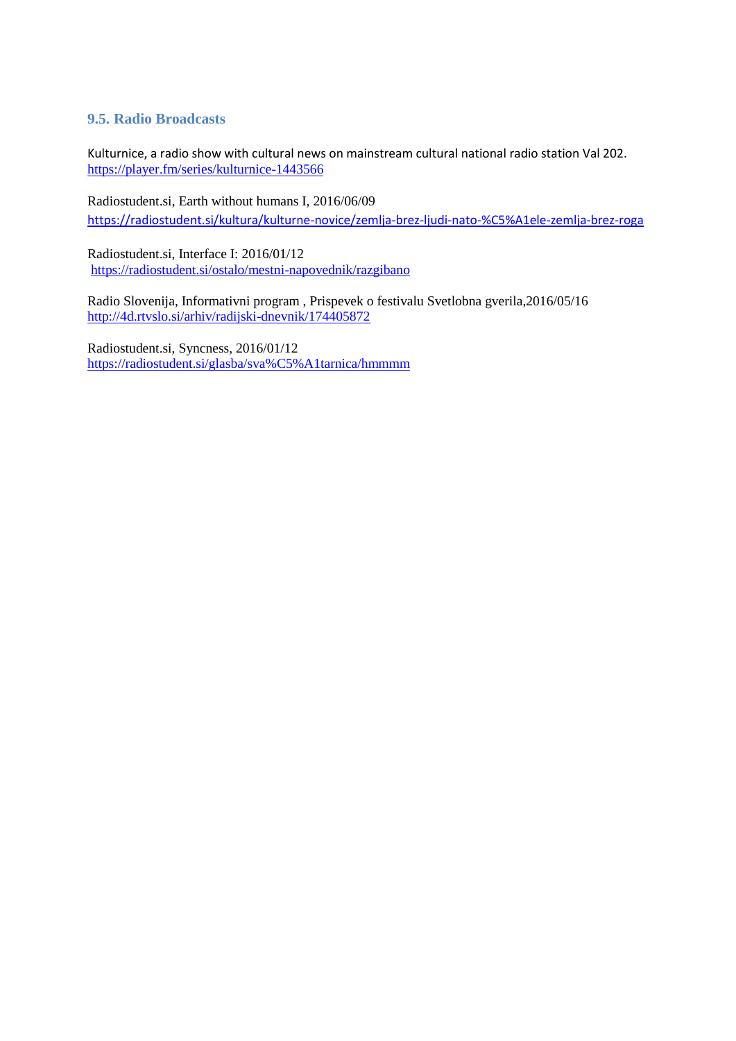### 9.5. Radio Broadcasts

Kulturnice, a radio show with cultural news on mainstream cultural national radio station Val 202.
https://player.fm/series/kulturnice-1443566

Radiostudent.si, Earth without humans I, 2016/06/09
https://radiostudent.si/kultura/kulturne-novice/zemlja-brez-ljudi-nato-%C5%A1ele-zemlja-brez-roga

Radiostudent.si, Interface I: 2016/01/12
https://radiostudent.si/ostalo/mestni-napovednik/razgibano

Radio Slovenija, Informativni program , Prispevek o festivalu Svetlobna gverila,2016/05/16
http://4d.rtvslo.si/arhiv/radijski-dnevnik/174405872

Radiostudent.si, Syncness, 2016/01/12
https://radiostudent.si/glasba/sva%C5%A1tarnica/hmmmm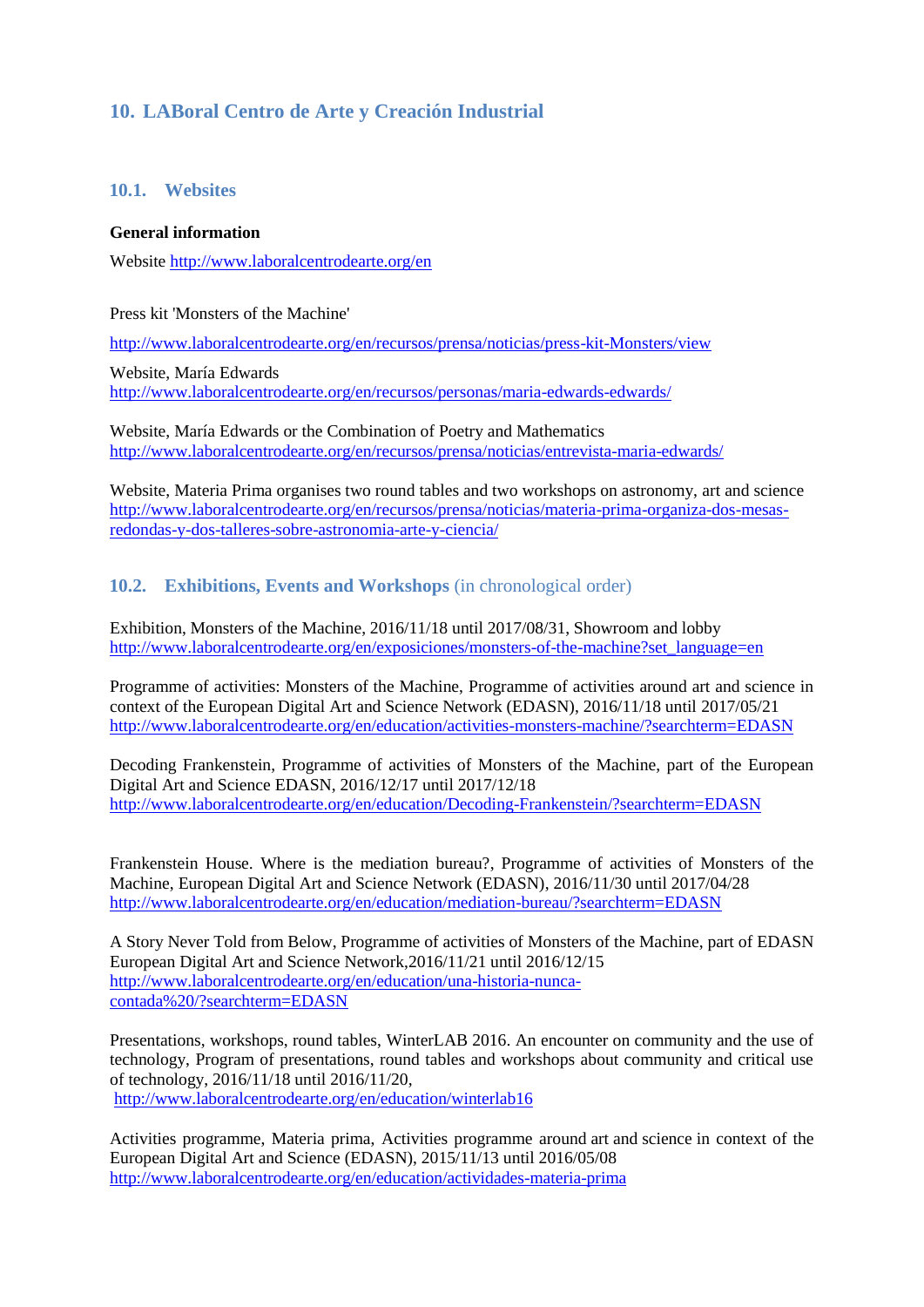# 10. LABoral Centro de Arte y Creación Industrial

## 10.1. Websites

**General information**

Website http://www.laboralcentrodearte.org/en

Press kit 'Monsters of the Machine'

http://www.laboralcentrodearte.org/en/recursos/prensa/noticias/press-kit-Monsters/view

Website, María Edwards
http://www.laboralcentrodearte.org/en/recursos/personas/maria-edwards-edwards/

Website, María Edwards or the Combination of Poetry and Mathematics
http://www.laboralcentrodearte.org/en/recursos/prensa/noticias/entrevista-maria-edwards/

Website, Materia Prima organises two round tables and two workshops on astronomy, art and science
http://www.laboralcentrodearte.org/en/recursos/prensa/noticias/materia-prima-organiza-dos-mesas-redondas-y-dos-talleres-sobre-astronomia-arte-y-ciencia/

## 10.2. Exhibitions, Events and Workshops (in chronological order)

Exhibition, Monsters of the Machine, 2016/11/18 until 2017/08/31, Showroom and lobby
http://www.laboralcentrodearte.org/en/exposiciones/monsters-of-the-machine?set_language=en

Programme of activities: Monsters of the Machine, Programme of activities around art and science in context of the European Digital Art and Science Network (EDASN), 2016/11/18 until 2017/05/21
http://www.laboralcentrodearte.org/en/education/activities-monsters-machine/?searchterm=EDASN

Decoding Frankenstein, Programme of activities of Monsters of the Machine, part of the European Digital Art and Science EDASN, 2016/12/17 until 2017/12/18
http://www.laboralcentrodearte.org/en/education/Decoding-Frankenstein/?searchterm=EDASN

Frankenstein House. Where is the mediation bureau?, Programme of activities of Monsters of the Machine, European Digital Art and Science Network (EDASN), 2016/11/30 until 2017/04/28
http://www.laboralcentrodearte.org/en/education/mediation-bureau/?searchterm=EDASN

A Story Never Told from Below, Programme of activities of Monsters of the Machine, part of EDASN European Digital Art and Science Network,2016/11/21 until 2016/12/15
http://www.laboralcentrodearte.org/en/education/una-historia-nunca-contada%20/?searchterm=EDASN

Presentations, workshops, round tables, WinterLAB 2016. An encounter on community and the use of technology, Program of presentations, round tables and workshops about community and critical use of technology, 2016/11/18 until 2016/11/20,
http://www.laboralcentrodearte.org/en/education/winterlab16

Activities programme, Materia prima, Activities programme around art and science in context of the European Digital Art and Science (EDASN), 2015/11/13 until 2016/05/08
http://www.laboralcentrodearte.org/en/education/actividades-materia-prima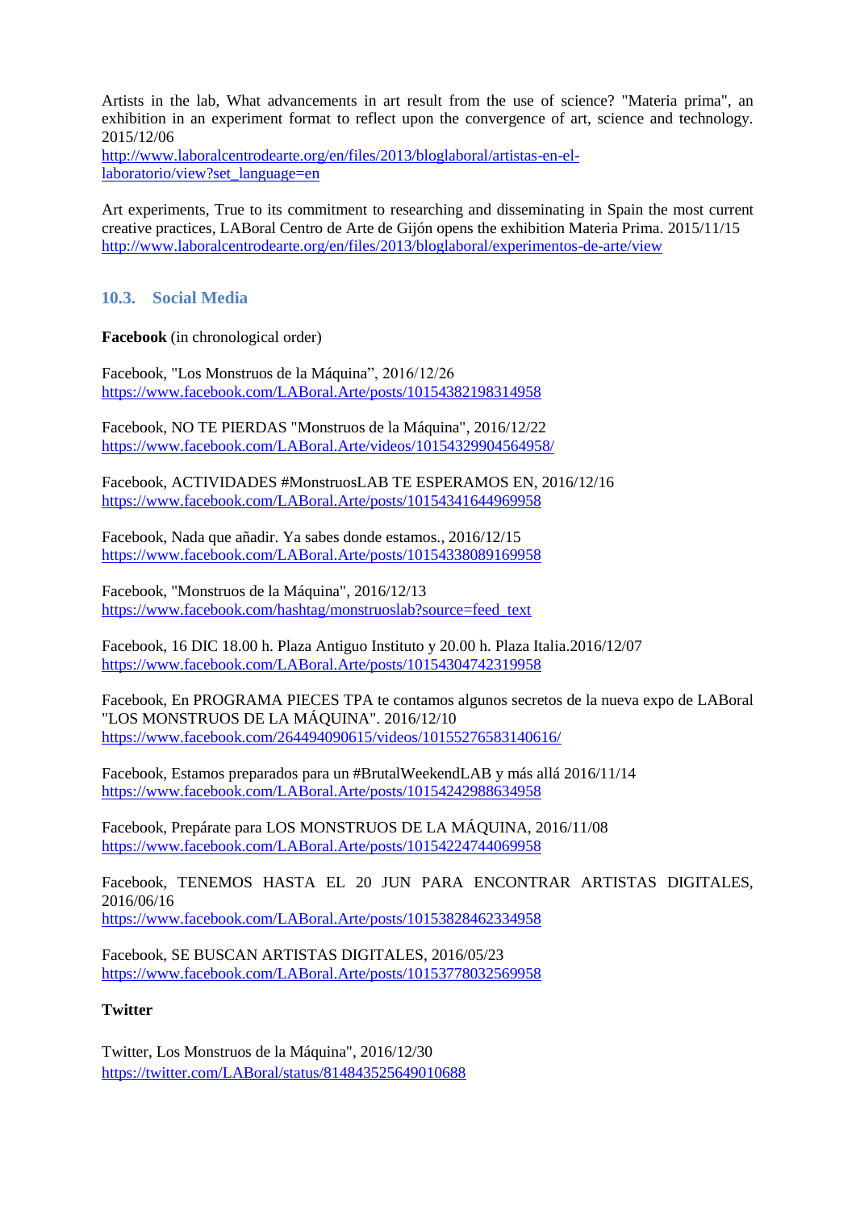Artists in the lab, What advancements in art result from the use of science? "Materia prima", an exhibition in an experiment format to reflect upon the convergence of art, science and technology. 2015/12/06
http://www.laboralcentrodearte.org/en/files/2013/bloglaboral/artistas-en-el-laboratorio/view?set_language=en

Art experiments, True to its commitment to researching and disseminating in Spain the most current creative practices, LABoral Centro de Arte de Gijón opens the exhibition Materia Prima. 2015/11/15
http://www.laboralcentrodearte.org/en/files/2013/bloglaboral/experimentos-de-arte/view

### 10.3. Social Media

**Facebook** (in chronological order)

Facebook, "Los Monstruos de la Máquina", 2016/12/26
https://www.facebook.com/LABoral.Arte/posts/10154382198314958

Facebook, NO TE PIERDAS "Monstruos de la Máquina", 2016/12/22
https://www.facebook.com/LABoral.Arte/videos/10154329904564958/

Facebook, ACTIVIDADES #MonstruosLAB TE ESPERAMOS EN, 2016/12/16
https://www.facebook.com/LABoral.Arte/posts/10154341644969958

Facebook, Nada que añadir. Ya sabes donde estamos., 2016/12/15
https://www.facebook.com/LABoral.Arte/posts/10154338089169958

Facebook, "Monstruos de la Máquina", 2016/12/13
https://www.facebook.com/hashtag/monstruoslab?source=feed_text

Facebook, 16 DIC 18.00 h. Plaza Antiguo Instituto y 20.00 h. Plaza Italia.2016/12/07
https://www.facebook.com/LABoral.Arte/posts/10154304742319958

Facebook, En PROGRAMA PIECES TPA te contamos algunos secretos de la nueva expo de LABoral "LOS MONSTRUOS DE LA MÁQUINA". 2016/12/10
https://www.facebook.com/264494090615/videos/10155276583140616/

Facebook, Estamos preparados para un #BrutalWeekendLAB y más allá 2016/11/14
https://www.facebook.com/LABoral.Arte/posts/10154242988634958

Facebook, Prepárate para LOS MONSTRUOS DE LA MÁQUINA, 2016/11/08
https://www.facebook.com/LABoral.Arte/posts/10154224744069958

Facebook, TENEMOS HASTA EL 20 JUN PARA ENCONTRAR ARTISTAS DIGITALES, 2016/06/16
https://www.facebook.com/LABoral.Arte/posts/10153828462334958

Facebook, SE BUSCAN ARTISTAS DIGITALES, 2016/05/23
https://www.facebook.com/LABoral.Arte/posts/10153778032569958

**Twitter**

Twitter, Los Monstruos de la Máquina", 2016/12/30
https://twitter.com/LABoral/status/814843525649010688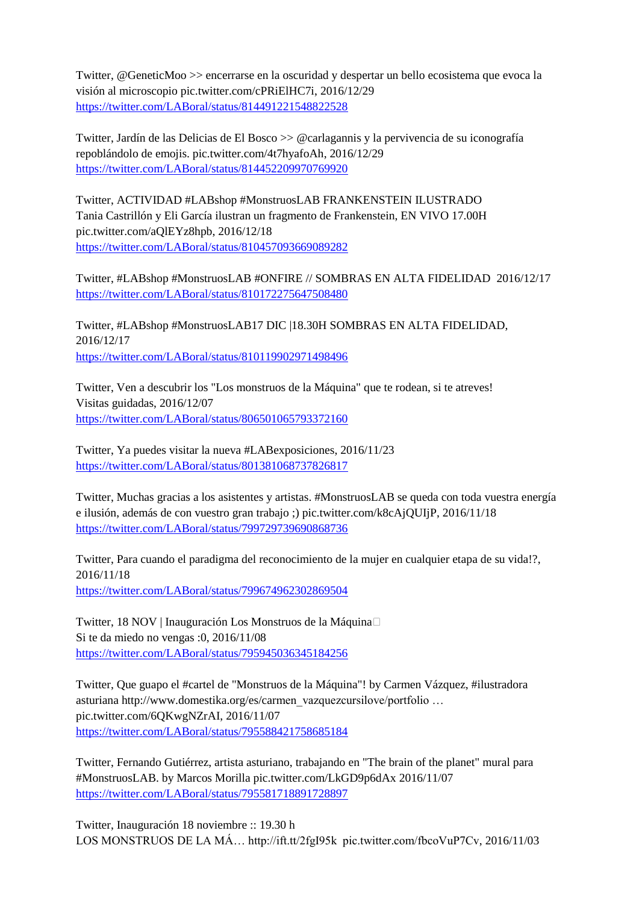Twitter, @GeneticMoo >> encerrarse en la oscuridad y despertar un bello ecosistema que evoca la visión al microscopio pic.twitter.com/cPRiElHC7i, 2016/12/29
https://twitter.com/LABoral/status/814491221548822528

Twitter, Jardín de las Delicias de El Bosco >> @carlagannis y la pervivencia de su iconografía repoblándolo de emojis. pic.twitter.com/4t7hyafoAh, 2016/12/29
https://twitter.com/LABoral/status/814452209970769920

Twitter, ACTIVIDAD #LABshop #MonstruosLAB FRANKENSTEIN ILUSTRADO
Tania Castrillón y Eli García ilustran un fragmento de Frankenstein, EN VIVO 17.00H pic.twitter.com/aQlEYz8hpb, 2016/12/18
https://twitter.com/LABoral/status/810457093669089282

Twitter, #LABshop #MonstruosLAB #ONFIRE // SOMBRAS EN ALTA FIDELIDAD 2016/12/17
https://twitter.com/LABoral/status/810172275647508480

Twitter, #LABshop #MonstruosLAB17 DIC |18.30H SOMBRAS EN ALTA FIDELIDAD, 2016/12/17
https://twitter.com/LABoral/status/810119902971498496

Twitter, Ven a descubrir los "Los monstruos de la Máquina" que te rodean, si te atreves!
Visitas guiadas, 2016/12/07
https://twitter.com/LABoral/status/806501065793372160

Twitter, Ya puedes visitar la nueva #LABexposiciones, 2016/11/23
https://twitter.com/LABoral/status/801381068737826817

Twitter, Muchas gracias a los asistentes y artistas. #MonstruosLAB se queda con toda vuestra energía e ilusión, además de con vuestro gran trabajo ;) pic.twitter.com/k8cAjQUIjP, 2016/11/18
https://twitter.com/LABoral/status/799729739690868736

Twitter, Para cuando el paradigma del reconocimiento de la mujer en cualquier etapa de su vida!?, 2016/11/18
https://twitter.com/LABoral/status/799674962302869504

Twitter, 18 NOV | Inauguración Los Monstruos de la Máquina
Si te da miedo no vengas :0, 2016/11/08
https://twitter.com/LABoral/status/795945036345184256

Twitter, Que guapo el #cartel de "Monstruos de la Máquina"! by Carmen Vázquez, #ilustradora asturiana http://www.domestika.org/es/carmen_vazquezcursilove/portfolio … pic.twitter.com/6QKwgNZrAI, 2016/11/07
https://twitter.com/LABoral/status/795588421758685184

Twitter, Fernando Gutiérrez, artista asturiano, trabajando en "The brain of the planet" mural para #MonstruosLAB. by Marcos Morilla pic.twitter.com/LkGD9p6dAx 2016/11/07
https://twitter.com/LABoral/status/795581718891728897

Twitter, Inauguración 18 noviembre :: 19.30 h
LOS MONSTRUOS DE LA MÁ… http://ift.tt/2fgI95k pic.twitter.com/fbcoVuP7Cv, 2016/11/03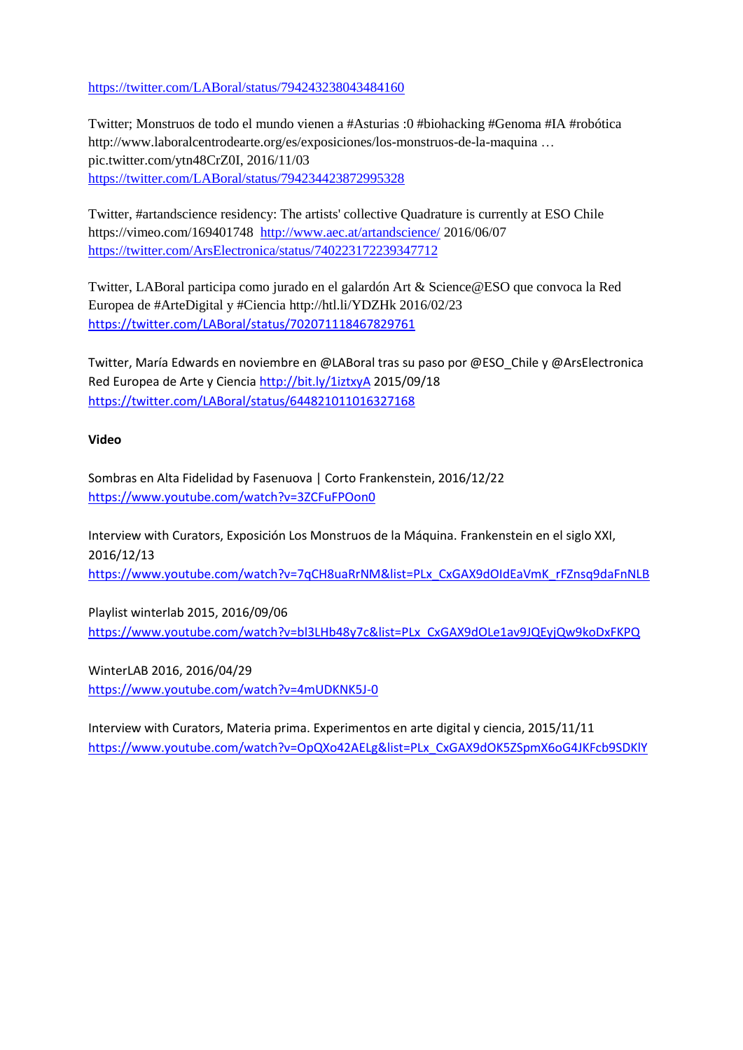https://twitter.com/LABoral/status/794243238043484160

Twitter; Monstruos de todo el mundo vienen a #Asturias :0 #biohacking #Genoma #IA #robótica http://www.laboralcentrodearte.org/es/exposiciones/los-monstruos-de-la-maquina … pic.twitter.com/ytn48CrZ0I, 2016/11/03
https://twitter.com/LABoral/status/794234423872995328

Twitter, #artandscience residency: The artists' collective Quadrature is currently at ESO Chile https://vimeo.com/169401748 http://www.aec.at/artandscience/ 2016/06/07
https://twitter.com/ArsElectronica/status/740223172239347712

Twitter, LABoral participa como jurado en el galardón Art & Science@ESO que convoca la Red Europea de #ArteDigital y #Ciencia http://htl.li/YDZHk 2016/02/23
https://twitter.com/LABoral/status/702071118467829761

Twitter, María Edwards en noviembre en @LABoral tras su paso por @ESO_Chile y @ArsElectronica Red Europea de Arte y Ciencia http://bit.ly/1iztxyA 2015/09/18
https://twitter.com/LABoral/status/644821011016327168

**Video**

Sombras en Alta Fidelidad by Fasenuova | Corto Frankenstein, 2016/12/22
https://www.youtube.com/watch?v=3ZCFuFPOon0

Interview with Curators, Exposición Los Monstruos de la Máquina. Frankenstein en el siglo XXI, 2016/12/13
https://www.youtube.com/watch?v=7qCH8uaRrNM&list=PLx_CxGAX9dOIdEaVmK_rFZnsq9daFnNLB

Playlist winterlab 2015, 2016/09/06
https://www.youtube.com/watch?v=bl3LHb48y7c&list=PLx_CxGAX9dOLe1av9JQEyjQw9koDxFKPQ

WinterLAB 2016, 2016/04/29
https://www.youtube.com/watch?v=4mUDKNK5J-0

Interview with Curators, Materia prima. Experimentos en arte digital y ciencia, 2015/11/11
https://www.youtube.com/watch?v=OpQXo42AELg&list=PLx_CxGAX9dOK5ZSpmX6oG4JKFcb9SDKlY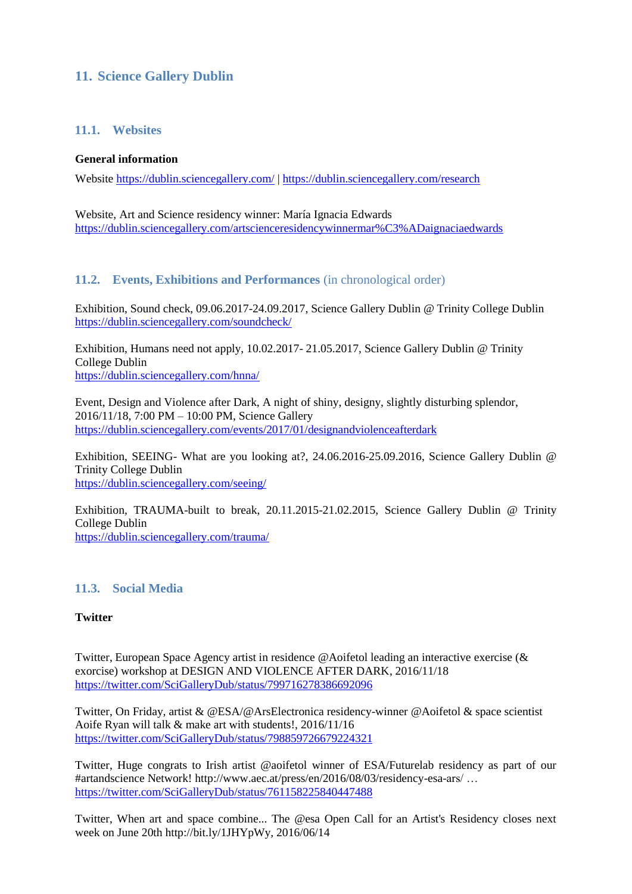## 11. Science Gallery Dublin

### 11.1. Websites

**General information**

Website https://dublin.sciencegallery.com/ | https://dublin.sciencegallery.com/research

Website, Art and Science residency winner: María Ignacia Edwards
https://dublin.sciencegallery.com/artscienceresidencywinnermar%C3%ADaignaciaedwards

### 11.2. Events, Exhibitions and Performances (in chronological order)

Exhibition, Sound check, 09.06.2017-24.09.2017, Science Gallery Dublin @ Trinity College Dublin
https://dublin.sciencegallery.com/soundcheck/

Exhibition, Humans need not apply, 10.02.2017- 21.05.2017, Science Gallery Dublin @ Trinity College Dublin
https://dublin.sciencegallery.com/hnna/

Event, Design and Violence after Dark, A night of shiny, designy, slightly disturbing splendor, 2016/11/18, 7:00 PM – 10:00 PM, Science Gallery
https://dublin.sciencegallery.com/events/2017/01/designandviolenceafterdark

Exhibition, SEEING- What are you looking at?, 24.06.2016-25.09.2016, Science Gallery Dublin @ Trinity College Dublin
https://dublin.sciencegallery.com/seeing/

Exhibition, TRAUMA-built to break, 20.11.2015-21.02.2015, Science Gallery Dublin @ Trinity College Dublin
https://dublin.sciencegallery.com/trauma/

### 11.3. Social Media

**Twitter**

Twitter, European Space Agency artist in residence @Aoifetol leading an interactive exercise (& exorcise) workshop at DESIGN AND VIOLENCE AFTER DARK, 2016/11/18
https://twitter.com/SciGalleryDub/status/799716278386692096

Twitter, On Friday, artist & @ESA/@ArsElectronica residency-winner @Aoifetol & space scientist Aoife Ryan will talk & make art with students!, 2016/11/16
https://twitter.com/SciGalleryDub/status/798859726679224321

Twitter, Huge congrats to Irish artist @aoifetol winner of ESA/Futurelab residency as part of our #artandscience Network! http://www.aec.at/press/en/2016/08/03/residency-esa-ars/ …
https://twitter.com/SciGalleryDub/status/761158225840447488

Twitter, When art and space combine... The @esa Open Call for an Artist's Residency closes next week on June 20th http://bit.ly/1JHYpWy, 2016/06/14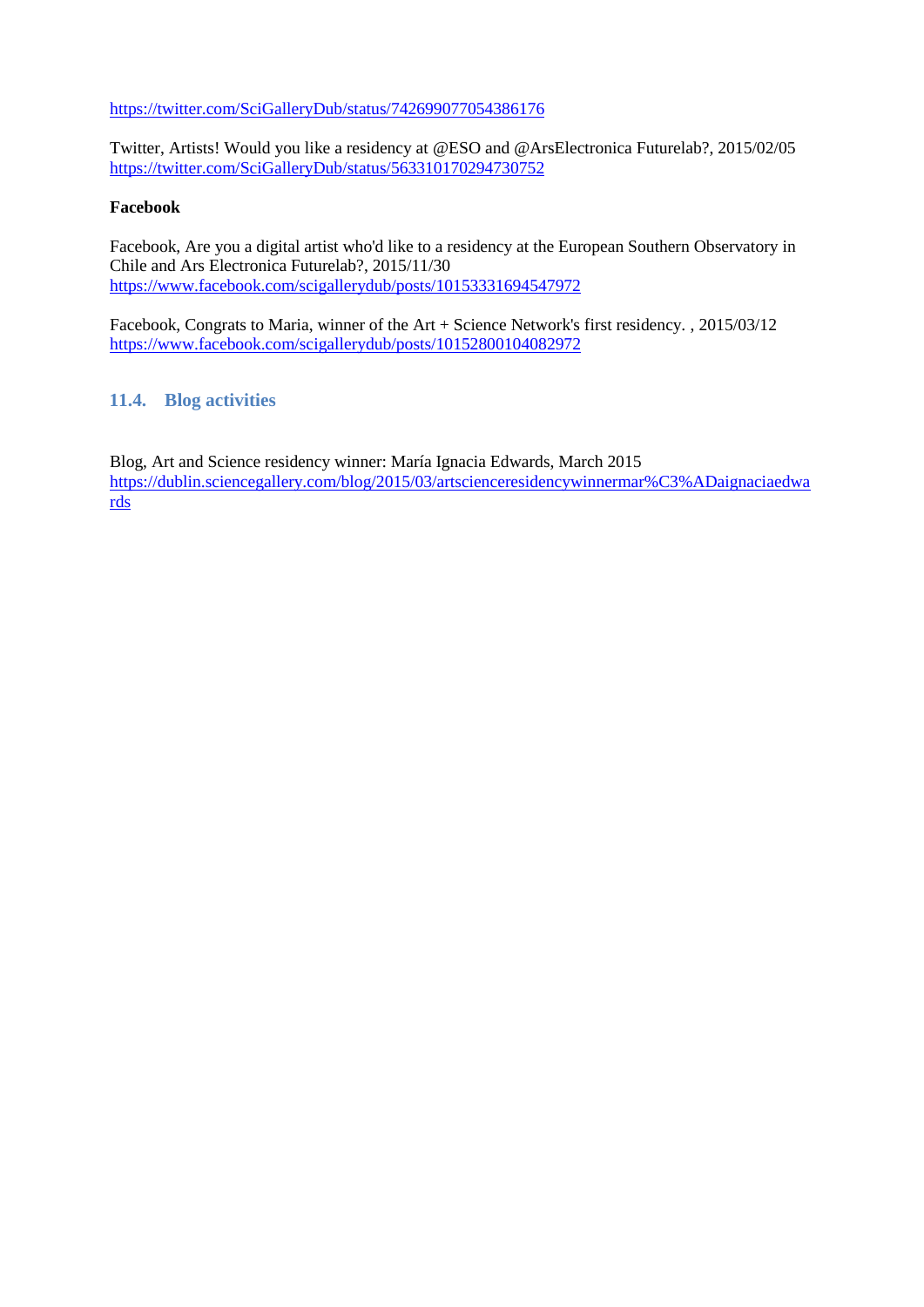https://twitter.com/SciGalleryDub/status/742699077054386176

Twitter, Artists! Would you like a residency at @ESO and @ArsElectronica Futurelab?, 2015/02/05
https://twitter.com/SciGalleryDub/status/563310170294730752

**Facebook**

Facebook, Are you a digital artist who'd like to a residency at the European Southern Observatory in Chile and Ars Electronica Futurelab?, 2015/11/30
https://www.facebook.com/scigallerydub/posts/10153331694547972

Facebook, Congrats to Maria, winner of the Art + Science Network's first residency. , 2015/03/12
https://www.facebook.com/scigallerydub/posts/10152800104082972

### 11.4. Blog activities

Blog, Art and Science residency winner: María Ignacia Edwards, March 2015
https://dublin.sciencegallery.com/blog/2015/03/artscienceresidencywinnermar%C3%ADaignaciaedwards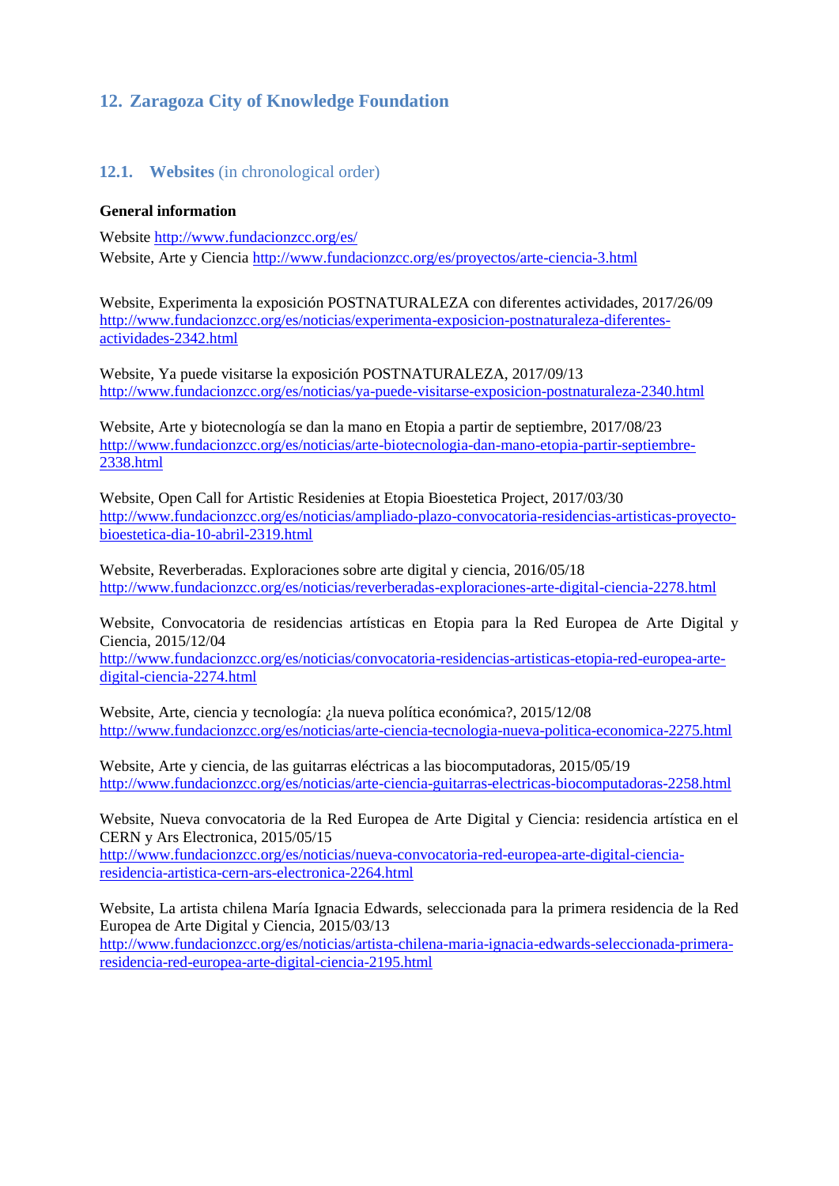## 12. Zaragoza City of Knowledge Foundation

### 12.1. Websites (in chronological order)

**General information**

Website http://www.fundacionzcc.org/es/
Website, Arte y Ciencia http://www.fundacionzcc.org/es/proyectos/arte-ciencia-3.html

Website, Experimenta la exposición POSTNATURALEZA con diferentes actividades, 2017/26/09
http://www.fundacionzcc.org/es/noticias/experimenta-exposicion-postnaturaleza-diferentes-actividades-2342.html

Website, Ya puede visitarse la exposición POSTNATURALEZA, 2017/09/13
http://www.fundacionzcc.org/es/noticias/ya-puede-visitarse-exposicion-postnaturaleza-2340.html

Website, Arte y biotecnología se dan la mano en Etopia a partir de septiembre, 2017/08/23
http://www.fundacionzcc.org/es/noticias/arte-biotecnologia-dan-mano-etopia-partir-septiembre-2338.html

Website, Open Call for Artistic Residenies at Etopia Bioestetica Project, 2017/03/30
http://www.fundacionzcc.org/es/noticias/ampliado-plazo-convocatoria-residencias-artisticas-proyecto-bioestetica-dia-10-abril-2319.html

Website, Reverberadas. Exploraciones sobre arte digital y ciencia, 2016/05/18
http://www.fundacionzcc.org/es/noticias/reverberadas-exploraciones-arte-digital-ciencia-2278.html

Website, Convocatoria de residencias artísticas en Etopia para la Red Europea de Arte Digital y Ciencia, 2015/12/04
http://www.fundacionzcc.org/es/noticias/convocatoria-residencias-artisticas-etopia-red-europea-arte-digital-ciencia-2274.html

Website, Arte, ciencia y tecnología: ¿la nueva política económica?, 2015/12/08
http://www.fundacionzcc.org/es/noticias/arte-ciencia-tecnologia-nueva-politica-economica-2275.html

Website, Arte y ciencia, de las guitarras eléctricas a las biocomputadoras, 2015/05/19
http://www.fundacionzcc.org/es/noticias/arte-ciencia-guitarras-electricas-biocomputadoras-2258.html

Website, Nueva convocatoria de la Red Europea de Arte Digital y Ciencia: residencia artística en el CERN y Ars Electronica, 2015/05/15
http://www.fundacionzcc.org/es/noticias/nueva-convocatoria-red-europea-arte-digital-ciencia-residencia-artistica-cern-ars-electronica-2264.html

Website, La artista chilena María Ignacia Edwards, seleccionada para la primera residencia de la Red Europea de Arte Digital y Ciencia, 2015/03/13
http://www.fundacionzcc.org/es/noticias/artista-chilena-maria-ignacia-edwards-seleccionada-primera-residencia-red-europea-arte-digital-ciencia-2195.html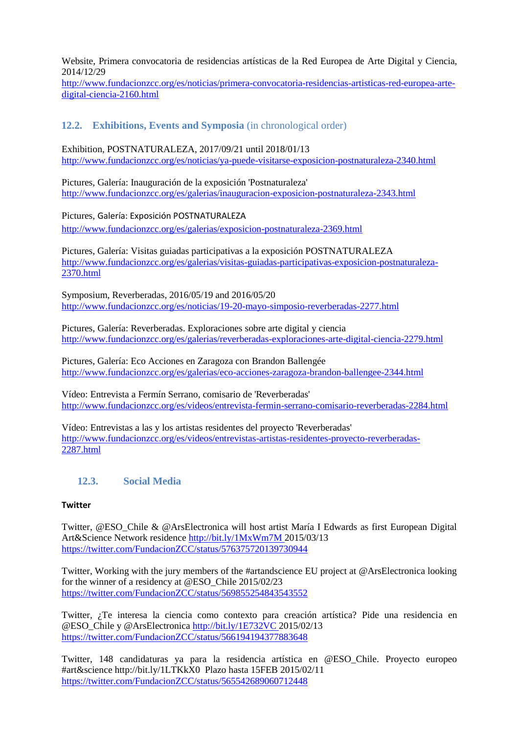Website, Primera convocatoria de residencias artísticas de la Red Europea de Arte Digital y Ciencia, 2014/12/29
http://www.fundacionzcc.org/es/noticias/primera-convocatoria-residencias-artisticas-red-europea-arte-digital-ciencia-2160.html

### 12.2. Exhibitions, Events and Symposia (in chronological order)

Exhibition, POSTNATURALEZA, 2017/09/21 until 2018/01/13
http://www.fundacionzcc.org/es/noticias/ya-puede-visitarse-exposicion-postnaturaleza-2340.html

Pictures, Galería: Inauguración de la exposición 'Postnaturaleza'
http://www.fundacionzcc.org/es/galerias/inauguracion-exposicion-postnaturaleza-2343.html

Pictures, Galería: Exposición POSTNATURALEZA
http://www.fundacionzcc.org/es/galerias/exposicion-postnaturaleza-2369.html

Pictures, Galería: Visitas guiadas participativas a la exposición POSTNATURALEZA
http://www.fundacionzcc.org/es/galerias/visitas-guiadas-participativas-exposicion-postnaturaleza-2370.html

Symposium, Reverberadas, 2016/05/19 and 2016/05/20
http://www.fundacionzcc.org/es/noticias/19-20-mayo-simposio-reverberadas-2277.html

Pictures, Galería: Reverberadas. Exploraciones sobre arte digital y ciencia
http://www.fundacionzcc.org/es/galerias/reverberadas-exploraciones-arte-digital-ciencia-2279.html

Pictures, Galería: Eco Acciones en Zaragoza con Brandon Ballengée
http://www.fundacionzcc.org/es/galerias/eco-acciones-zaragoza-brandon-ballengee-2344.html

Vídeo: Entrevista a Fermín Serrano, comisario de 'Reverberadas'
http://www.fundacionzcc.org/es/videos/entrevista-fermin-serrano-comisario-reverberadas-2284.html

Vídeo: Entrevistas a las y los artistas residentes del proyecto 'Reverberadas'
http://www.fundacionzcc.org/es/videos/entrevistas-artistas-residentes-proyecto-reverberadas-2287.html

### 12.3. Social Media

**Twitter**

Twitter, @ESO_Chile & @ArsElectronica will host artist María I Edwards as first European Digital Art&Science Network residence http://bit.ly/1MxWm7M 2015/03/13
https://twitter.com/FundacionZCC/status/576375720139730944

Twitter, Working with the jury members of the #artandscience EU project at @ArsElectronica looking for the winner of a residency at @ESO_Chile 2015/02/23
https://twitter.com/FundacionZCC/status/569855254843543552

Twitter, ¿Te interesa la ciencia como contexto para creación artística? Pide una residencia en @ESO_Chile y @ArsElectronica http://bit.ly/1E732VC 2015/02/13
https://twitter.com/FundacionZCC/status/566194194377883648

Twitter, 148 candidaturas ya para la residencia artística en @ESO_Chile. Proyecto europeo #art&science http://bit.ly/1LTKkX0 Plazo hasta 15FEB 2015/02/11
https://twitter.com/FundacionZCC/status/565542689060712448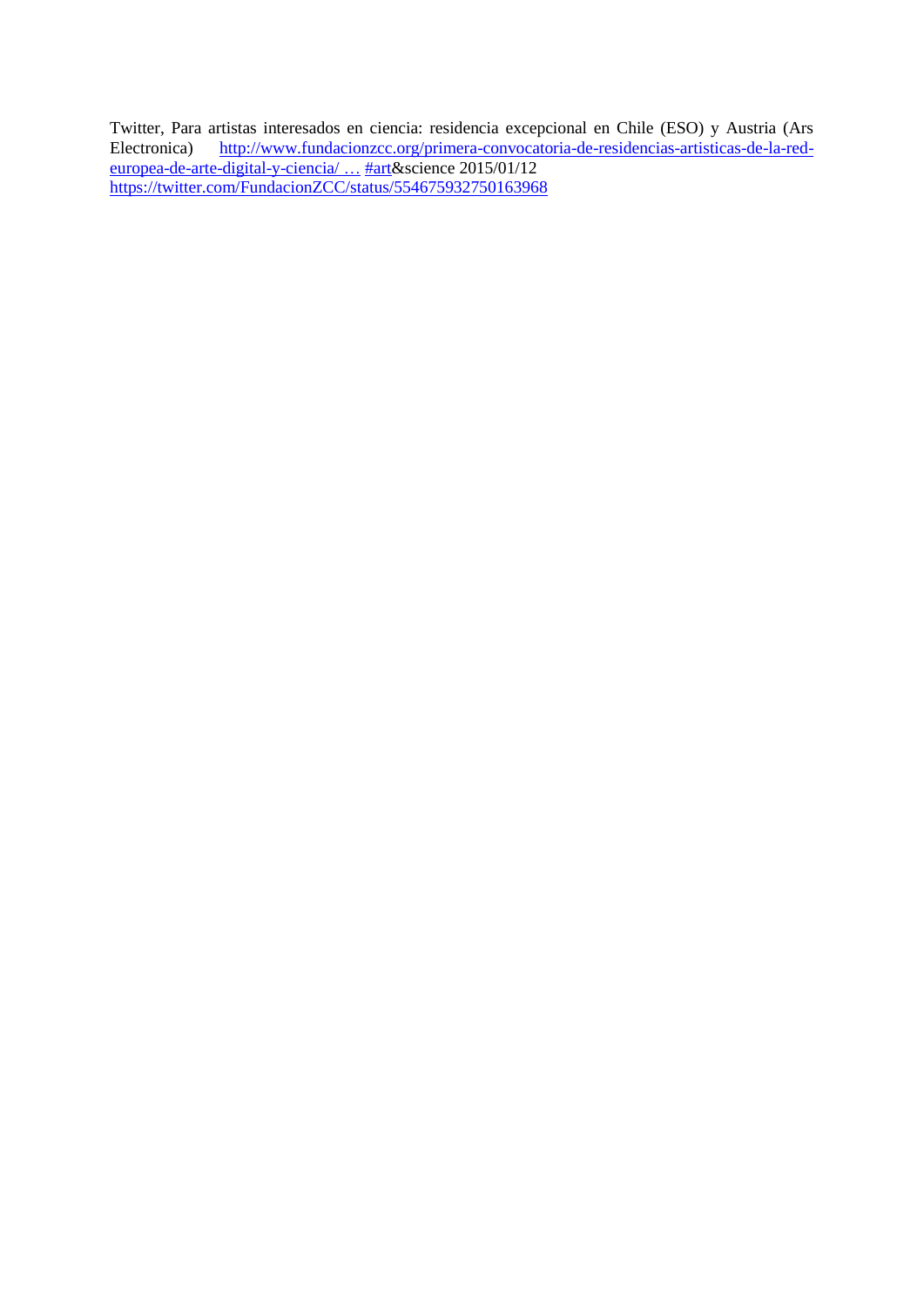Twitter, Para artistas interesados en ciencia: residencia excepcional en Chile (ESO) y Austria (Ars Electronica) http://www.fundacionzcc.org/primera-convocatoria-de-residencias-artisticas-de-la-red-europea-de-arte-digital-y-ciencia/ … #art&science 2015/01/12
https://twitter.com/FundacionZCC/status/554675932750163968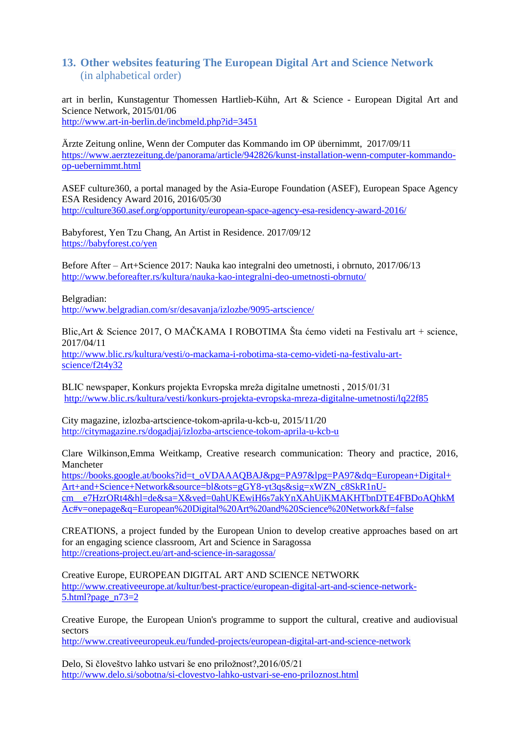## 13. Other websites featuring The European Digital Art and Science Network (in alphabetical order)

art in berlin, Kunstagentur Thomessen Hartlieb-Kühn, Art & Science - European Digital Art and Science Network, 2015/01/06
http://www.art-in-berlin.de/incbmeld.php?id=3451

Ärzte Zeitung online, Wenn der Computer das Kommando im OP übernimmt, 2017/09/11
https://www.aerztezeitung.de/panorama/article/942826/kunst-installation-wenn-computer-kommando-op-uebernimmt.html

ASEF culture360, a portal managed by the Asia-Europe Foundation (ASEF), European Space Agency ESA Residency Award 2016, 2016/05/30
http://culture360.asef.org/opportunity/european-space-agency-esa-residency-award-2016/

Babyforest, Yen Tzu Chang, An Artist in Residence. 2017/09/12
https://babyforest.co/yen

Before After – Art+Science 2017: Nauka kao integralni deo umetnosti, i obrnuto, 2017/06/13
http://www.beforeafter.rs/kultura/nauka-kao-integralni-deo-umetnosti-obrnuto/

Belgradian:
http://www.belgradian.com/sr/desavanja/izlozbe/9095-artscience/

Blic,Art & Science 2017, O MAČKAMA I ROBOTIMA Šta ćemo videti na Festivalu art + science, 2017/04/11
http://www.blic.rs/kultura/vesti/o-mackama-i-robotima-sta-cemo-videti-na-festivalu-art-science/f2t4y32

BLIC newspaper, Konkurs projekta Evropska mreža digitalne umetnosti , 2015/01/31
http://www.blic.rs/kultura/vesti/konkurs-projekta-evropska-mreza-digitalne-umetnosti/lq22f85

City magazine, izlozba-artscience-tokom-aprila-u-kcb-u, 2015/11/20
http://citymagazine.rs/dogadjaj/izlozba-artscience-tokom-aprila-u-kcb-u

Clare Wilkinson,Emma Weitkamp, Creative research communication: Theory and practice, 2016, Mancheter
https://books.google.at/books?id=t_oVDAAAQBAJ&pg=PA97&lpg=PA97&dq=European+Digital+Art+and+Science+Network&source=bl&ots=gGY8-yt3qs&sig=xWZN_c8SkR1nU-cm__e7HzrORt4&hl=de&sa=X&ved=0ahUKEwiH6s7akYnXAhUiKMAKHTbnDTE4FBDoAQhkMAc#v=onepage&q=European%20Digital%20Art%20and%20Science%20Network&f=false

CREATIONS, a project funded by the European Union to develop creative approaches based on art for an engaging science classroom, Art and Science in Saragossa
http://creations-project.eu/art-and-science-in-saragossa/

Creative Europe, EUROPEAN DIGITAL ART AND SCIENCE NETWORK
http://www.creativeeurope.at/kultur/best-practice/european-digital-art-and-science-network-5.html?page_n73=2

Creative Europe, the European Union's programme to support the cultural, creative and audiovisual sectors
http://www.creativeeuropeuk.eu/funded-projects/european-digital-art-and-science-network

Delo, Si človeštvo lahko ustvari še eno priložnost?,2016/05/21
http://www.delo.si/sobotna/si-clovestvo-lahko-ustvari-se-eno-priloznost.html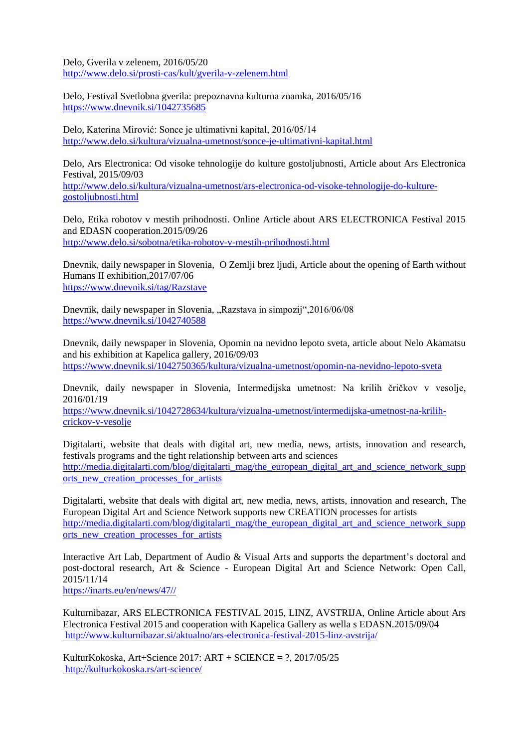Delo, Gverila v zelenem, 2016/05/20
http://www.delo.si/prosti-cas/kult/gverila-v-zelenem.html

Delo, Festival Svetlobna gverila: prepoznavna kulturna znamka, 2016/05/16
https://www.dnevnik.si/1042735685

Delo, Katerina Mirović: Sonce je ultimativni kapital, 2016/05/14
http://www.delo.si/kultura/vizualna-umetnost/sonce-je-ultimativni-kapital.html

Delo, Ars Electronica: Od visoke tehnologije do kulture gostoljubnosti, Article about Ars Electronica Festival, 2015/09/03
http://www.delo.si/kultura/vizualna-umetnost/ars-electronica-od-visoke-tehnologije-do-kulture-gostoljubnosti.html

Delo, Etika robotov v mestih prihodnosti. Online Article about ARS ELECTRONICA Festival 2015 and EDASN cooperation.2015/09/26
http://www.delo.si/sobotna/etika-robotov-v-mestih-prihodnosti.html

Dnevnik, daily newspaper in Slovenia, O Zemlji brez ljudi, Article about the opening of Earth without Humans II exhibition,2017/07/06
https://www.dnevnik.si/tag/Razstave

Dnevnik, daily newspaper in Slovenia, „Razstava in simpozij“,2016/06/08
https://www.dnevnik.si/1042740588

Dnevnik, daily newspaper in Slovenia, Opomin na nevidno lepoto sveta, article about Nelo Akamatsu and his exhibition at Kapelica gallery, 2016/09/03
https://www.dnevnik.si/1042750365/kultura/vizualna-umetnost/opomin-na-nevidno-lepoto-sveta

Dnevnik, daily newspaper in Slovenia, Intermedijska umetnost: Na krilih čričkov v vesolje, 2016/01/19
https://www.dnevnik.si/1042728634/kultura/vizualna-umetnost/intermedijska-umetnost-na-krilih-crickov-v-vesolje

Digitalarti, website that deals with digital art, new media, news, artists, innovation and research, festivals programs and the tight relationship between arts and sciences
http://media.digitalarti.com/blog/digitalarti_mag/the_european_digital_art_and_science_network_supports_new_creation_processes_for_artists

Digitalarti, website that deals with digital art, new media, news, artists, innovation and research, The European Digital Art and Science Network supports new CREATION processes for artists
http://media.digitalarti.com/blog/digitalarti_mag/the_european_digital_art_and_science_network_supports_new_creation_processes_for_artists

Interactive Art Lab, Department of Audio & Visual Arts and supports the department's doctoral and post-doctoral research, Art & Science - European Digital Art and Science Network: Open Call, 2015/11/14
https://inarts.eu/en/news/47//

Kulturnibazar, ARS ELECTRONICA FESTIVAL 2015, LINZ, AVSTRIJA, Online Article about Ars Electronica Festival 2015 and cooperation with Kapelica Gallery as wella s EDASN.2015/09/04
http://www.kulturnibazar.si/aktualno/ars-electronica-festival-2015-linz-avstrija/

KulturKokoska, Art+Science 2017: ART + SCIENCE = ?, 2017/05/25
http://kulturkokoska.rs/art-science/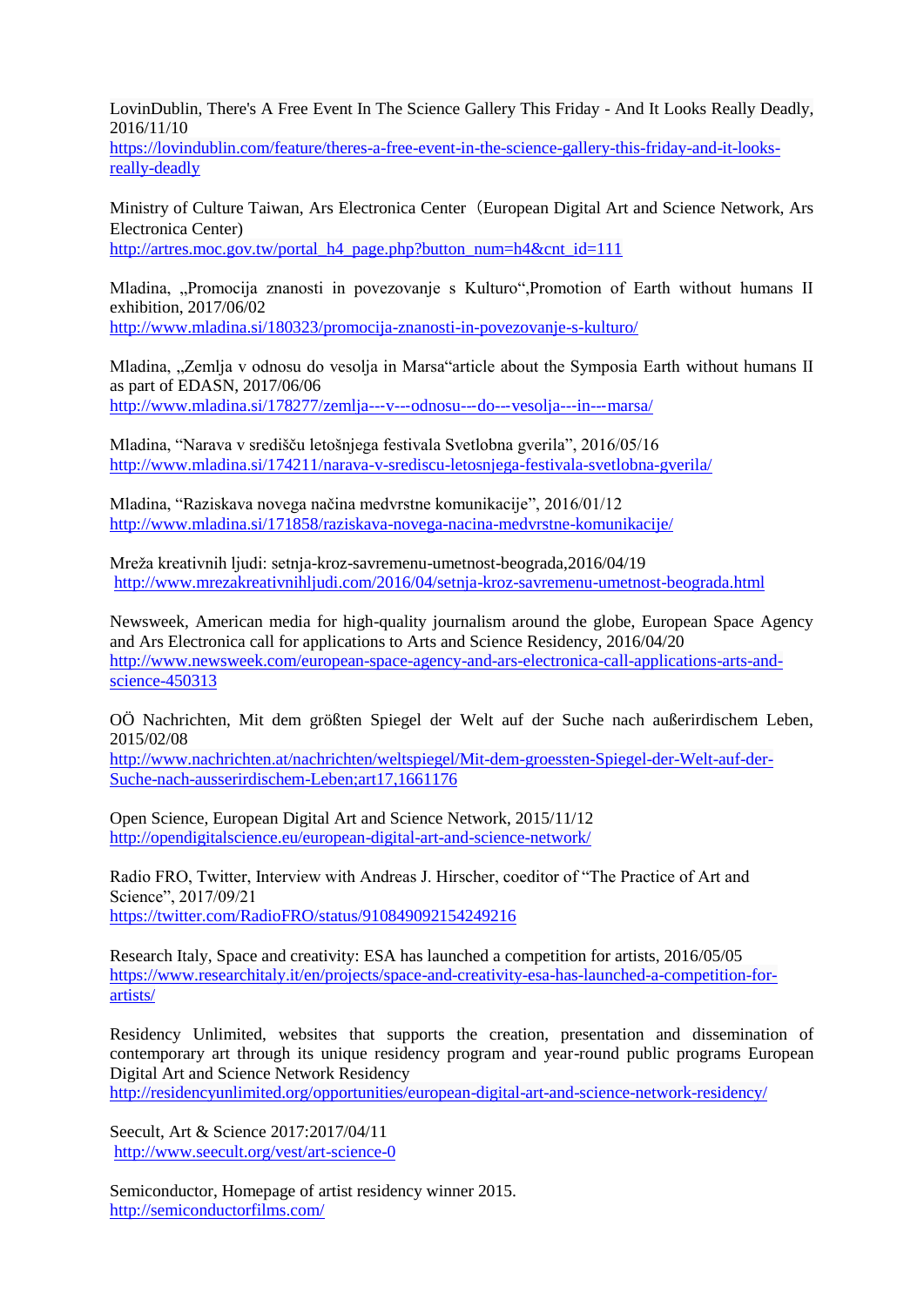LovinDublin, There's A Free Event In The Science Gallery This Friday - And It Looks Really Deadly, 2016/11/10
https://lovindublin.com/feature/theres-a-free-event-in-the-science-gallery-this-friday-and-it-looks-really-deadly

Ministry of Culture Taiwan, Ars Electronica Center（European Digital Art and Science Network, Ars Electronica Center)
http://artres.moc.gov.tw/portal_h4_page.php?button_num=h4&cnt_id=111

Mladina, „Promocija znanosti in povezovanje s Kulturo“,Promotion of Earth without humans II exhibition, 2017/06/02
http://www.mladina.si/180323/promocija-znanosti-in-povezovanje-s-kulturo/

Mladina, „Zemlja v odnosu do vesolja in Marsa“article about the Symposia Earth without humans II as part of EDASN, 2017/06/06
http://www.mladina.si/178277/zemlja---v---odnosu---do---vesolja---in---marsa/

Mladina, “Narava v središču letošnjega festivala Svetlobna gverila”, 2016/05/16
http://www.mladina.si/174211/narava-v-sredi­scu-letosnjega-festivala-svetlobna-gverila/

Mladina, “Raziskava novega načina medvrstne komunikacije”, 2016/01/12
http://www.mladina.si/171858/raziskava-novega-nacina-medvrstne-komunikacije/

Mreža kreativnih ljudi: setnja-kroz-savremenu-umetnost-beograda,2016/04/19
http://www.mrezakreativnihljudi.com/2016/04/setnja-kroz-savremenu-umetnost-beograda.html

Newsweek, American media for high-quality journalism around the globe, European Space Agency and Ars Electronica call for applications to Arts and Science Residency, 2016/04/20
http://www.newsweek.com/european-space-agency-and-ars-electronica-call-applications-arts-and-science-450313

OÖ Nachrichten, Mit dem größten Spiegel der Welt auf der Suche nach außerirdischem Leben, 2015/02/08
http://www.nachrichten.at/nachrichten/weltspiegel/Mit-dem-groessten-Spiegel-der-Welt-auf-der-Suche-nach-ausserirdischem-Leben;art17,1661176

Open Science, European Digital Art and Science Network, 2015/11/12
http://opendigitalscience.eu/european-digital-art-and-science-network/

Radio FRO, Twitter, Interview with Andreas J. Hirscher, coeditor of “The Practice of Art and Science”, 2017/09/21
https://twitter.com/RadioFRO/status/910849092154249216

Research Italy, Space and creativity: ESA has launched a competition for artists, 2016/05/05
https://www.researchitaly.it/en/projects/space-and-creativity-esa-has-launched-a-competition-for-artists/

Residency Unlimited, websites that supports the creation, presentation and dissemination of contemporary art through its unique residency program and year-round public programs European Digital Art and Science Network Residency
http://residencyunlimited.org/opportunities/european-digital-art-and-science-network-residency/

Seecult, Art & Science 2017:2017/04/11
http://www.seecult.org/vest/art-science-0

Semiconductor, Homepage of artist residency winner 2015.
http://semiconductorfilms.com/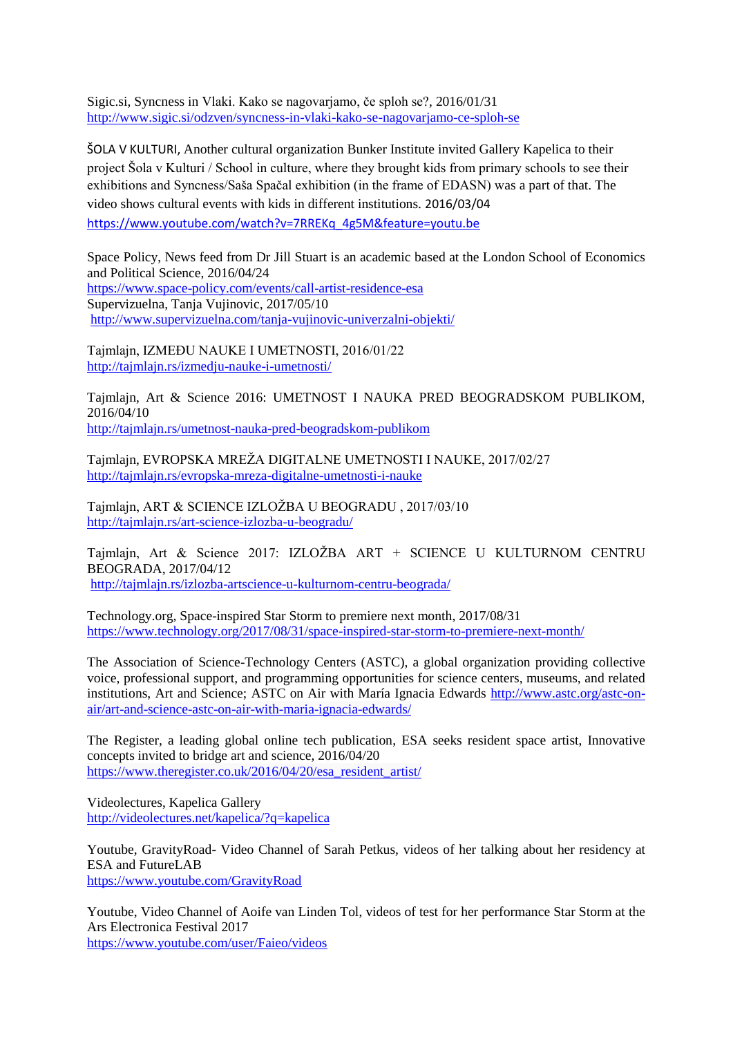Sigic.si, Syncness in Vlaki. Kako se nagovarjamo, če sploh se?, 2016/01/31
http://www.sigic.si/odzven/syncness-in-vlaki-kako-se-nagovarjamo-ce-sploh-se

ŠOLA V KULTURI, Another cultural organization Bunker Institute invited Gallery Kapelica to their project Šola v Kulturi / School in culture, where they brought kids from primary schools to see their exhibitions and Syncness/Saša Spačal exhibition (in the frame of EDASN) was a part of that. The video shows cultural events with kids in different institutions. 2016/03/04
https://www.youtube.com/watch?v=7RREKq_4g5M&feature=youtu.be

Space Policy, News feed from Dr Jill Stuart is an academic based at the London School of Economics and Political Science, 2016/04/24
https://www.space-policy.com/events/call-artist-residence-esa
Supervizuelna, Tanja Vujinovic, 2017/05/10
http://www.supervizuelna.com/tanja-vujinovic-univerzalni-objekti/

Tajmlajn, IZMEĐU NAUKE I UMETNOSTI, 2016/01/22
http://tajmlajn.rs/izmedju-nauke-i-umetnosti/

Tajmlajn, Art & Science 2016: UMETNOST I NAUKA PRED BEOGRADSKOM PUBLIKOM, 2016/04/10
http://tajmlajn.rs/umetnost-nauka-pred-beogradskom-publikom

Tajmlajn, EVROPSKA MREŽA DIGITALNE UMETNOSTI I NAUKE, 2017/02/27
http://tajmlajn.rs/evropska-mreza-digitalne-umetnosti-i-nauke

Tajmlajn, ART & SCIENCE IZLOŽBA U BEOGRADU , 2017/03/10
http://tajmlajn.rs/art-science-izlozba-u-beogradu/

Tajmlajn, Art & Science 2017: IZLOŽBA ART + SCIENCE U KULTURNOM CENTRU BEOGRADA, 2017/04/12
http://tajmlajn.rs/izlozba-artscience-u-kulturnom-centru-beograda/

Technology.org, Space-inspired Star Storm to premiere next month, 2017/08/31
https://www.technology.org/2017/08/31/space-inspired-star-storm-to-premiere-next-month/

The Association of Science-Technology Centers (ASTC), a global organization providing collective voice, professional support, and programming opportunities for science centers, museums, and related institutions, Art and Science; ASTC on Air with María Ignacia Edwards http://www.astc.org/astc-on-air/art-and-science-astc-on-air-with-maria-ignacia-edwards/

The Register, a leading global online tech publication, ESA seeks resident space artist, Innovative concepts invited to bridge art and science, 2016/04/20
https://www.theregister.co.uk/2016/04/20/esa_resident_artist/

Videolectures, Kapelica Gallery
http://videolectures.net/kapelica/?q=kapelica

Youtube, GravityRoad- Video Channel of Sarah Petkus, videos of her talking about her residency at ESA and FutureLAB
https://www.youtube.com/GravityRoad

Youtube, Video Channel of Aoife van Linden Tol, videos of test for her performance Star Storm at the Ars Electronica Festival 2017
https://www.youtube.com/user/Faieo/videos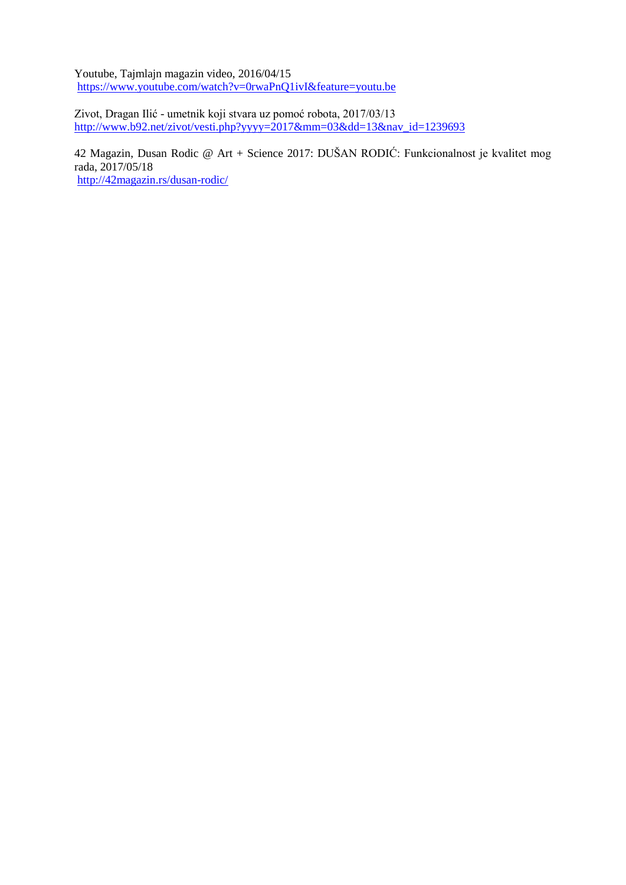Youtube, Tajmlajn magazin video, 2016/04/15
https://www.youtube.com/watch?v=0rwaPnQ1ivI&feature=youtu.be

Zivot, Dragan Ilić - umetnik koji stvara uz pomoć robota, 2017/03/13
http://www.b92.net/zivot/vesti.php?yyyy=2017&mm=03&dd=13&nav_id=1239693

42 Magazin, Dusan Rodic @ Art + Science 2017: DUŠAN RODIĆ: Funkcionalnost je kvalitet mog rada, 2017/05/18
http://42magazin.rs/dusan-rodic/